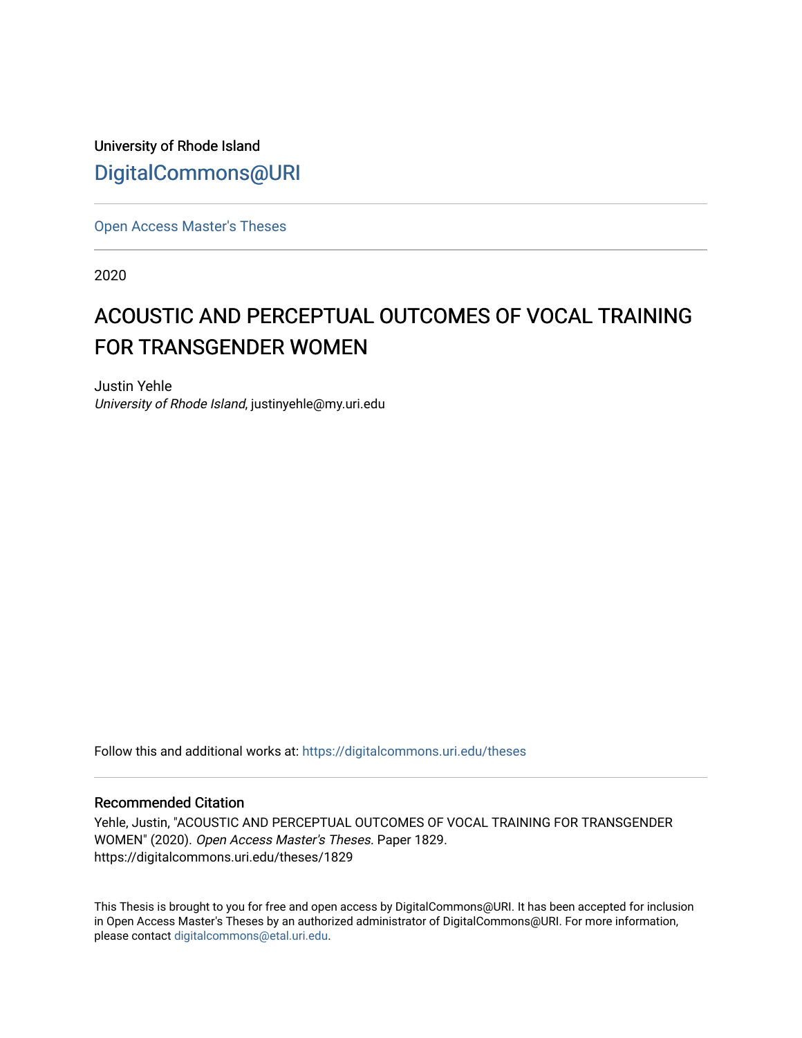University of Rhode Island

DigitalCommons@URI

Open Access Master's Theses

2020

# ACOUSTIC AND PERCEPTUAL OUTCOMES OF VOCAL TRAINING FOR TRANSGENDER WOMEN

Justin Yehle
*University of Rhode Island*, justinyehle@my.uri.edu

Follow this and additional works at: https://digitalcommons.uri.edu/theses

## Recommended Citation

Yehle, Justin, "ACOUSTIC AND PERCEPTUAL OUTCOMES OF VOCAL TRAINING FOR TRANSGENDER WOMEN" (2020). *Open Access Master's Theses*. Paper 1829.
https://digitalcommons.uri.edu/theses/1829

This Thesis is brought to you for free and open access by DigitalCommons@URI. It has been accepted for inclusion in Open Access Master's Theses by an authorized administrator of DigitalCommons@URI. For more information, please contact digitalcommons@etal.uri.edu.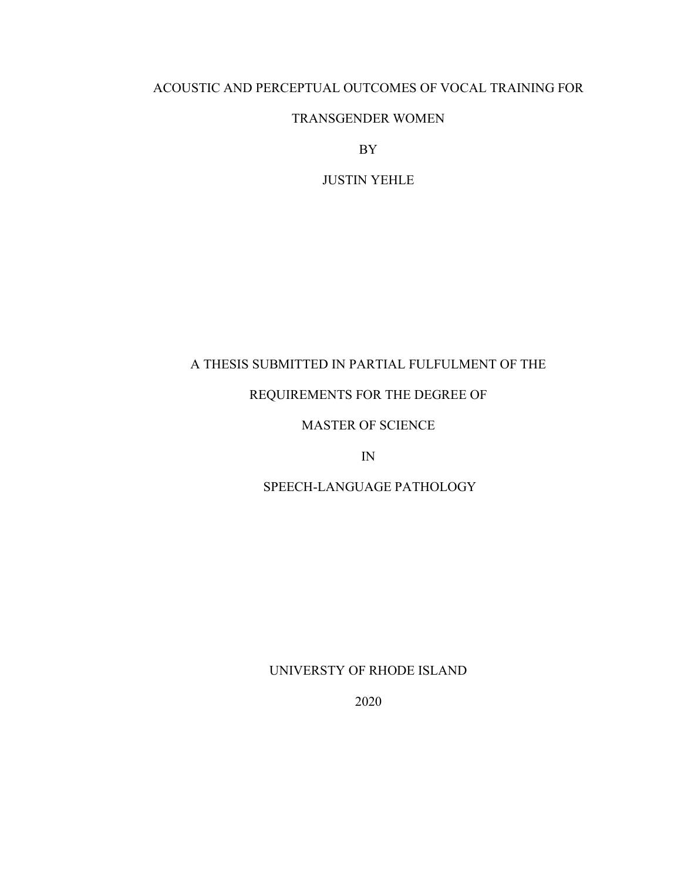ACOUSTIC AND PERCEPTUAL OUTCOMES OF VOCAL TRAINING FOR

TRANSGENDER WOMEN

BY

JUSTIN YEHLE

A THESIS SUBMITTED IN PARTIAL FULFULMENT OF THE

REQUIREMENTS FOR THE DEGREE OF

MASTER OF SCIENCE

IN

SPEECH-LANGUAGE PATHOLOGY

UNIVERSTY OF RHODE ISLAND

2020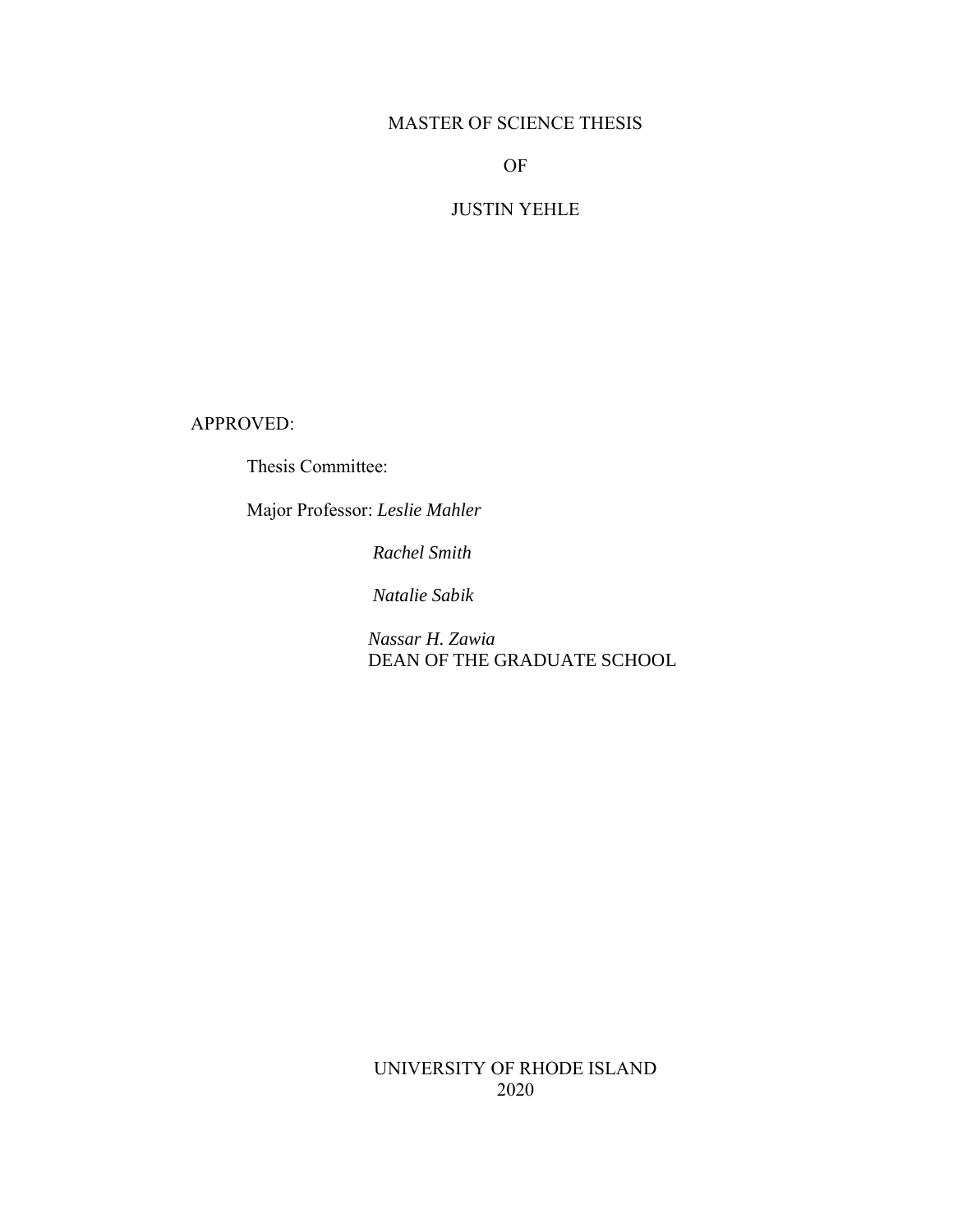MASTER OF SCIENCE THESIS

OF

JUSTIN YEHLE

APPROVED:

Thesis Committee:

Major Professor: *Leslie Mahler*

*Rachel Smith*

*Natalie Sabik*

*Nassar H. Zawia*
DEAN OF THE GRADUATE SCHOOL

UNIVERSITY OF RHODE ISLAND
2020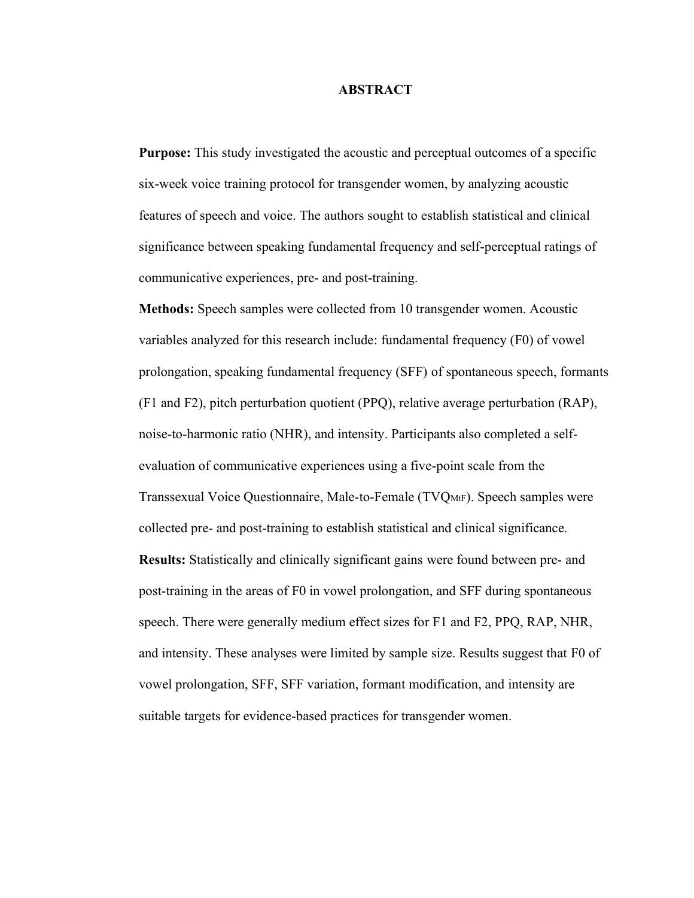# ABSTRACT

**Purpose:** This study investigated the acoustic and perceptual outcomes of a specific six-week voice training protocol for transgender women, by analyzing acoustic features of speech and voice. The authors sought to establish statistical and clinical significance between speaking fundamental frequency and self-perceptual ratings of communicative experiences, pre- and post-training.

**Methods:** Speech samples were collected from 10 transgender women. Acoustic variables analyzed for this research include: fundamental frequency (F0) of vowel prolongation, speaking fundamental frequency (SFF) of spontaneous speech, formants (F1 and F2), pitch perturbation quotient (PPQ), relative average perturbation (RAP), noise-to-harmonic ratio (NHR), and intensity. Participants also completed a self-evaluation of communicative experiences using a five-point scale from the Transsexual Voice Questionnaire, Male-to-Female ($TVQ_{MtF}$). Speech samples were collected pre- and post-training to establish statistical and clinical significance.

**Results:** Statistically and clinically significant gains were found between pre- and post-training in the areas of F0 in vowel prolongation, and SFF during spontaneous speech. There were generally medium effect sizes for F1 and F2, PPQ, RAP, NHR, and intensity. These analyses were limited by sample size. Results suggest that F0 of vowel prolongation, SFF, SFF variation, formant modification, and intensity are suitable targets for evidence-based practices for transgender women.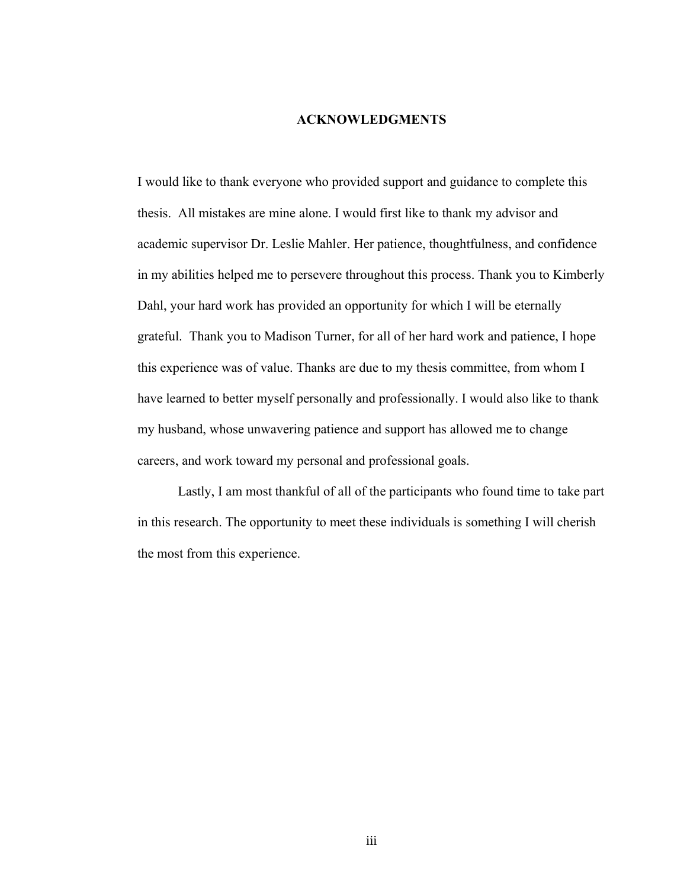# ACKNOWLEDGMENTS

I would like to thank everyone who provided support and guidance to complete this thesis. All mistakes are mine alone. I would first like to thank my advisor and academic supervisor Dr. Leslie Mahler. Her patience, thoughtfulness, and confidence in my abilities helped me to persevere throughout this process. Thank you to Kimberly Dahl, your hard work has provided an opportunity for which I will be eternally grateful. Thank you to Madison Turner, for all of her hard work and patience, I hope this experience was of value. Thanks are due to my thesis committee, from whom I have learned to better myself personally and professionally. I would also like to thank my husband, whose unwavering patience and support has allowed me to change careers, and work toward my personal and professional goals.

Lastly, I am most thankful of all of the participants who found time to take part in this research. The opportunity to meet these individuals is something I will cherish the most from this experience.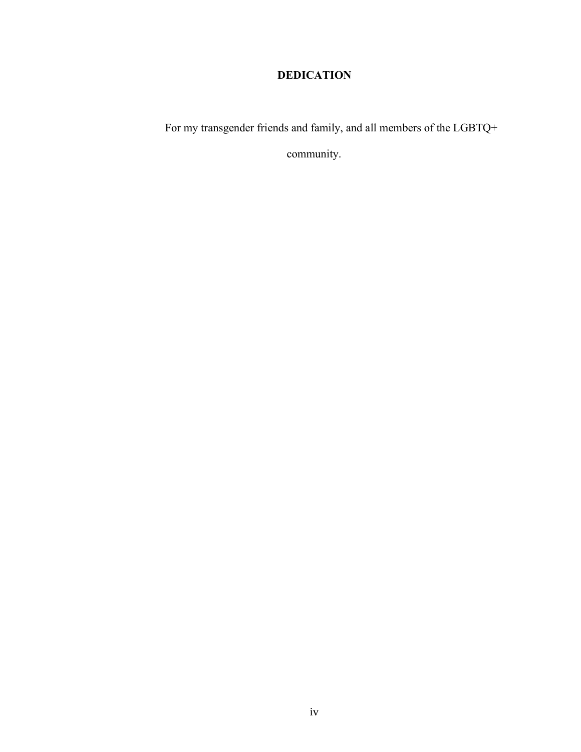## DEDICATION

For my transgender friends and family, and all members of the LGBTQ+ community.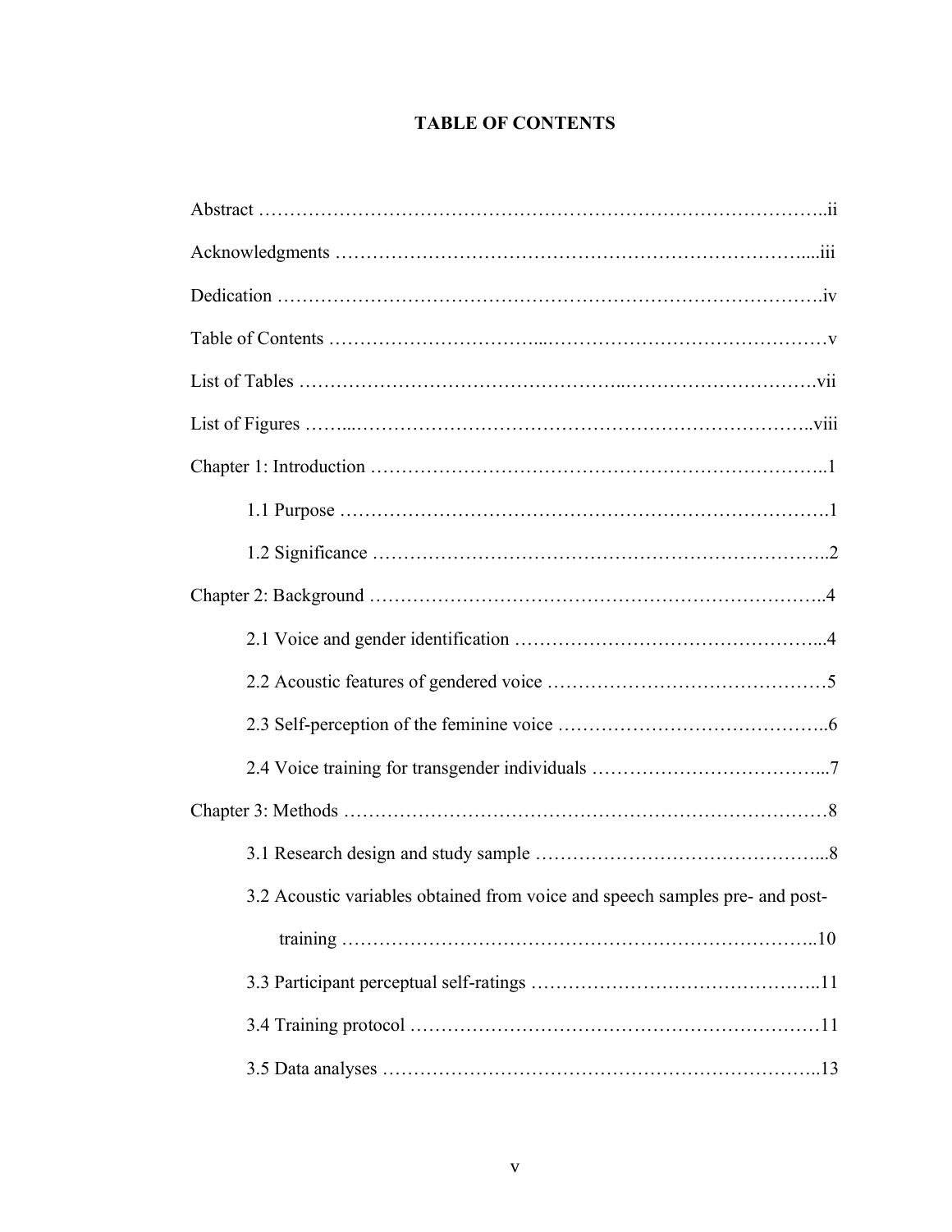# TABLE OF CONTENTS

Abstract ……………………………………………………………………………..ii

Acknowledgments ……………………………………………………………....iii

Dedication ………………………………………………………………………….iv

Table of Contents …………………………...………………………………………v

List of Tables ………………………………………..…………………………vii

List of Figures ……...…………………………………………………………..viii

Chapter 1: Introduction ……………………………………………………………..1

- 1.1 Purpose ………………………………………………………………….1
- 1.2 Significance ……………………………………………………………..2

Chapter 2: Background ……………………………………………………………..4

- 2.1 Voice and gender identification …………………………………………...4
- 2.2 Acoustic features of gendered voice ……………………………………5
- 2.3 Self-perception of the feminine voice ……………………………………..6
- 2.4 Voice training for transgender individuals ………………………………...7

Chapter 3: Methods …………………………………………………………………8

- 3.1 Research design and study sample ………………………………………...8
- 3.2 Acoustic variables obtained from voice and speech samples pre- and post-training …………………………………………………………………..10
- 3.3 Participant perceptual self-ratings ………………………………………..11
- 3.4 Training protocol …………………………………………………………11
- 3.5 Data analyses ……………………………………………………………..13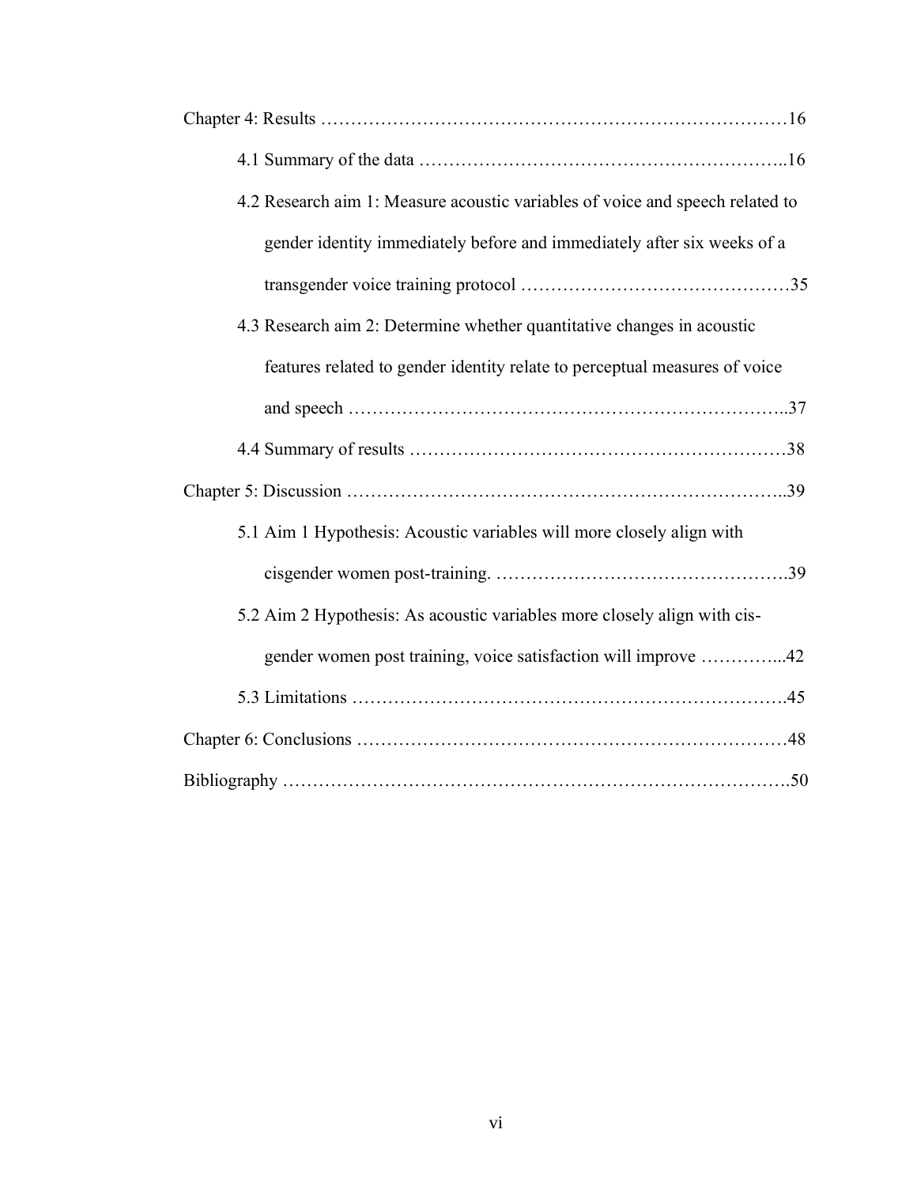Chapter 4: Results …………………………………………………………………16

4.1 Summary of the data …………………………………………………..16

4.2 Research aim 1: Measure acoustic variables of voice and speech related to gender identity immediately before and immediately after six weeks of a transgender voice training protocol ………………………………………35

4.3 Research aim 2: Determine whether quantitative changes in acoustic features related to gender identity relate to perceptual measures of voice and speech ……………………………………………………………..37

4.4 Summary of results ……………………………………………………38

Chapter 5: Discussion ……………………………………………………………..39

5.1 Aim 1 Hypothesis: Acoustic variables will more closely align with cisgender women post-training. ………………………………………….39

5.2 Aim 2 Hypothesis: As acoustic variables more closely align with cis-gender women post training, voice satisfaction will improve …………...42

5.3 Limitations …………………………………………………………….45

Chapter 6: Conclusions ……………………………………………………………48

Bibliography ……………………………………………………………………….50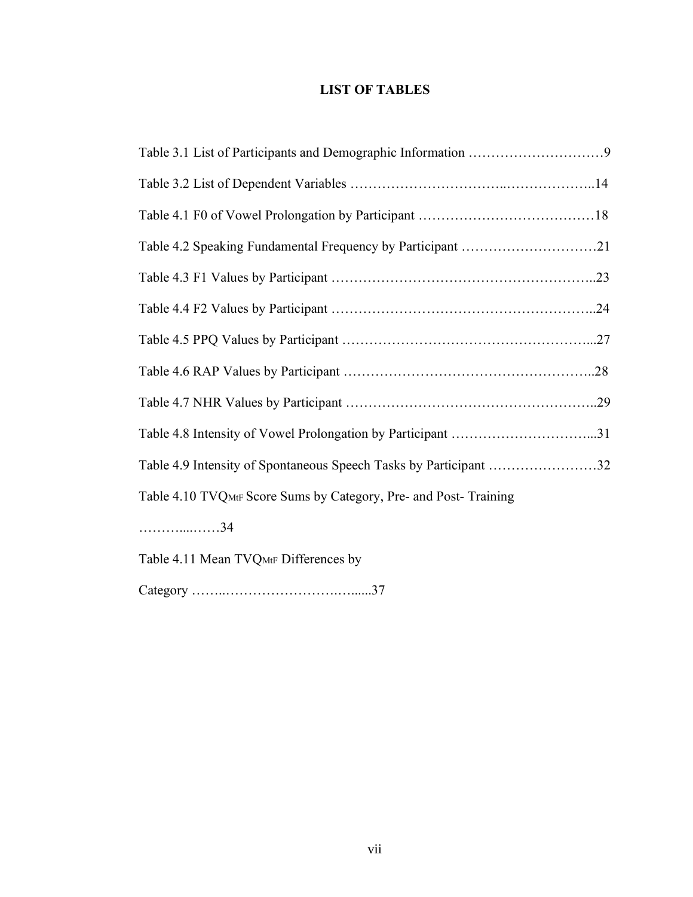# LIST OF TABLES

Table 3.1 List of Participants and Demographic Information …………………………9

Table 3.2 List of Dependent Variables ……………………………..………………..14

Table 4.1 F0 of Vowel Prolongation by Participant …………………………………18

Table 4.2 Speaking Fundamental Frequency by Participant …………………………21

Table 4.3 F1 Values by Participant ………………………………………………..23

Table 4.4 F2 Values by Participant ………………………………………………..24

Table 4.5 PPQ Values by Participant ……………………………………………...27

Table 4.6 RAP Values by Participant ……………………………………………..28

Table 4.7 NHR Values by Participant ……………………………………………..29

Table 4.8 Intensity of Vowel Prolongation by Participant …………………………...31

Table 4.9 Intensity of Spontaneous Speech Tasks by Participant ……………………32

Table 4.10 $TVQ_{MtF}$ Score Sums by Category, Pre- and Post- Training ………....……34

Table 4.11 Mean $TVQ_{MtF}$ Differences by Category ……..…………………….….....37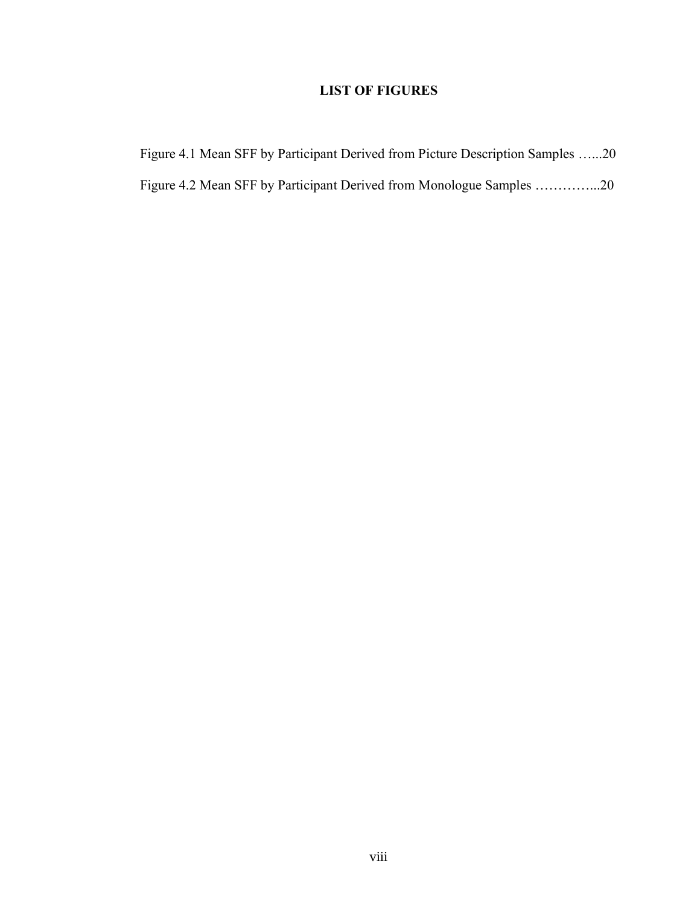# LIST OF FIGURES

Figure 4.1 Mean SFF by Participant Derived from Picture Description Samples …...20

Figure 4.2 Mean SFF by Participant Derived from Monologue Samples …………...20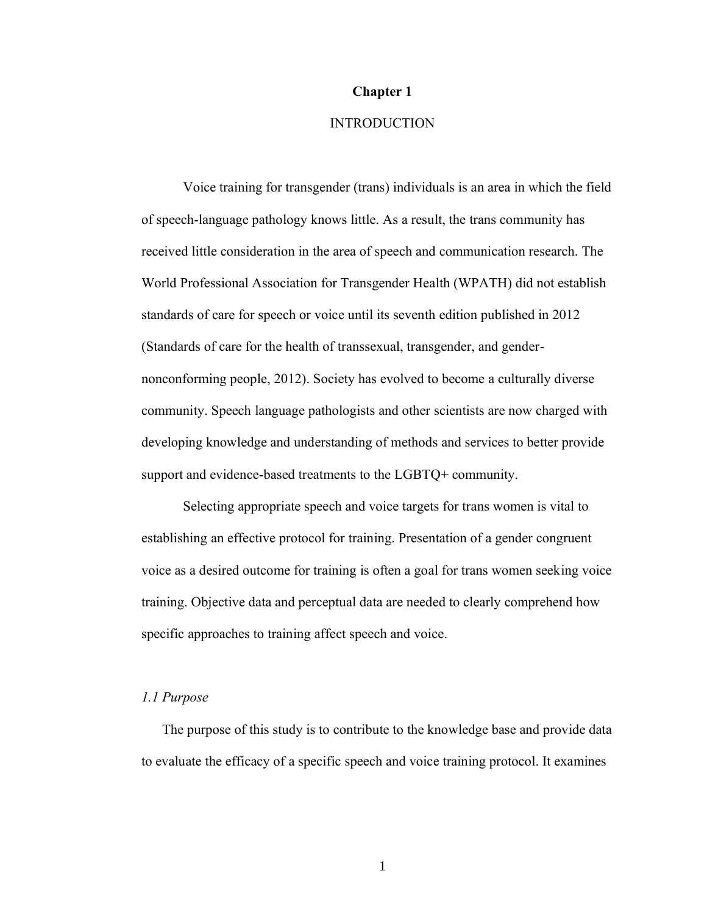# Chapter 1

## INTRODUCTION

Voice training for transgender (trans) individuals is an area in which the field of speech-language pathology knows little. As a result, the trans community has received little consideration in the area of speech and communication research. The World Professional Association for Transgender Health (WPATH) did not establish standards of care for speech or voice until its seventh edition published in 2012 (Standards of care for the health of transsexual, transgender, and gender-nonconforming people, 2012). Society has evolved to become a culturally diverse community. Speech language pathologists and other scientists are now charged with developing knowledge and understanding of methods and services to better provide support and evidence-based treatments to the LGBTQ+ community.

Selecting appropriate speech and voice targets for trans women is vital to establishing an effective protocol for training. Presentation of a gender congruent voice as a desired outcome for training is often a goal for trans women seeking voice training. Objective data and perceptual data are needed to clearly comprehend how specific approaches to training affect speech and voice.

### *1.1 Purpose*

The purpose of this study is to contribute to the knowledge base and provide data to evaluate the efficacy of a specific speech and voice training protocol. It examines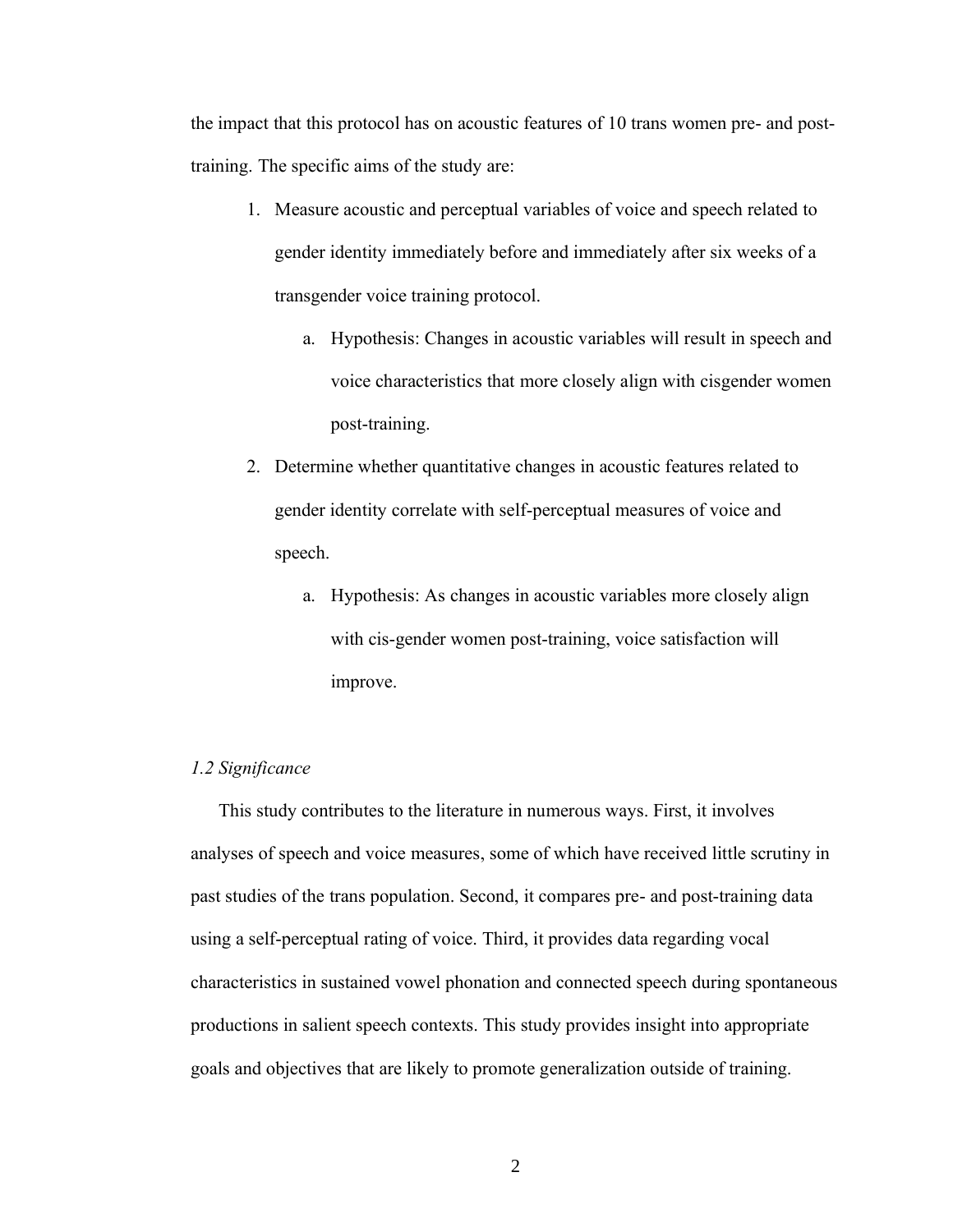the impact that this protocol has on acoustic features of 10 trans women pre- and post-training. The specific aims of the study are:

1. Measure acoustic and perceptual variables of voice and speech related to gender identity immediately before and immediately after six weeks of a transgender voice training protocol.
    a. Hypothesis: Changes in acoustic variables will result in speech and voice characteristics that more closely align with cisgender women post-training.
2. Determine whether quantitative changes in acoustic features related to gender identity correlate with self-perceptual measures of voice and speech.
    a. Hypothesis: As changes in acoustic variables more closely align with cis-gender women post-training, voice satisfaction will improve.

### *1.2 Significance*

This study contributes to the literature in numerous ways. First, it involves analyses of speech and voice measures, some of which have received little scrutiny in past studies of the trans population. Second, it compares pre- and post-training data using a self-perceptual rating of voice. Third, it provides data regarding vocal characteristics in sustained vowel phonation and connected speech during spontaneous productions in salient speech contexts. This study provides insight into appropriate goals and objectives that are likely to promote generalization outside of training.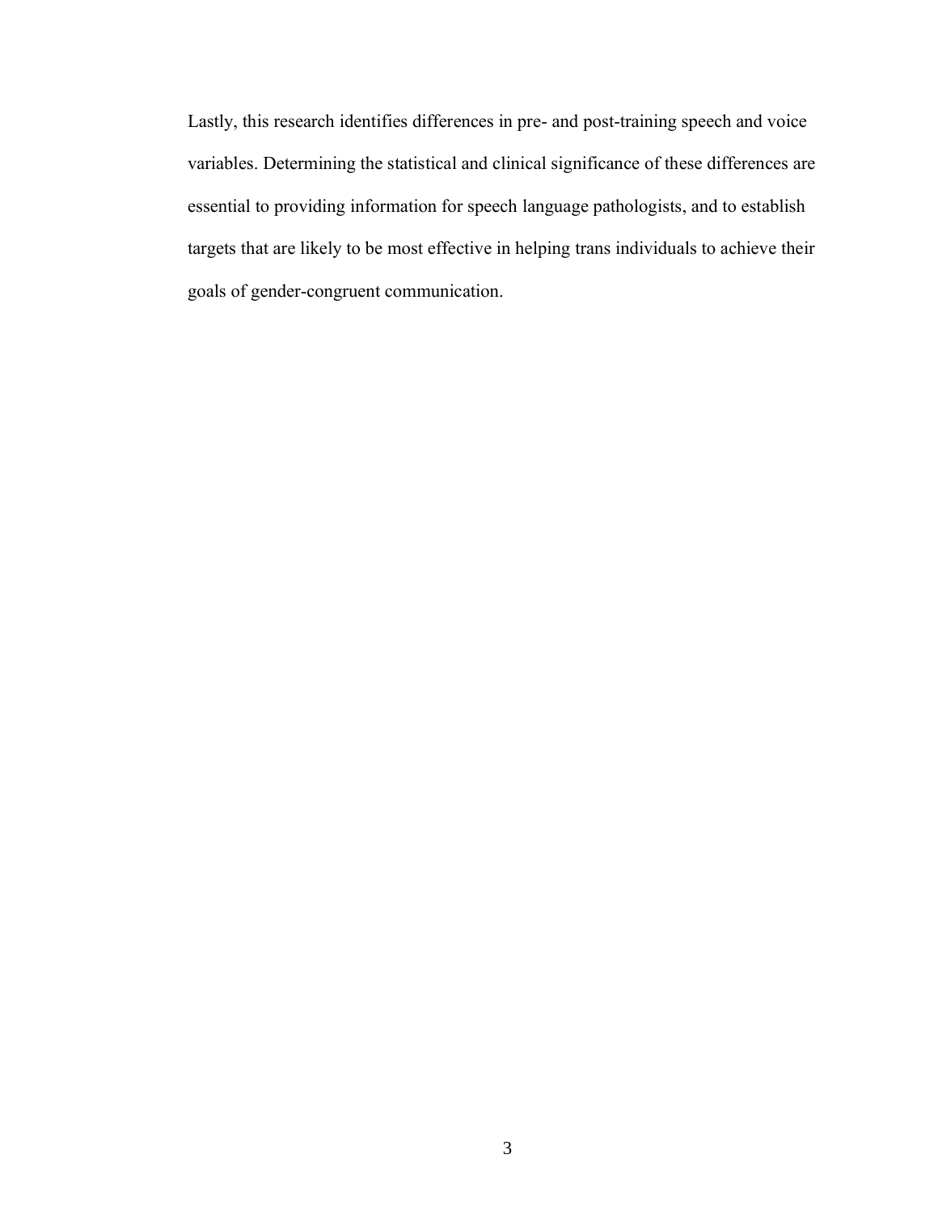Lastly, this research identifies differences in pre- and post-training speech and voice variables. Determining the statistical and clinical significance of these differences are essential to providing information for speech language pathologists, and to establish targets that are likely to be most effective in helping trans individuals to achieve their goals of gender-congruent communication.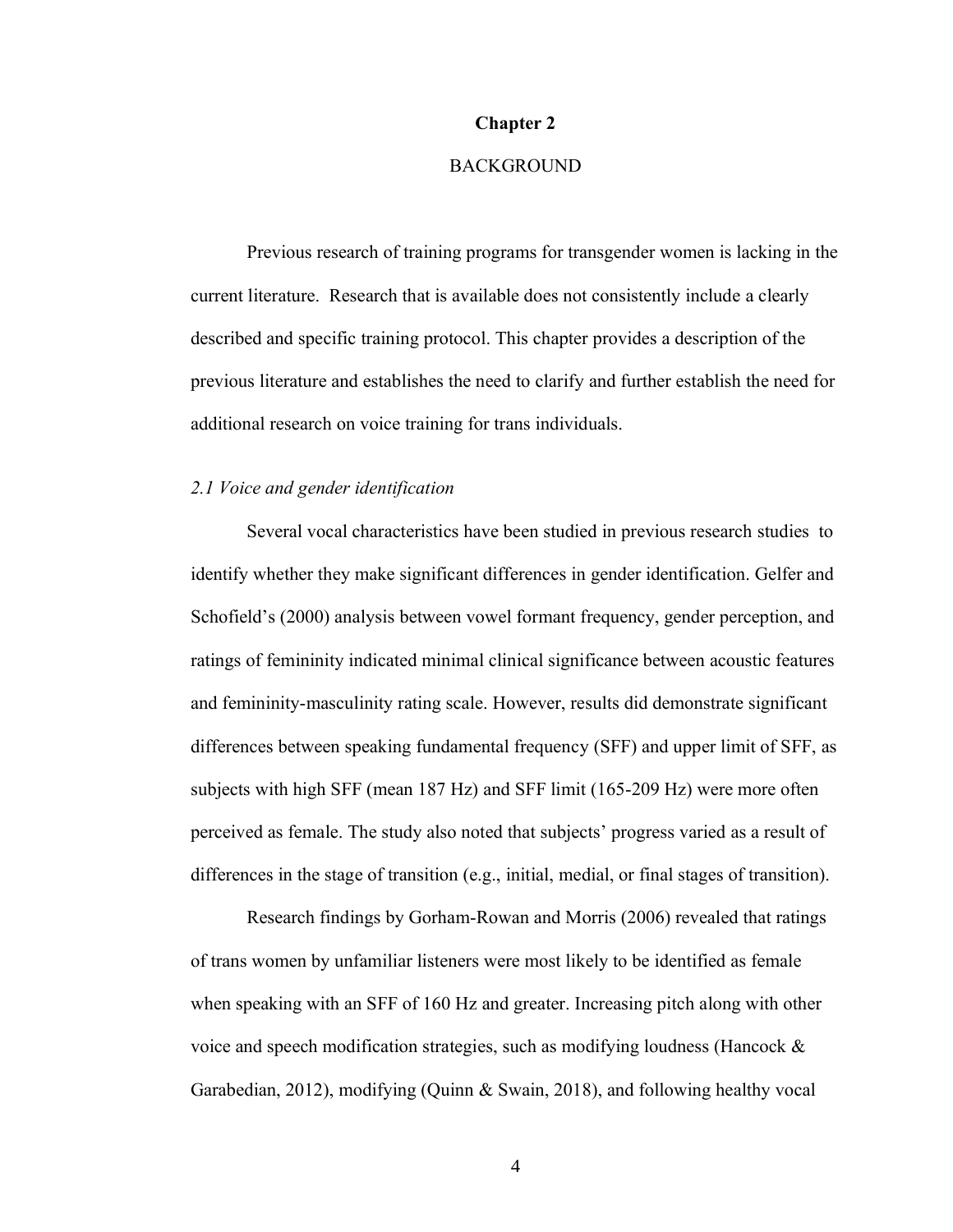# Chapter 2

## BACKGROUND

Previous research of training programs for transgender women is lacking in the current literature. Research that is available does not consistently include a clearly described and specific training protocol. This chapter provides a description of the previous literature and establishes the need to clarify and further establish the need for additional research on voice training for trans individuals.

### *2.1 Voice and gender identification*

Several vocal characteristics have been studied in previous research studies to identify whether they make significant differences in gender identification. Gelfer and Schofield's (2000) analysis between vowel formant frequency, gender perception, and ratings of femininity indicated minimal clinical significance between acoustic features and femininity-masculinity rating scale. However, results did demonstrate significant differences between speaking fundamental frequency (SFF) and upper limit of SFF, as subjects with high SFF (mean 187 Hz) and SFF limit (165-209 Hz) were more often perceived as female. The study also noted that subjects' progress varied as a result of differences in the stage of transition (e.g., initial, medial, or final stages of transition).

Research findings by Gorham-Rowan and Morris (2006) revealed that ratings of trans women by unfamiliar listeners were most likely to be identified as female when speaking with an SFF of 160 Hz and greater. Increasing pitch along with other voice and speech modification strategies, such as modifying loudness (Hancock & Garabedian, 2012), modifying (Quinn & Swain, 2018), and following healthy vocal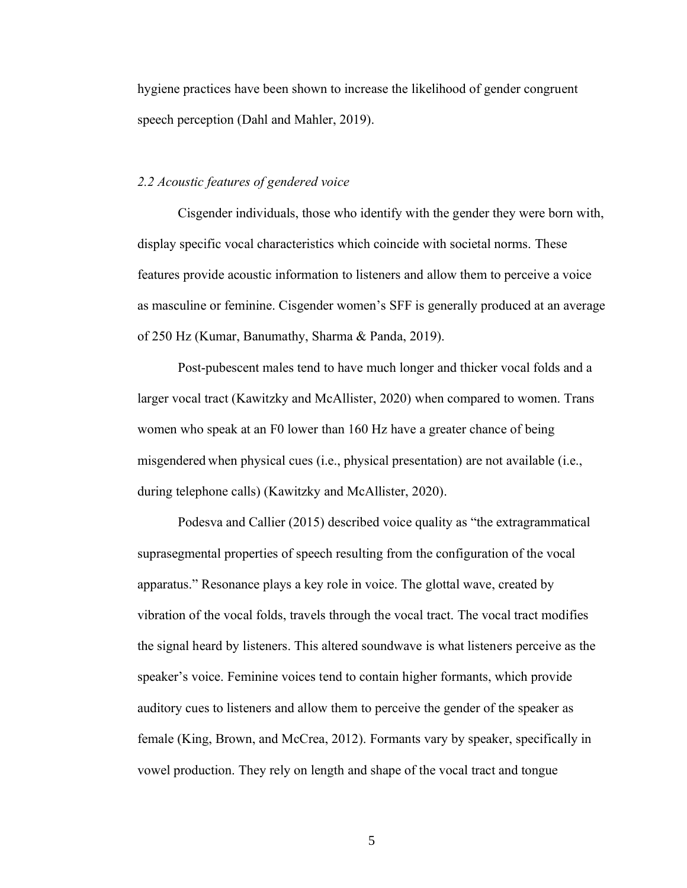hygiene practices have been shown to increase the likelihood of gender congruent speech perception (Dahl and Mahler, 2019).

### *2.2 Acoustic features of gendered voice*

Cisgender individuals, those who identify with the gender they were born with, display specific vocal characteristics which coincide with societal norms. These features provide acoustic information to listeners and allow them to perceive a voice as masculine or feminine. Cisgender women's SFF is generally produced at an average of 250 Hz (Kumar, Banumathy, Sharma & Panda, 2019).

Post-pubescent males tend to have much longer and thicker vocal folds and a larger vocal tract (Kawitzky and McAllister, 2020) when compared to women. Trans women who speak at an F0 lower than 160 Hz have a greater chance of being misgendered when physical cues (i.e., physical presentation) are not available (i.e., during telephone calls) (Kawitzky and McAllister, 2020).

Podesva and Callier (2015) described voice quality as "the extragrammatical suprasegmental properties of speech resulting from the configuration of the vocal apparatus." Resonance plays a key role in voice. The glottal wave, created by vibration of the vocal folds, travels through the vocal tract. The vocal tract modifies the signal heard by listeners. This altered soundwave is what listeners perceive as the speaker's voice. Feminine voices tend to contain higher formants, which provide auditory cues to listeners and allow them to perceive the gender of the speaker as female (King, Brown, and McCrea, 2012). Formants vary by speaker, specifically in vowel production. They rely on length and shape of the vocal tract and tongue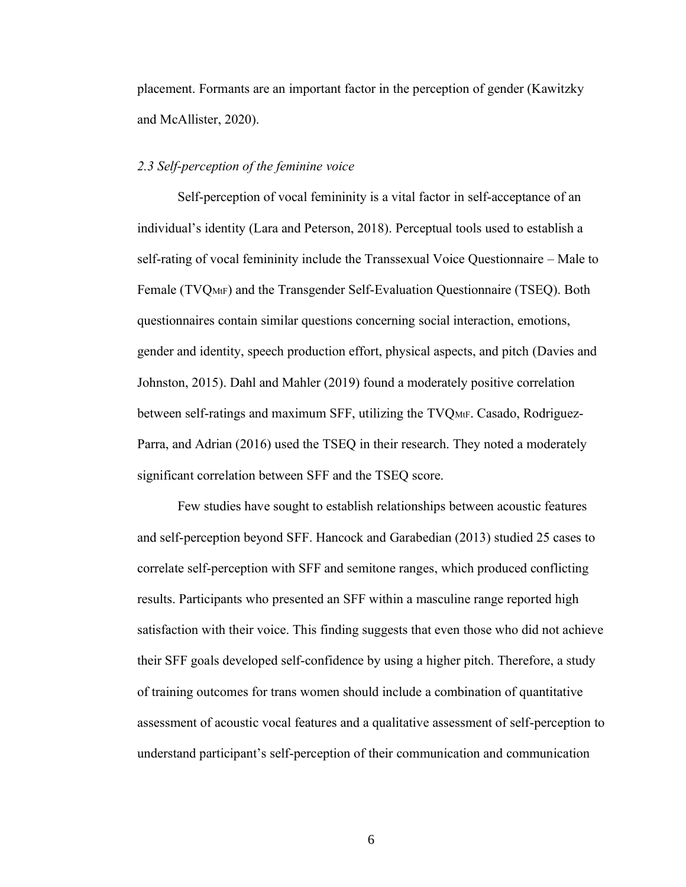placement. Formants are an important factor in the perception of gender (Kawitzky and McAllister, 2020).

### *2.3 Self-perception of the feminine voice*

Self-perception of vocal femininity is a vital factor in self-acceptance of an individual's identity (Lara and Peterson, 2018). Perceptual tools used to establish a self-rating of vocal femininity include the Transsexual Voice Questionnaire – Male to Female ($TVQ_{MtF}$) and the Transgender Self-Evaluation Questionnaire (TSEQ). Both questionnaires contain similar questions concerning social interaction, emotions, gender and identity, speech production effort, physical aspects, and pitch (Davies and Johnston, 2015). Dahl and Mahler (2019) found a moderately positive correlation between self-ratings and maximum SFF, utilizing the $TVQ_{MtF}$. Casado, Rodriguez-Parra, and Adrian (2016) used the TSEQ in their research. They noted a moderately significant correlation between SFF and the TSEQ score.

Few studies have sought to establish relationships between acoustic features and self-perception beyond SFF. Hancock and Garabedian (2013) studied 25 cases to correlate self-perception with SFF and semitone ranges, which produced conflicting results. Participants who presented an SFF within a masculine range reported high satisfaction with their voice. This finding suggests that even those who did not achieve their SFF goals developed self-confidence by using a higher pitch. Therefore, a study of training outcomes for trans women should include a combination of quantitative assessment of acoustic vocal features and a qualitative assessment of self-perception to understand participant's self-perception of their communication and communication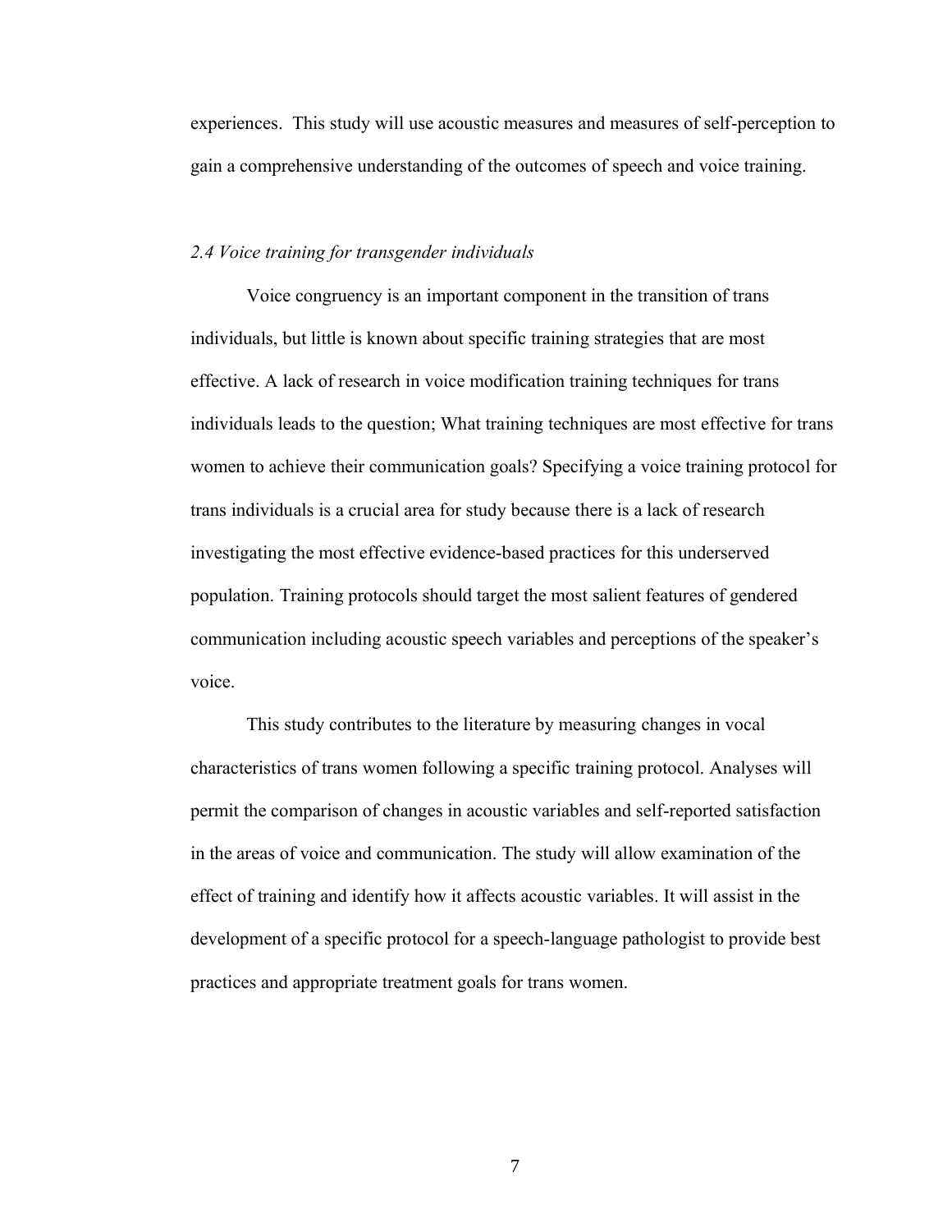experiences. This study will use acoustic measures and measures of self-perception to gain a comprehensive understanding of the outcomes of speech and voice training.

### *2.4 Voice training for transgender individuals*

Voice congruency is an important component in the transition of trans individuals, but little is known about specific training strategies that are most effective. A lack of research in voice modification training techniques for trans individuals leads to the question; What training techniques are most effective for trans women to achieve their communication goals? Specifying a voice training protocol for trans individuals is a crucial area for study because there is a lack of research investigating the most effective evidence-based practices for this underserved population. Training protocols should target the most salient features of gendered communication including acoustic speech variables and perceptions of the speaker's voice.

This study contributes to the literature by measuring changes in vocal characteristics of trans women following a specific training protocol. Analyses will permit the comparison of changes in acoustic variables and self-reported satisfaction in the areas of voice and communication. The study will allow examination of the effect of training and identify how it affects acoustic variables. It will assist in the development of a specific protocol for a speech-language pathologist to provide best practices and appropriate treatment goals for trans women.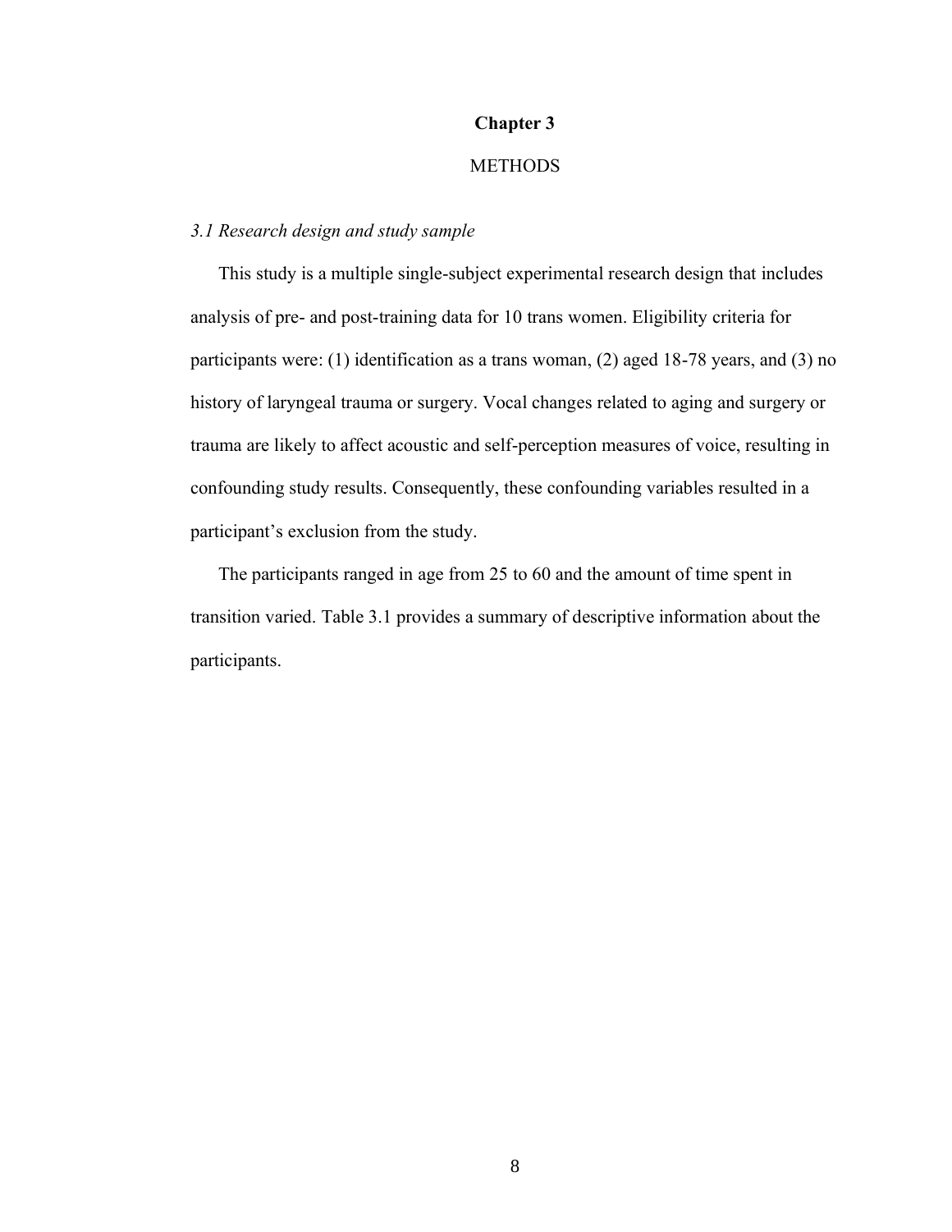# Chapter 3

## METHODS

### *3.1 Research design and study sample*

This study is a multiple single-subject experimental research design that includes analysis of pre- and post-training data for 10 trans women. Eligibility criteria for participants were: (1) identification as a trans woman, (2) aged 18-78 years, and (3) no history of laryngeal trauma or surgery. Vocal changes related to aging and surgery or trauma are likely to affect acoustic and self-perception measures of voice, resulting in confounding study results. Consequently, these confounding variables resulted in a participant's exclusion from the study.

The participants ranged in age from 25 to 60 and the amount of time spent in transition varied. Table 3.1 provides a summary of descriptive information about the participants.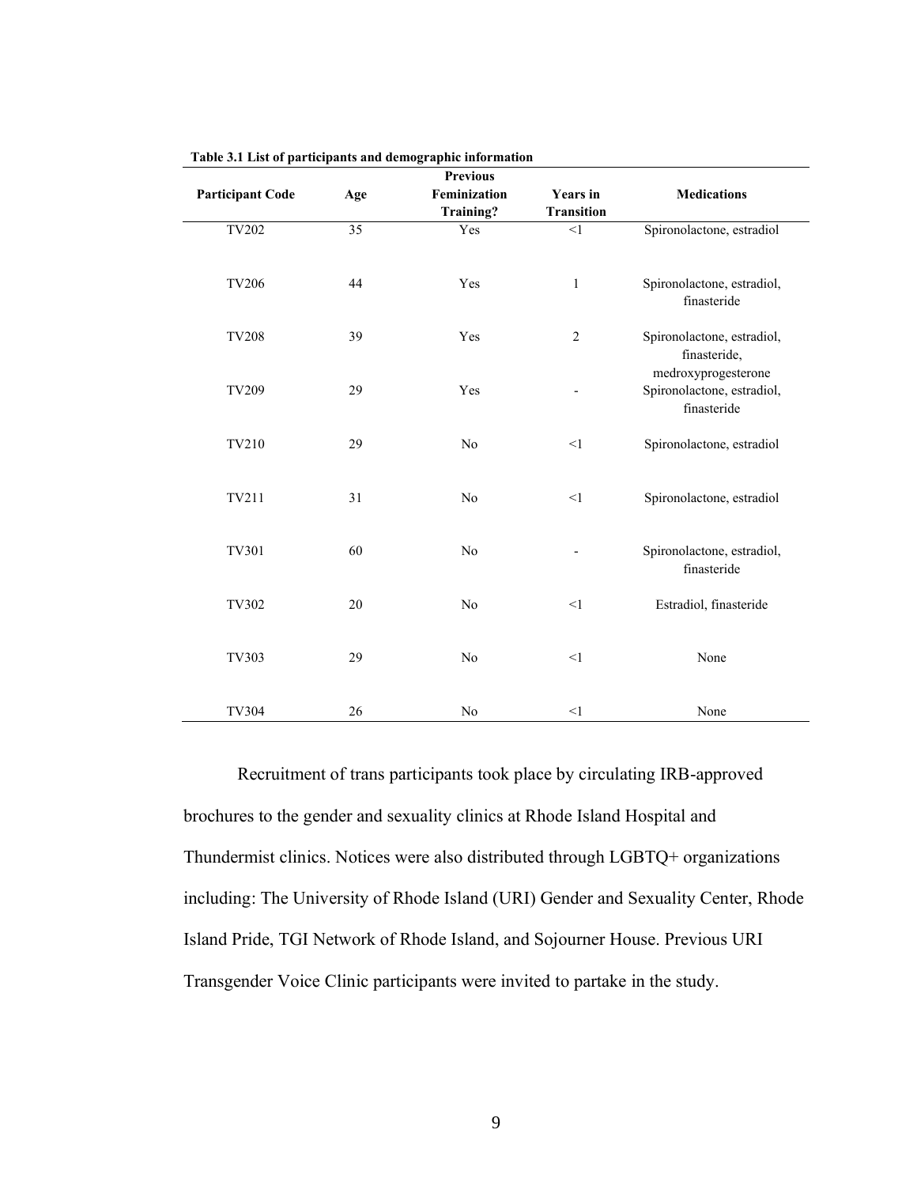**Table 3.1 List of participants and demographic information**

| Participant Code | Age | Previous Feminization Training? | Years in Transition | Medications |
|---|---|---|---|---|
| TV202 | 35 | Yes | <1 | Spironolactone, estradiol |
| TV206 | 44 | Yes | 1 | Spironolactone, estradiol, finasteride |
| TV208 | 39 | Yes | 2 | Spironolactone, estradiol, finasteride, medroxyprogesterone |
| TV209 | 29 | Yes | - | Spironolactone, estradiol, finasteride |
| TV210 | 29 | No | <1 | Spironolactone, estradiol |
| TV211 | 31 | No | <1 | Spironolactone, estradiol |
| TV301 | 60 | No | - | Spironolactone, estradiol, finasteride |
| TV302 | 20 | No | <1 | Estradiol, finasteride |
| TV303 | 29 | No | <1 | None |
| TV304 | 26 | No | <1 | None |

Recruitment of trans participants took place by circulating IRB-approved brochures to the gender and sexuality clinics at Rhode Island Hospital and Thundermist clinics. Notices were also distributed through LGBTQ+ organizations including: The University of Rhode Island (URI) Gender and Sexuality Center, Rhode Island Pride, TGI Network of Rhode Island, and Sojourner House. Previous URI Transgender Voice Clinic participants were invited to partake in the study.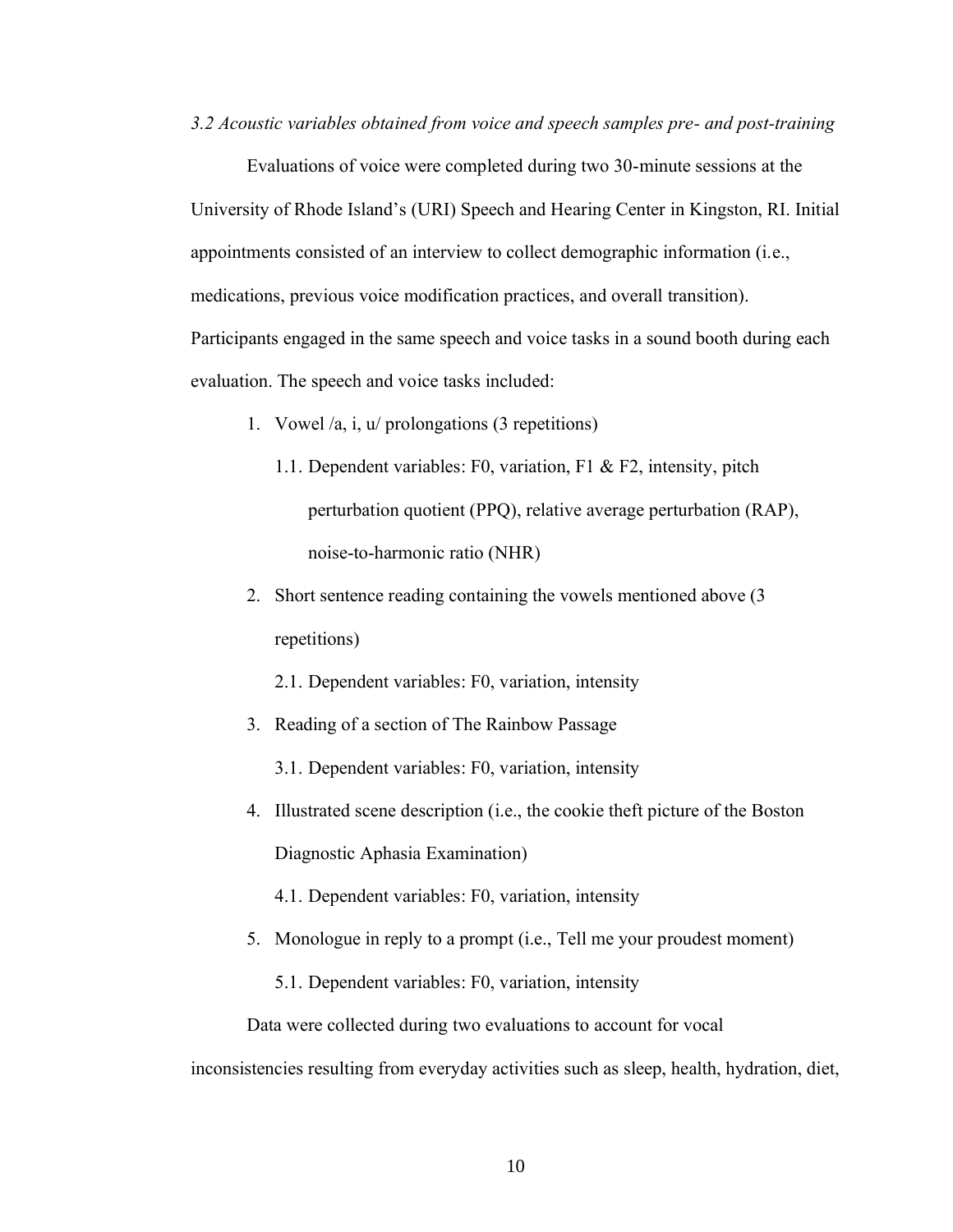*3.2 Acoustic variables obtained from voice and speech samples pre- and post-training*

Evaluations of voice were completed during two 30-minute sessions at the University of Rhode Island's (URI) Speech and Hearing Center in Kingston, RI. Initial appointments consisted of an interview to collect demographic information (i.e., medications, previous voice modification practices, and overall transition). Participants engaged in the same speech and voice tasks in a sound booth during each evaluation. The speech and voice tasks included:

1. Vowel /a, i, u/ prolongations (3 repetitions)
    1.1. Dependent variables: F0, variation, F1 & F2, intensity, pitch perturbation quotient (PPQ), relative average perturbation (RAP), noise-to-harmonic ratio (NHR)
2. Short sentence reading containing the vowels mentioned above (3 repetitions)
    2.1. Dependent variables: F0, variation, intensity
3. Reading of a section of The Rainbow Passage
    3.1. Dependent variables: F0, variation, intensity
4. Illustrated scene description (i.e., the cookie theft picture of the Boston Diagnostic Aphasia Examination)
    4.1. Dependent variables: F0, variation, intensity
5. Monologue in reply to a prompt (i.e., Tell me your proudest moment)
    5.1. Dependent variables: F0, variation, intensity

Data were collected during two evaluations to account for vocal inconsistencies resulting from everyday activities such as sleep, health, hydration, diet,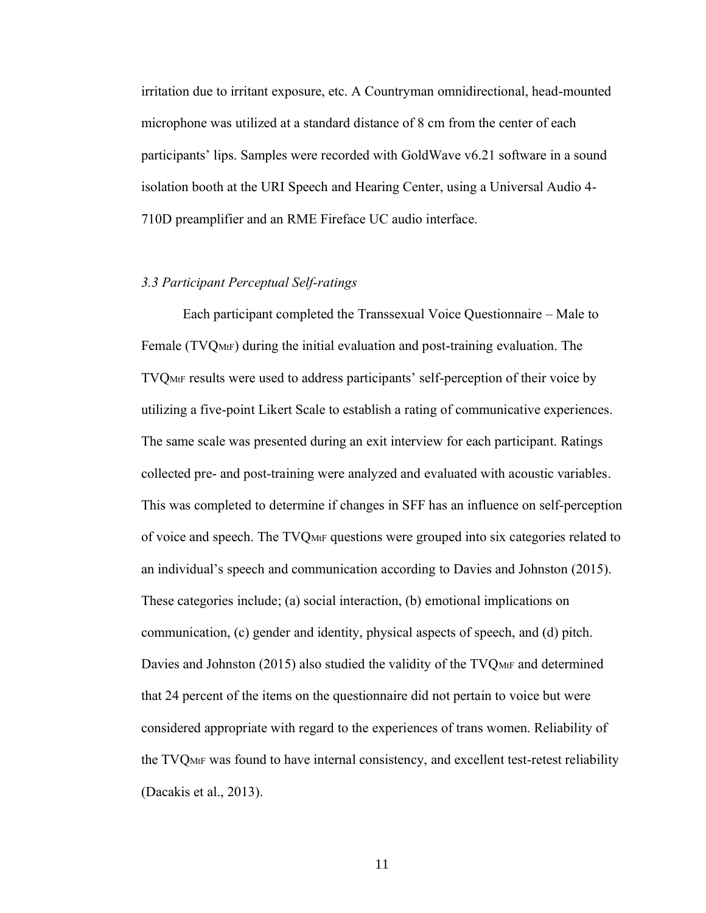irritation due to irritant exposure, etc. A Countryman omnidirectional, head-mounted microphone was utilized at a standard distance of 8 cm from the center of each participants' lips. Samples were recorded with GoldWave v6.21 software in a sound isolation booth at the URI Speech and Hearing Center, using a Universal Audio 4-710D preamplifier and an RME Fireface UC audio interface.

### *3.3 Participant Perceptual Self-ratings*

Each participant completed the Transsexual Voice Questionnaire – Male to Female ($TVQ_{MtF}$) during the initial evaluation and post-training evaluation. The $TVQ_{MtF}$ results were used to address participants' self-perception of their voice by utilizing a five-point Likert Scale to establish a rating of communicative experiences. The same scale was presented during an exit interview for each participant. Ratings collected pre- and post-training were analyzed and evaluated with acoustic variables. This was completed to determine if changes in SFF has an influence on self-perception of voice and speech. The $TVQ_{MtF}$ questions were grouped into six categories related to an individual's speech and communication according to Davies and Johnston (2015). These categories include; (a) social interaction, (b) emotional implications on communication, (c) gender and identity, physical aspects of speech, and (d) pitch. Davies and Johnston (2015) also studied the validity of the $TVQ_{MtF}$ and determined that 24 percent of the items on the questionnaire did not pertain to voice but were considered appropriate with regard to the experiences of trans women. Reliability of the $TVQ_{MtF}$ was found to have internal consistency, and excellent test-retest reliability (Dacakis et al., 2013).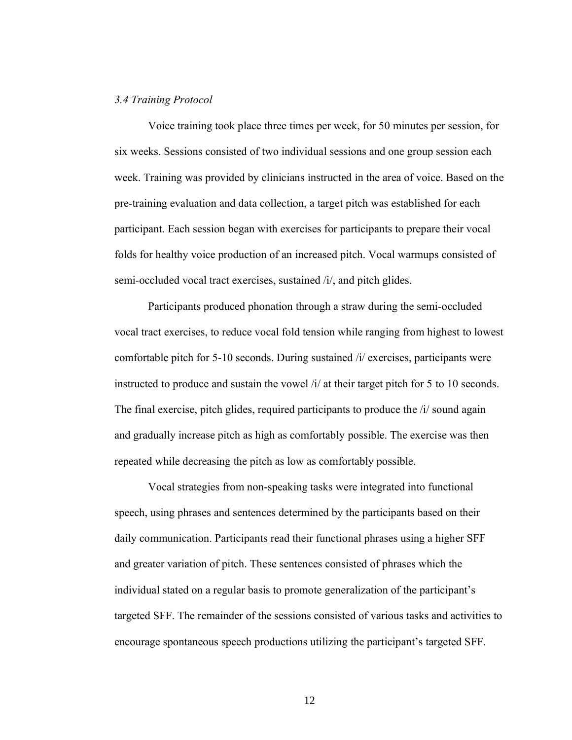*3.4 Training Protocol*

Voice training took place three times per week, for 50 minutes per session, for six weeks. Sessions consisted of two individual sessions and one group session each week. Training was provided by clinicians instructed in the area of voice. Based on the pre-training evaluation and data collection, a target pitch was established for each participant. Each session began with exercises for participants to prepare their vocal folds for healthy voice production of an increased pitch. Vocal warmups consisted of semi-occluded vocal tract exercises, sustained /i/, and pitch glides.

Participants produced phonation through a straw during the semi-occluded vocal tract exercises, to reduce vocal fold tension while ranging from highest to lowest comfortable pitch for 5-10 seconds. During sustained /i/ exercises, participants were instructed to produce and sustain the vowel /i/ at their target pitch for 5 to 10 seconds. The final exercise, pitch glides, required participants to produce the /i/ sound again and gradually increase pitch as high as comfortably possible. The exercise was then repeated while decreasing the pitch as low as comfortably possible.

Vocal strategies from non-speaking tasks were integrated into functional speech, using phrases and sentences determined by the participants based on their daily communication. Participants read their functional phrases using a higher SFF and greater variation of pitch. These sentences consisted of phrases which the individual stated on a regular basis to promote generalization of the participant's targeted SFF. The remainder of the sessions consisted of various tasks and activities to encourage spontaneous speech productions utilizing the participant's targeted SFF.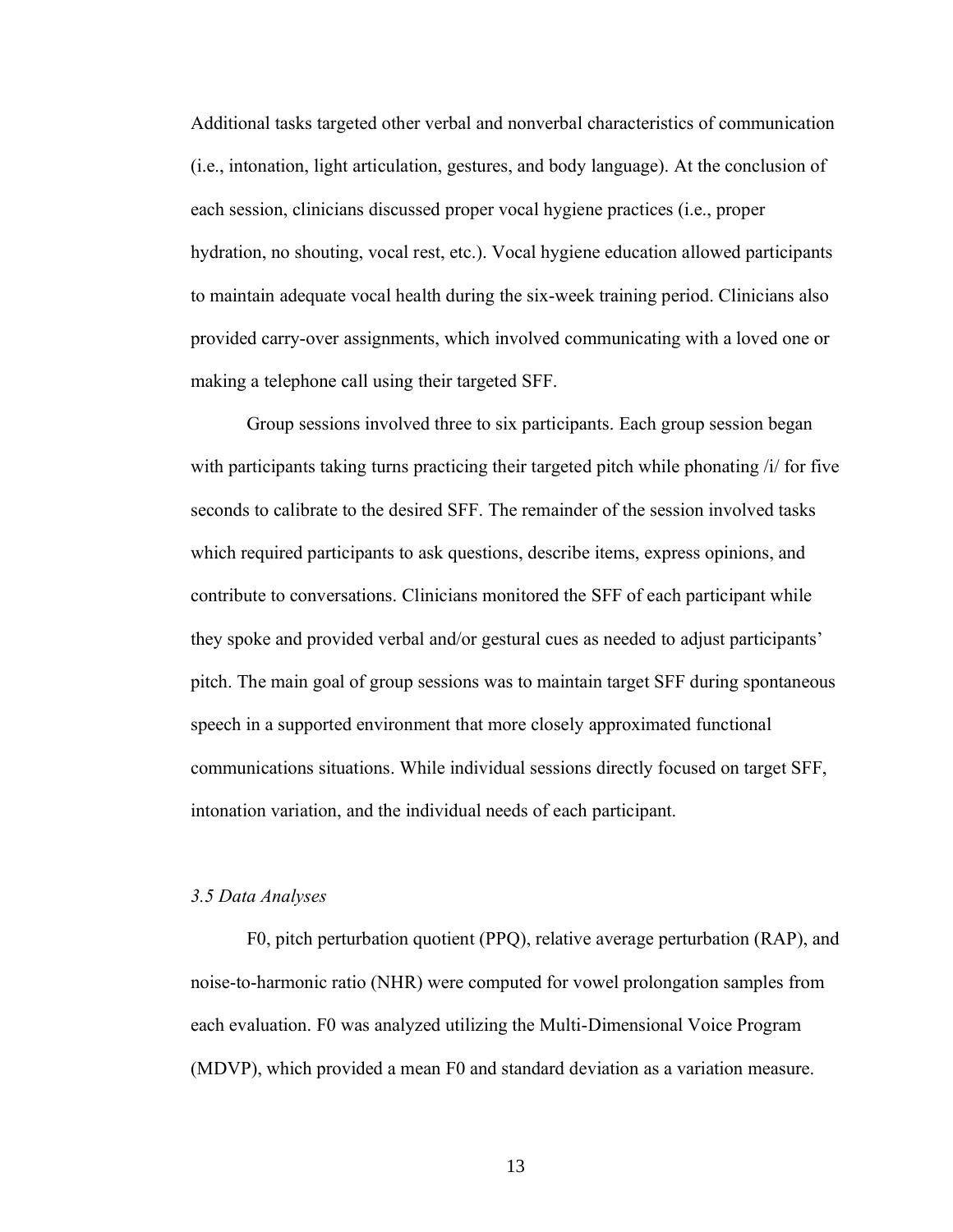Additional tasks targeted other verbal and nonverbal characteristics of communication (i.e., intonation, light articulation, gestures, and body language). At the conclusion of each session, clinicians discussed proper vocal hygiene practices (i.e., proper hydration, no shouting, vocal rest, etc.). Vocal hygiene education allowed participants to maintain adequate vocal health during the six-week training period. Clinicians also provided carry-over assignments, which involved communicating with a loved one or making a telephone call using their targeted SFF.

Group sessions involved three to six participants. Each group session began with participants taking turns practicing their targeted pitch while phonating /i/ for five seconds to calibrate to the desired SFF. The remainder of the session involved tasks which required participants to ask questions, describe items, express opinions, and contribute to conversations. Clinicians monitored the SFF of each participant while they spoke and provided verbal and/or gestural cues as needed to adjust participants' pitch. The main goal of group sessions was to maintain target SFF during spontaneous speech in a supported environment that more closely approximated functional communications situations. While individual sessions directly focused on target SFF, intonation variation, and the individual needs of each participant.

### *3.5 Data Analyses*

F0, pitch perturbation quotient (PPQ), relative average perturbation (RAP), and noise-to-harmonic ratio (NHR) were computed for vowel prolongation samples from each evaluation. F0 was analyzed utilizing the Multi-Dimensional Voice Program (MDVP), which provided a mean F0 and standard deviation as a variation measure.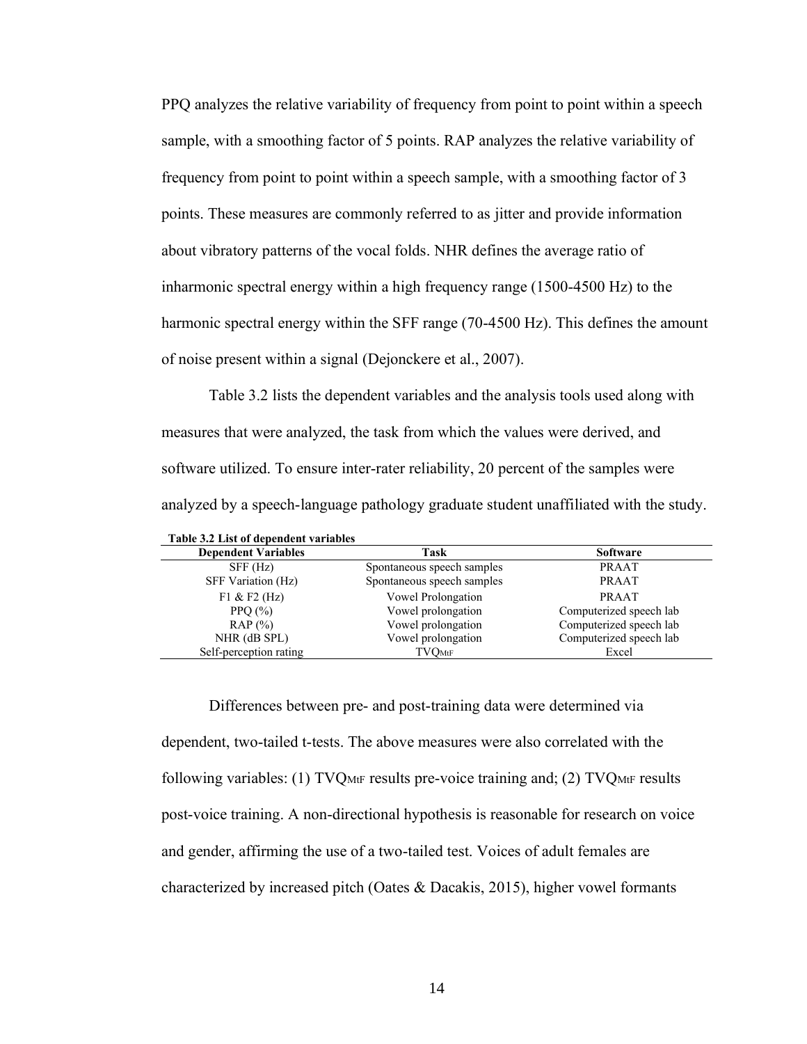PPQ analyzes the relative variability of frequency from point to point within a speech sample, with a smoothing factor of 5 points. RAP analyzes the relative variability of frequency from point to point within a speech sample, with a smoothing factor of 3 points. These measures are commonly referred to as jitter and provide information about vibratory patterns of the vocal folds. NHR defines the average ratio of inharmonic spectral energy within a high frequency range (1500-4500 Hz) to the harmonic spectral energy within the SFF range (70-4500 Hz). This defines the amount of noise present within a signal (Dejonckere et al., 2007).

Table 3.2 lists the dependent variables and the analysis tools used along with measures that were analyzed, the task from which the values were derived, and software utilized. To ensure inter-rater reliability, 20 percent of the samples were analyzed by a speech-language pathology graduate student unaffiliated with the study.

**Table 3.2 List of dependent variables**

| Dependent Variables | Task | Software |
|---|---|---|
| SFF (Hz) | Spontaneous speech samples | PRAAT |
| SFF Variation (Hz) | Spontaneous speech samples | PRAAT |
| F1 & F2 (Hz) | Vowel Prolongation | PRAAT |
| PPQ (%) | Vowel prolongation | Computerized speech lab |
| RAP (%) | Vowel prolongation | Computerized speech lab |
| NHR (dB SPL) | Vowel prolongation | Computerized speech lab |
| Self-perception rating | $TVQ_{MtF}$ | Excel |

Differences between pre- and post-training data were determined via dependent, two-tailed t-tests. The above measures were also correlated with the following variables: (1) $TVQ_{MtF}$ results pre-voice training and; (2) $TVQ_{MtF}$ results post-voice training. A non-directional hypothesis is reasonable for research on voice and gender, affirming the use of a two-tailed test. Voices of adult females are characterized by increased pitch (Oates & Dacakis, 2015), higher vowel formants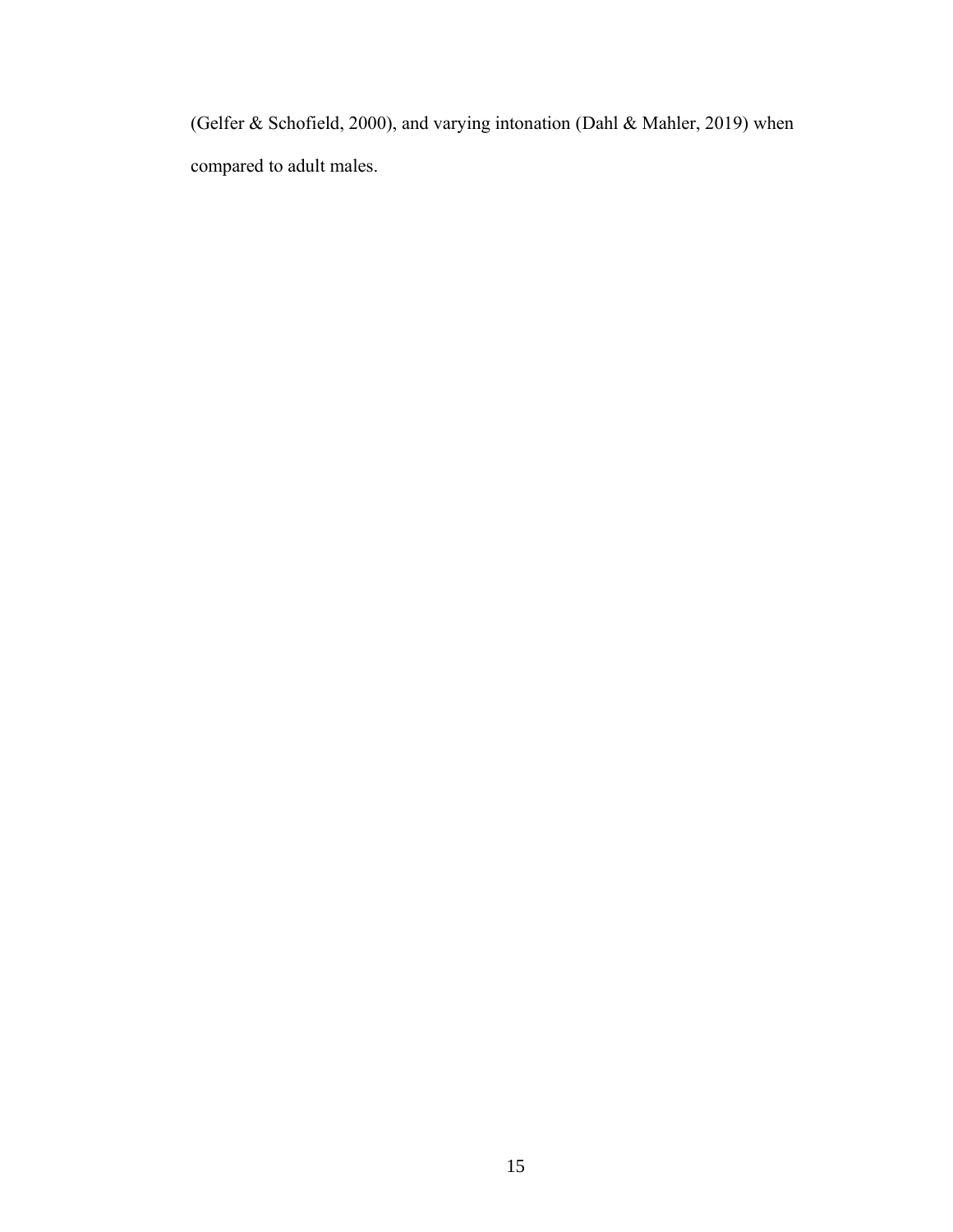(Gelfer & Schofield, 2000), and varying intonation (Dahl & Mahler, 2019) when compared to adult males.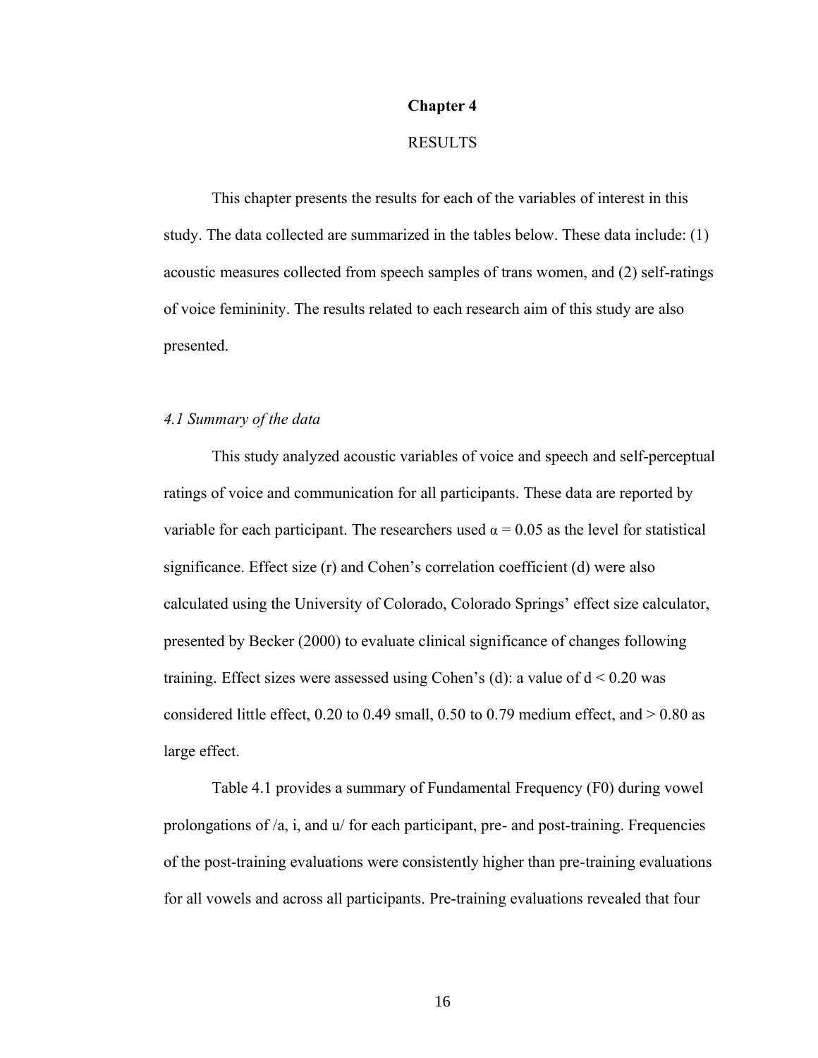# Chapter 4

## RESULTS

This chapter presents the results for each of the variables of interest in this study. The data collected are summarized in the tables below. These data include: (1) acoustic measures collected from speech samples of trans women, and (2) self-ratings of voice femininity. The results related to each research aim of this study are also presented.

### *4.1 Summary of the data*

This study analyzed acoustic variables of voice and speech and self-perceptual ratings of voice and communication for all participants. These data are reported by variable for each participant. The researchers used $\alpha = 0.05$ as the level for statistical significance. Effect size (r) and Cohen's correlation coefficient (d) were also calculated using the University of Colorado, Colorado Springs' effect size calculator, presented by Becker (2000) to evaluate clinical significance of changes following training. Effect sizes were assessed using Cohen's (d): a value of $d < 0.20$ was considered little effect, 0.20 to 0.49 small, 0.50 to 0.79 medium effect, and $> 0.80$ as large effect.

Table 4.1 provides a summary of Fundamental Frequency (F0) during vowel prolongations of /a, i, and u/ for each participant, pre- and post-training. Frequencies of the post-training evaluations were consistently higher than pre-training evaluations for all vowels and across all participants. Pre-training evaluations revealed that four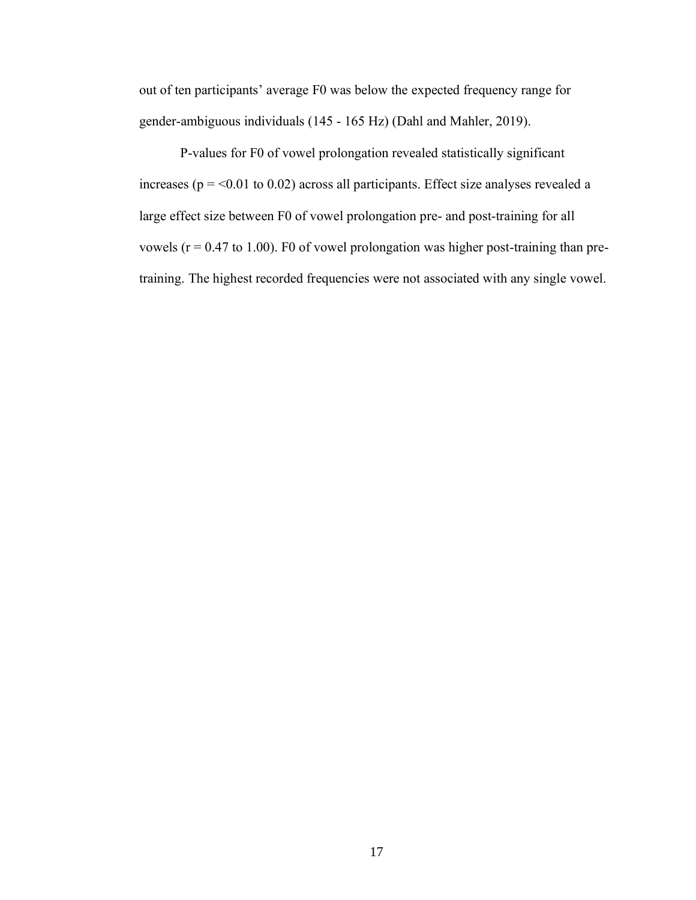out of ten participants' average F0 was below the expected frequency range for gender-ambiguous individuals (145 - 165 Hz) (Dahl and Mahler, 2019).

P-values for F0 of vowel prolongation revealed statistically significant increases ($p = <0.01$ to $0.02$) across all participants. Effect size analyses revealed a large effect size between F0 of vowel prolongation pre- and post-training for all vowels ($r = 0.47$ to $1.00$). F0 of vowel prolongation was higher post-training than pre-training. The highest recorded frequencies were not associated with any single vowel.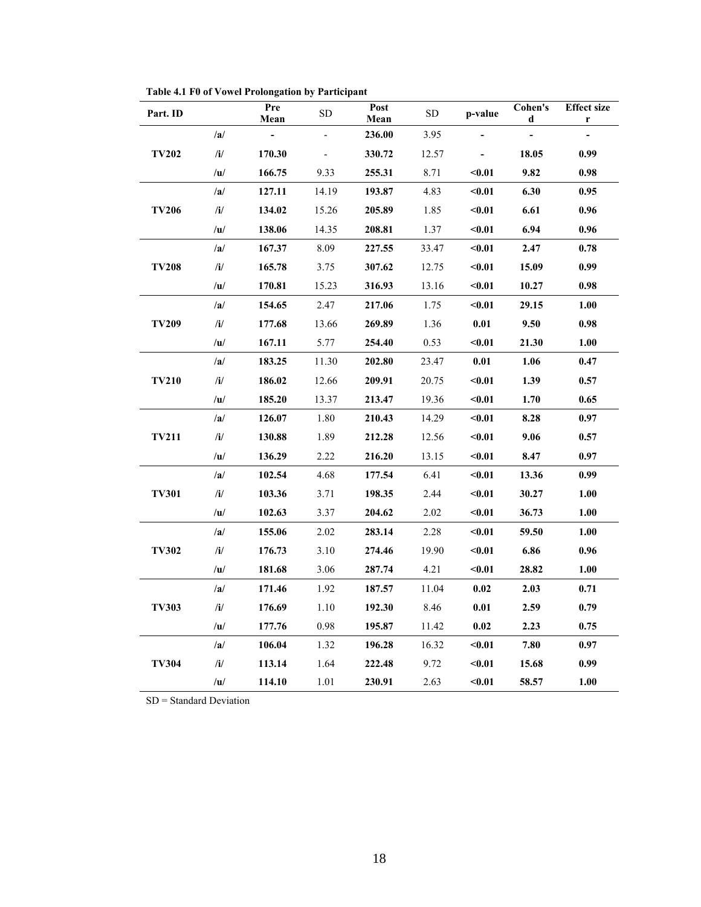**Table 4.1 F0 of Vowel Prolongation by Participant**

| Part. ID | | Pre Mean | SD | Post Mean | SD | p-value | Cohen's d | Effect size r |
|---|---|---|---|---|---|---|---|---|
| | /a/ | - | - | 236.00 | 3.95 | - | - | - |
| TV202 | /i/ | 170.30 | - | 330.72 | 12.57 | - | 18.05 | 0.99 |
| | /u/ | 166.75 | 9.33 | 255.31 | 8.71 | <0.01 | 9.82 | 0.98 |
| | /a/ | 127.11 | 14.19 | 193.87 | 4.83 | <0.01 | 6.30 | 0.95 |
| TV206 | /i/ | 134.02 | 15.26 | 205.89 | 1.85 | <0.01 | 6.61 | 0.96 |
| | /u/ | 138.06 | 14.35 | 208.81 | 1.37 | <0.01 | 6.94 | 0.96 |
| | /a/ | 167.37 | 8.09 | 227.55 | 33.47 | <0.01 | 2.47 | 0.78 |
| TV208 | /i/ | 165.78 | 3.75 | 307.62 | 12.75 | <0.01 | 15.09 | 0.99 |
| | /u/ | 170.81 | 15.23 | 316.93 | 13.16 | <0.01 | 10.27 | 0.98 |
| | /a/ | 154.65 | 2.47 | 217.06 | 1.75 | <0.01 | 29.15 | 1.00 |
| TV209 | /i/ | 177.68 | 13.66 | 269.89 | 1.36 | 0.01 | 9.50 | 0.98 |
| | /u/ | 167.11 | 5.77 | 254.40 | 0.53 | <0.01 | 21.30 | 1.00 |
| | /a/ | 183.25 | 11.30 | 202.80 | 23.47 | 0.01 | 1.06 | 0.47 |
| TV210 | /i/ | 186.02 | 12.66 | 209.91 | 20.75 | <0.01 | 1.39 | 0.57 |
| | /u/ | 185.20 | 13.37 | 213.47 | 19.36 | <0.01 | 1.70 | 0.65 |
| | /a/ | 126.07 | 1.80 | 210.43 | 14.29 | <0.01 | 8.28 | 0.97 |
| TV211 | /i/ | 130.88 | 1.89 | 212.28 | 12.56 | <0.01 | 9.06 | 0.57 |
| | /u/ | 136.29 | 2.22 | 216.20 | 13.15 | <0.01 | 8.47 | 0.97 |
| | /a/ | 102.54 | 4.68 | 177.54 | 6.41 | <0.01 | 13.36 | 0.99 |
| TV301 | /i/ | 103.36 | 3.71 | 198.35 | 2.44 | <0.01 | 30.27 | 1.00 |
| | /u/ | 102.63 | 3.37 | 204.62 | 2.02 | <0.01 | 36.73 | 1.00 |
| | /a/ | 155.06 | 2.02 | 283.14 | 2.28 | <0.01 | 59.50 | 1.00 |
| TV302 | /i/ | 176.73 | 3.10 | 274.46 | 19.90 | <0.01 | 6.86 | 0.96 |
| | /u/ | 181.68 | 3.06 | 287.74 | 4.21 | <0.01 | 28.82 | 1.00 |
| | /a/ | 171.46 | 1.92 | 187.57 | 11.04 | 0.02 | 2.03 | 0.71 |
| TV303 | /i/ | 176.69 | 1.10 | 192.30 | 8.46 | 0.01 | 2.59 | 0.79 |
| | /u/ | 177.76 | 0.98 | 195.87 | 11.42 | 0.02 | 2.23 | 0.75 |
| | /a/ | 106.04 | 1.32 | 196.28 | 16.32 | <0.01 | 7.80 | 0.97 |
| TV304 | /i/ | 113.14 | 1.64 | 222.48 | 9.72 | <0.01 | 15.68 | 0.99 |
| | /u/ | 114.10 | 1.01 | 230.91 | 2.63 | <0.01 | 58.57 | 1.00 |

SD = Standard Deviation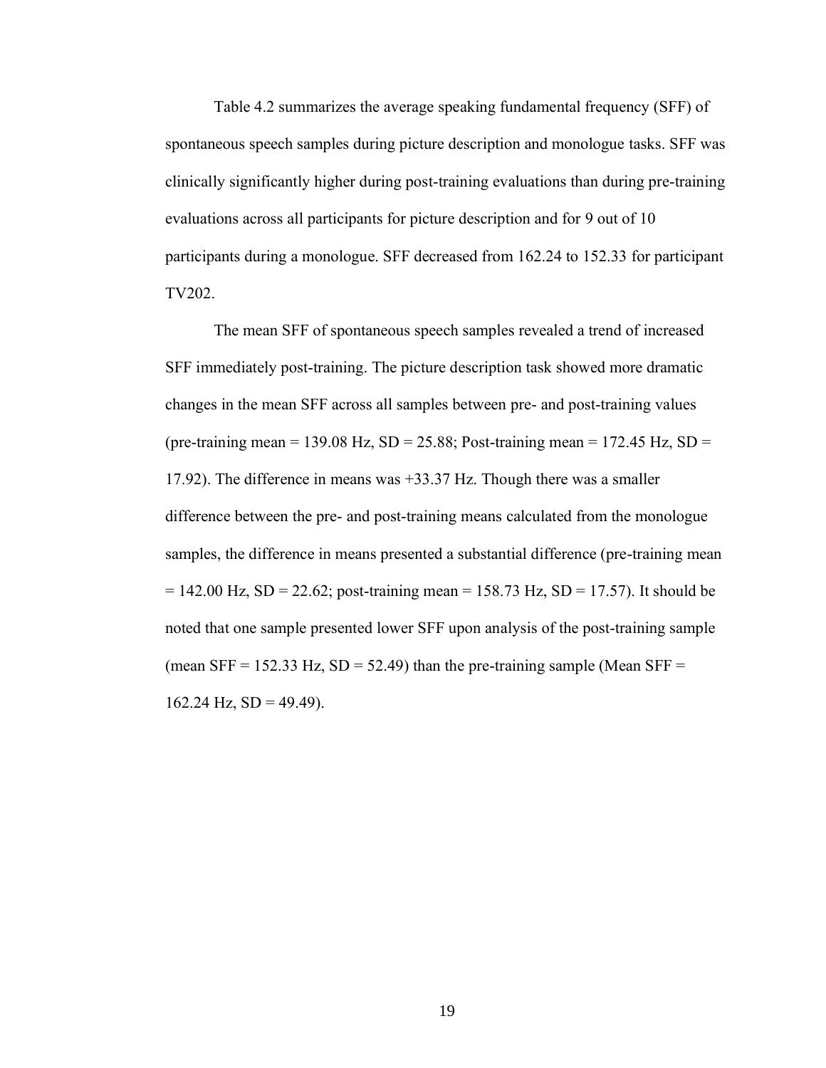Table 4.2 summarizes the average speaking fundamental frequency (SFF) of spontaneous speech samples during picture description and monologue tasks. SFF was clinically significantly higher during post-training evaluations than during pre-training evaluations across all participants for picture description and for 9 out of 10 participants during a monologue. SFF decreased from 162.24 to 152.33 for participant TV202.

The mean SFF of spontaneous speech samples revealed a trend of increased SFF immediately post-training. The picture description task showed more dramatic changes in the mean SFF across all samples between pre- and post-training values (pre-training mean = 139.08 Hz, SD = 25.88; Post-training mean = 172.45 Hz, SD = 17.92). The difference in means was +33.37 Hz. Though there was a smaller difference between the pre- and post-training means calculated from the monologue samples, the difference in means presented a substantial difference (pre-training mean = 142.00 Hz, SD = 22.62; post-training mean = 158.73 Hz, SD = 17.57). It should be noted that one sample presented lower SFF upon analysis of the post-training sample (mean SFF = 152.33 Hz, SD = 52.49) than the pre-training sample (Mean SFF = 162.24 Hz, SD = 49.49).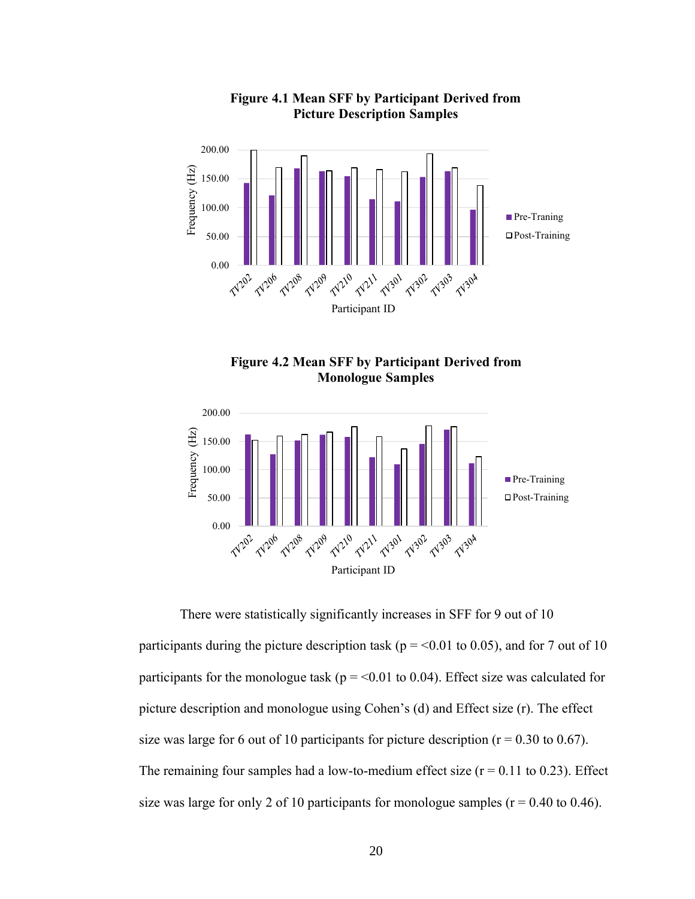**Figure 4.1 Mean SFF by Participant Derived from Picture Description Samples**

**Figure 4.2 Mean SFF by Participant Derived from Monologue Samples**

There were statistically significantly increases in SFF for 9 out of 10 participants during the picture description task (p = <0.01 to 0.05), and for 7 out of 10 participants for the monologue task (p = <0.01 to 0.04). Effect size was calculated for picture description and monologue using Cohen's (d) and Effect size (r). The effect size was large for 6 out of 10 participants for picture description (r = 0.30 to 0.67). The remaining four samples had a low-to-medium effect size (r = 0.11 to 0.23). Effect size was large for only 2 of 10 participants for monologue samples (r = 0.40 to 0.46).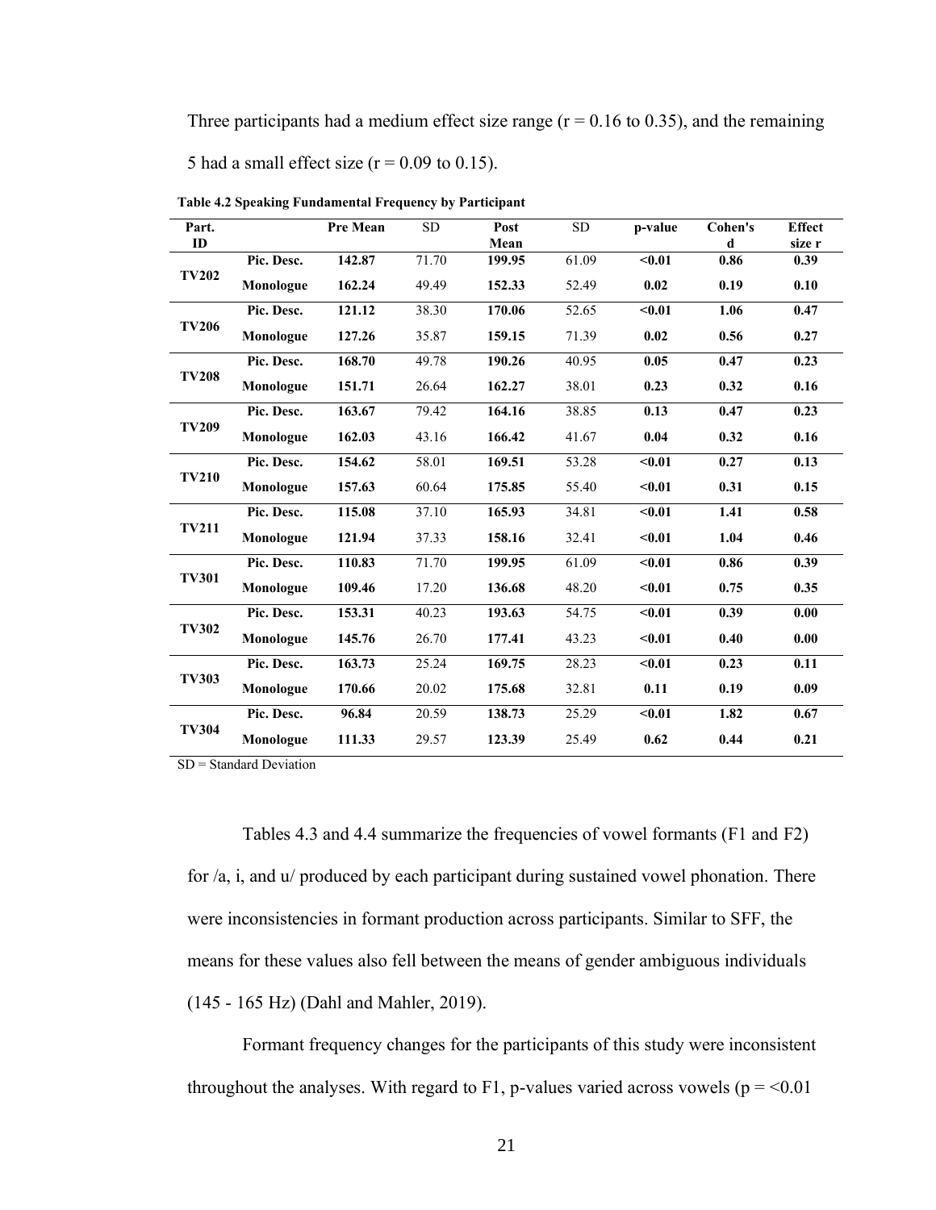Three participants had a medium effect size range ($r = 0.16$ to $0.35$), and the remaining 5 had a small effect size ($r = 0.09$ to $0.15$).

**Table 4.2 Speaking Fundamental Frequency by Participant**

| Part. ID | | Pre Mean | SD | Post Mean | SD | p-value | Cohen's d | Effect size r |
|---|---|---|---|---|---|---|---|---|
| **TV202** | **Pic. Desc.** | **142.87** | 71.70 | **199.95** | 61.09 | **<0.01** | **0.86** | **0.39** |
| | **Monologue** | **162.24** | 49.49 | **152.33** | 52.49 | **0.02** | **0.19** | **0.10** |
| **TV206** | **Pic. Desc.** | **121.12** | 38.30 | **170.06** | 52.65 | **<0.01** | **1.06** | **0.47** |
| | **Monologue** | **127.26** | 35.87 | **159.15** | 71.39 | **0.02** | **0.56** | **0.27** |
| **TV208** | **Pic. Desc.** | **168.70** | 49.78 | **190.26** | 40.95 | **0.05** | **0.47** | **0.23** |
| | **Monologue** | **151.71** | 26.64 | **162.27** | 38.01 | **0.23** | **0.32** | **0.16** |
| **TV209** | **Pic. Desc.** | **163.67** | 79.42 | **164.16** | 38.85 | **0.13** | **0.47** | **0.23** |
| | **Monologue** | **162.03** | 43.16 | **166.42** | 41.67 | **0.04** | **0.32** | **0.16** |
| **TV210** | **Pic. Desc.** | **154.62** | 58.01 | **169.51** | 53.28 | **<0.01** | **0.27** | **0.13** |
| | **Monologue** | **157.63** | 60.64 | **175.85** | 55.40 | **<0.01** | **0.31** | **0.15** |
| **TV211** | **Pic. Desc.** | **115.08** | 37.10 | **165.93** | 34.81 | **<0.01** | **1.41** | **0.58** |
| | **Monologue** | **121.94** | 37.33 | **158.16** | 32.41 | **<0.01** | **1.04** | **0.46** |
| **TV301** | **Pic. Desc.** | **110.83** | 71.70 | **199.95** | 61.09 | **<0.01** | **0.86** | **0.39** |
| | **Monologue** | **109.46** | 17.20 | **136.68** | 48.20 | **<0.01** | **0.75** | **0.35** |
| **TV302** | **Pic. Desc.** | **153.31** | 40.23 | **193.63** | 54.75 | **<0.01** | **0.39** | **0.00** |
| | **Monologue** | **145.76** | 26.70 | **177.41** | 43.23 | **<0.01** | **0.40** | **0.00** |
| **TV303** | **Pic. Desc.** | **163.73** | 25.24 | **169.75** | 28.23 | **<0.01** | **0.23** | **0.11** |
| | **Monologue** | **170.66** | 20.02 | **175.68** | 32.81 | **0.11** | **0.19** | **0.09** |
| **TV304** | **Pic. Desc.** | **96.84** | 20.59 | **138.73** | 25.29 | **<0.01** | **1.82** | **0.67** |
| | **Monologue** | **111.33** | 29.57 | **123.39** | 25.49 | **0.62** | **0.44** | **0.21** |

SD = Standard Deviation

Tables 4.3 and 4.4 summarize the frequencies of vowel formants (F1 and F2) for /a, i, and u/ produced by each participant during sustained vowel phonation. There were inconsistencies in formant production across participants. Similar to SFF, the means for these values also fell between the means of gender ambiguous individuals (145 - 165 Hz) (Dahl and Mahler, 2019).

Formant frequency changes for the participants of this study were inconsistent throughout the analyses. With regard to F1, p-values varied across vowels ($p = <0.01$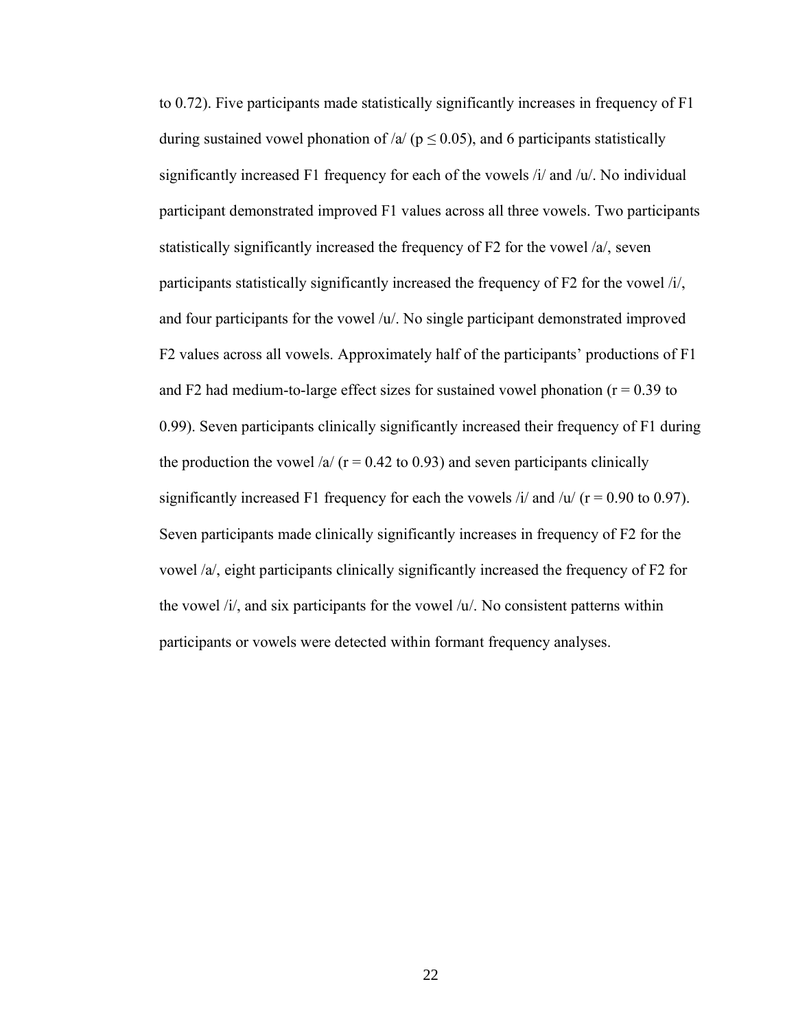to 0.72). Five participants made statistically significantly increases in frequency of F1 during sustained vowel phonation of /a/ ($p \leq 0.05$), and 6 participants statistically significantly increased F1 frequency for each of the vowels /i/ and /u/. No individual participant demonstrated improved F1 values across all three vowels. Two participants statistically significantly increased the frequency of F2 for the vowel /a/, seven participants statistically significantly increased the frequency of F2 for the vowel /i/, and four participants for the vowel /u/. No single participant demonstrated improved F2 values across all vowels. Approximately half of the participants' productions of F1 and F2 had medium-to-large effect sizes for sustained vowel phonation ($r = 0.39$ to $0.99$). Seven participants clinically significantly increased their frequency of F1 during the production the vowel /a/ ($r = 0.42$ to $0.93$) and seven participants clinically significantly increased F1 frequency for each the vowels /i/ and /u/ ($r = 0.90$ to $0.97$). Seven participants made clinically significantly increases in frequency of F2 for the vowel /a/, eight participants clinically significantly increased the frequency of F2 for the vowel /i/, and six participants for the vowel /u/. No consistent patterns within participants or vowels were detected within formant frequency analyses.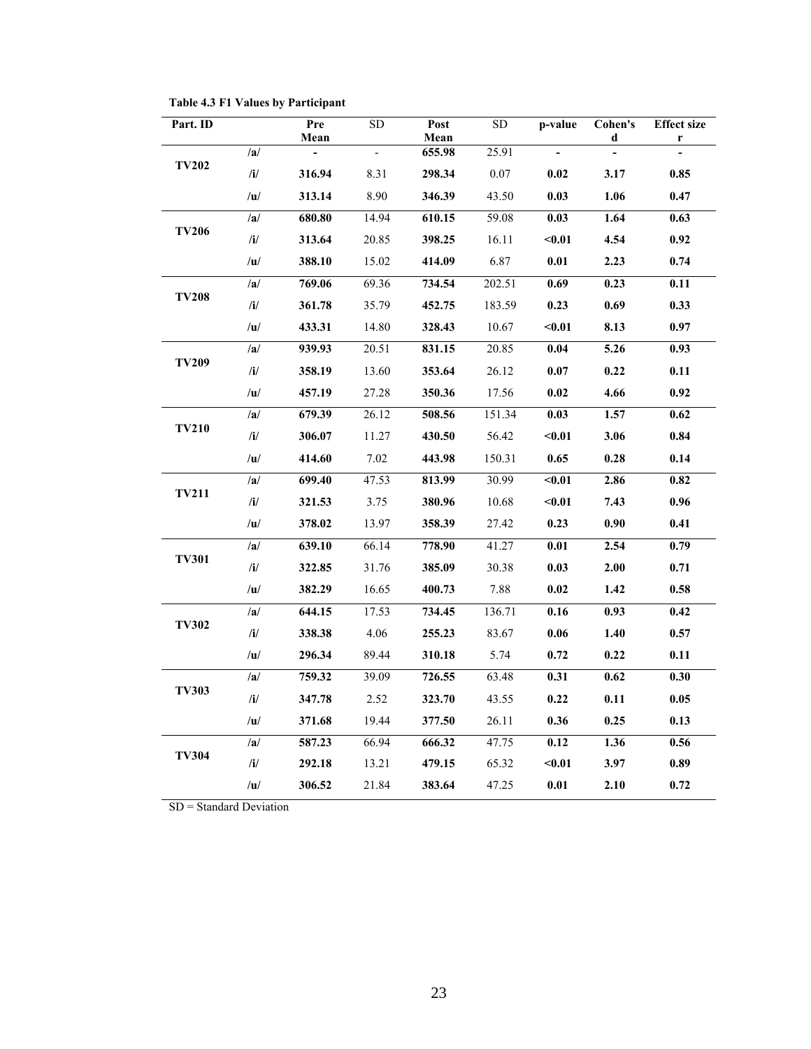**Table 4.3 F1 Values by Participant**

| Part. ID | | Pre Mean | SD | Post Mean | SD | p-value | Cohen's d | Effect size r |
|---|---|---|---|---|---|---|---|---|
| **TV202** | /a/ | - | - | 655.98 | 25.91 | - | - | - |
| | /i/ | 316.94 | 8.31 | 298.34 | 0.07 | 0.02 | 3.17 | 0.85 |
| | /u/ | 313.14 | 8.90 | 346.39 | 43.50 | 0.03 | 1.06 | 0.47 |
| **TV206** | /a/ | 680.80 | 14.94 | 610.15 | 59.08 | 0.03 | 1.64 | 0.63 |
| | /i/ | 313.64 | 20.85 | 398.25 | 16.11 | <0.01 | 4.54 | 0.92 |
| | /u/ | 388.10 | 15.02 | 414.09 | 6.87 | 0.01 | 2.23 | 0.74 |
| **TV208** | /a/ | 769.06 | 69.36 | 734.54 | 202.51 | 0.69 | 0.23 | 0.11 |
| | /i/ | 361.78 | 35.79 | 452.75 | 183.59 | 0.23 | 0.69 | 0.33 |
| | /u/ | 433.31 | 14.80 | 328.43 | 10.67 | <0.01 | 8.13 | 0.97 |
| **TV209** | /a/ | 939.93 | 20.51 | 831.15 | 20.85 | 0.04 | 5.26 | 0.93 |
| | /i/ | 358.19 | 13.60 | 353.64 | 26.12 | 0.07 | 0.22 | 0.11 |
| | /u/ | 457.19 | 27.28 | 350.36 | 17.56 | 0.02 | 4.66 | 0.92 |
| **TV210** | /a/ | 679.39 | 26.12 | 508.56 | 151.34 | 0.03 | 1.57 | 0.62 |
| | /i/ | 306.07 | 11.27 | 430.50 | 56.42 | <0.01 | 3.06 | 0.84 |
| | /u/ | 414.60 | 7.02 | 443.98 | 150.31 | 0.65 | 0.28 | 0.14 |
| **TV211** | /a/ | 699.40 | 47.53 | 813.99 | 30.99 | <0.01 | 2.86 | 0.82 |
| | /i/ | 321.53 | 3.75 | 380.96 | 10.68 | <0.01 | 7.43 | 0.96 |
| | /u/ | 378.02 | 13.97 | 358.39 | 27.42 | 0.23 | 0.90 | 0.41 |
| **TV301** | /a/ | 639.10 | 66.14 | 778.90 | 41.27 | 0.01 | 2.54 | 0.79 |
| | /i/ | 322.85 | 31.76 | 385.09 | 30.38 | 0.03 | 2.00 | 0.71 |
| | /u/ | 382.29 | 16.65 | 400.73 | 7.88 | 0.02 | 1.42 | 0.58 |
| **TV302** | /a/ | 644.15 | 17.53 | 734.45 | 136.71 | 0.16 | 0.93 | 0.42 |
| | /i/ | 338.38 | 4.06 | 255.23 | 83.67 | 0.06 | 1.40 | 0.57 |
| | /u/ | 296.34 | 89.44 | 310.18 | 5.74 | 0.72 | 0.22 | 0.11 |
| **TV303** | /a/ | 759.32 | 39.09 | 726.55 | 63.48 | 0.31 | 0.62 | 0.30 |
| | /i/ | 347.78 | 2.52 | 323.70 | 43.55 | 0.22 | 0.11 | 0.05 |
| | /u/ | 371.68 | 19.44 | 377.50 | 26.11 | 0.36 | 0.25 | 0.13 |
| **TV304** | /a/ | 587.23 | 66.94 | 666.32 | 47.75 | 0.12 | 1.36 | 0.56 |
| | /i/ | 292.18 | 13.21 | 479.15 | 65.32 | <0.01 | 3.97 | 0.89 |
| | /u/ | 306.52 | 21.84 | 383.64 | 47.25 | 0.01 | 2.10 | 0.72 |

SD = Standard Deviation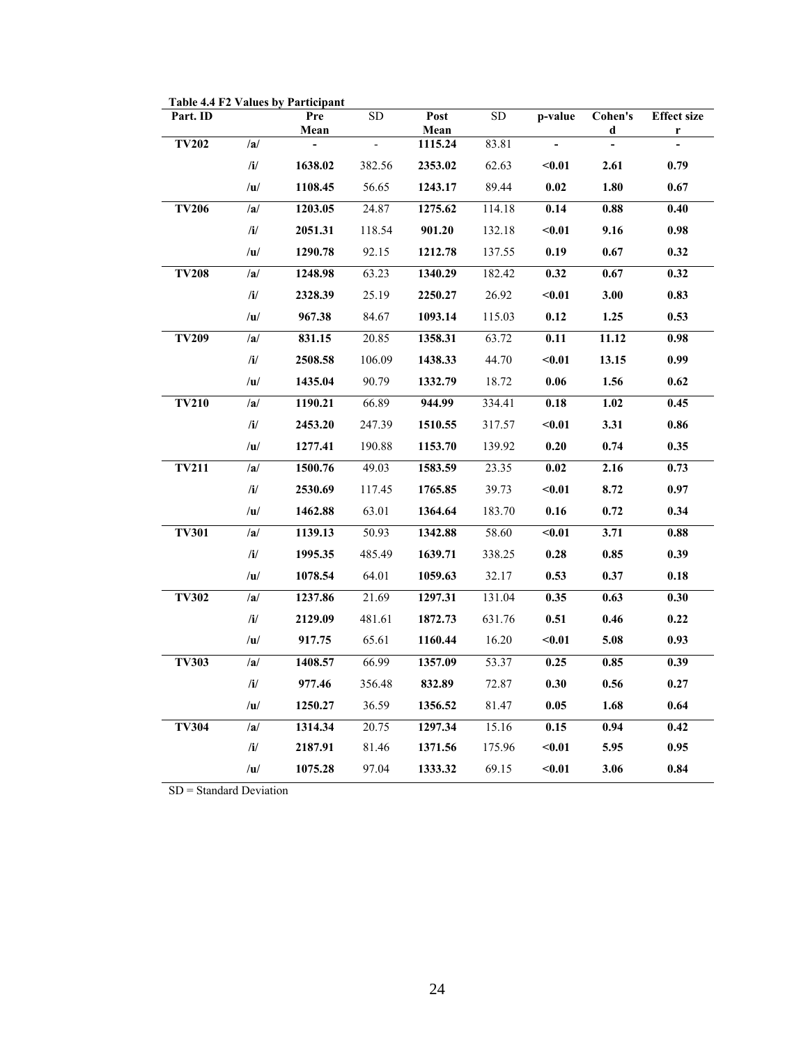**Table 4.4 F2 Values by Participant**

| Part. ID | | Pre Mean | SD | Post Mean | SD | p-value | Cohen's d | Effect size r |
|---|---|---|---|---|---|---|---|---|
| **TV202** | **/a/** | **-** | - | **1115.24** | 83.81 | **-** | **-** | **-** |
| | **/i/** | **1638.02** | 382.56 | **2353.02** | 62.63 | **<0.01** | **2.61** | **0.79** |
| | **/u/** | **1108.45** | 56.65 | **1243.17** | 89.44 | **0.02** | **1.80** | **0.67** |
| **TV206** | **/a/** | **1203.05** | 24.87 | **1275.62** | 114.18 | **0.14** | **0.88** | **0.40** |
| | **/i/** | **2051.31** | 118.54 | **901.20** | 132.18 | **<0.01** | **9.16** | **0.98** |
| | **/u/** | **1290.78** | 92.15 | **1212.78** | 137.55 | **0.19** | **0.67** | **0.32** |
| **TV208** | **/a/** | **1248.98** | 63.23 | **1340.29** | 182.42 | **0.32** | **0.67** | **0.32** |
| | **/i/** | **2328.39** | 25.19 | **2250.27** | 26.92 | **<0.01** | **3.00** | **0.83** |
| | **/u/** | **967.38** | 84.67 | **1093.14** | 115.03 | **0.12** | **1.25** | **0.53** |
| **TV209** | **/a/** | **831.15** | 20.85 | **1358.31** | 63.72 | **0.11** | **11.12** | **0.98** |
| | **/i/** | **2508.58** | 106.09 | **1438.33** | 44.70 | **<0.01** | **13.15** | **0.99** |
| | **/u/** | **1435.04** | 90.79 | **1332.79** | 18.72 | **0.06** | **1.56** | **0.62** |
| **TV210** | **/a/** | **1190.21** | 66.89 | **944.99** | 334.41 | **0.18** | **1.02** | **0.45** |
| | **/i/** | **2453.20** | 247.39 | **1510.55** | 317.57 | **<0.01** | **3.31** | **0.86** |
| | **/u/** | **1277.41** | 190.88 | **1153.70** | 139.92 | **0.20** | **0.74** | **0.35** |
| **TV211** | **/a/** | **1500.76** | 49.03 | **1583.59** | 23.35 | **0.02** | **2.16** | **0.73** |
| | **/i/** | **2530.69** | 117.45 | **1765.85** | 39.73 | **<0.01** | **8.72** | **0.97** |
| | **/u/** | **1462.88** | 63.01 | **1364.64** | 183.70 | **0.16** | **0.72** | **0.34** |
| **TV301** | **/a/** | **1139.13** | 50.93 | **1342.88** | 58.60 | **<0.01** | **3.71** | **0.88** |
| | **/i/** | **1995.35** | 485.49 | **1639.71** | 338.25 | **0.28** | **0.85** | **0.39** |
| | **/u/** | **1078.54** | 64.01 | **1059.63** | 32.17 | **0.53** | **0.37** | **0.18** |
| **TV302** | **/a/** | **1237.86** | 21.69 | **1297.31** | 131.04 | **0.35** | **0.63** | **0.30** |
| | **/i/** | **2129.09** | 481.61 | **1872.73** | 631.76 | **0.51** | **0.46** | **0.22** |
| | **/u/** | **917.75** | 65.61 | **1160.44** | 16.20 | **<0.01** | **5.08** | **0.93** |
| **TV303** | **/a/** | **1408.57** | 66.99 | **1357.09** | 53.37 | **0.25** | **0.85** | **0.39** |
| | **/i/** | **977.46** | 356.48 | **832.89** | 72.87 | **0.30** | **0.56** | **0.27** |
| | **/u/** | **1250.27** | 36.59 | **1356.52** | 81.47 | **0.05** | **1.68** | **0.64** |
| **TV304** | **/a/** | **1314.34** | 20.75 | **1297.34** | 15.16 | **0.15** | **0.94** | **0.42** |
| | **/i/** | **2187.91** | 81.46 | **1371.56** | 175.96 | **<0.01** | **5.95** | **0.95** |
| | **/u/** | **1075.28** | 97.04 | **1333.32** | 69.15 | **<0.01** | **3.06** | **0.84** |

SD = Standard Deviation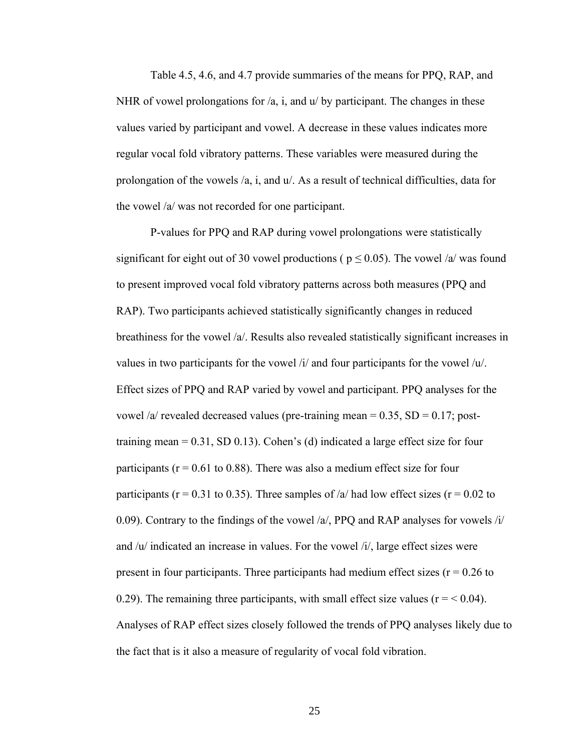Table 4.5, 4.6, and 4.7 provide summaries of the means for PPQ, RAP, and NHR of vowel prolongations for /a, i, and u/ by participant. The changes in these values varied by participant and vowel. A decrease in these values indicates more regular vocal fold vibratory patterns. These variables were measured during the prolongation of the vowels /a, i, and u/. As a result of technical difficulties, data for the vowel /a/ was not recorded for one participant.

P-values for PPQ and RAP during vowel prolongations were statistically significant for eight out of 30 vowel productions ( $p \leq 0.05$). The vowel /a/ was found to present improved vocal fold vibratory patterns across both measures (PPQ and RAP). Two participants achieved statistically significantly changes in reduced breathiness for the vowel /a/. Results also revealed statistically significant increases in values in two participants for the vowel /i/ and four participants for the vowel /u/. Effect sizes of PPQ and RAP varied by vowel and participant. PPQ analyses for the vowel /a/ revealed decreased values (pre-training mean = 0.35, SD = 0.17; post-training mean = 0.31, SD 0.13). Cohen's (d) indicated a large effect size for four participants ($r = 0.61$ to 0.88). There was also a medium effect size for four participants ($r = 0.31$ to 0.35). Three samples of /a/ had low effect sizes ($r = 0.02$ to 0.09). Contrary to the findings of the vowel /a/, PPQ and RAP analyses for vowels /i/ and /u/ indicated an increase in values. For the vowel /i/, large effect sizes were present in four participants. Three participants had medium effect sizes ($r = 0.26$ to 0.29). The remaining three participants, with small effect size values ($r = < 0.04$). Analyses of RAP effect sizes closely followed the trends of PPQ analyses likely due to the fact that is it also a measure of regularity of vocal fold vibration.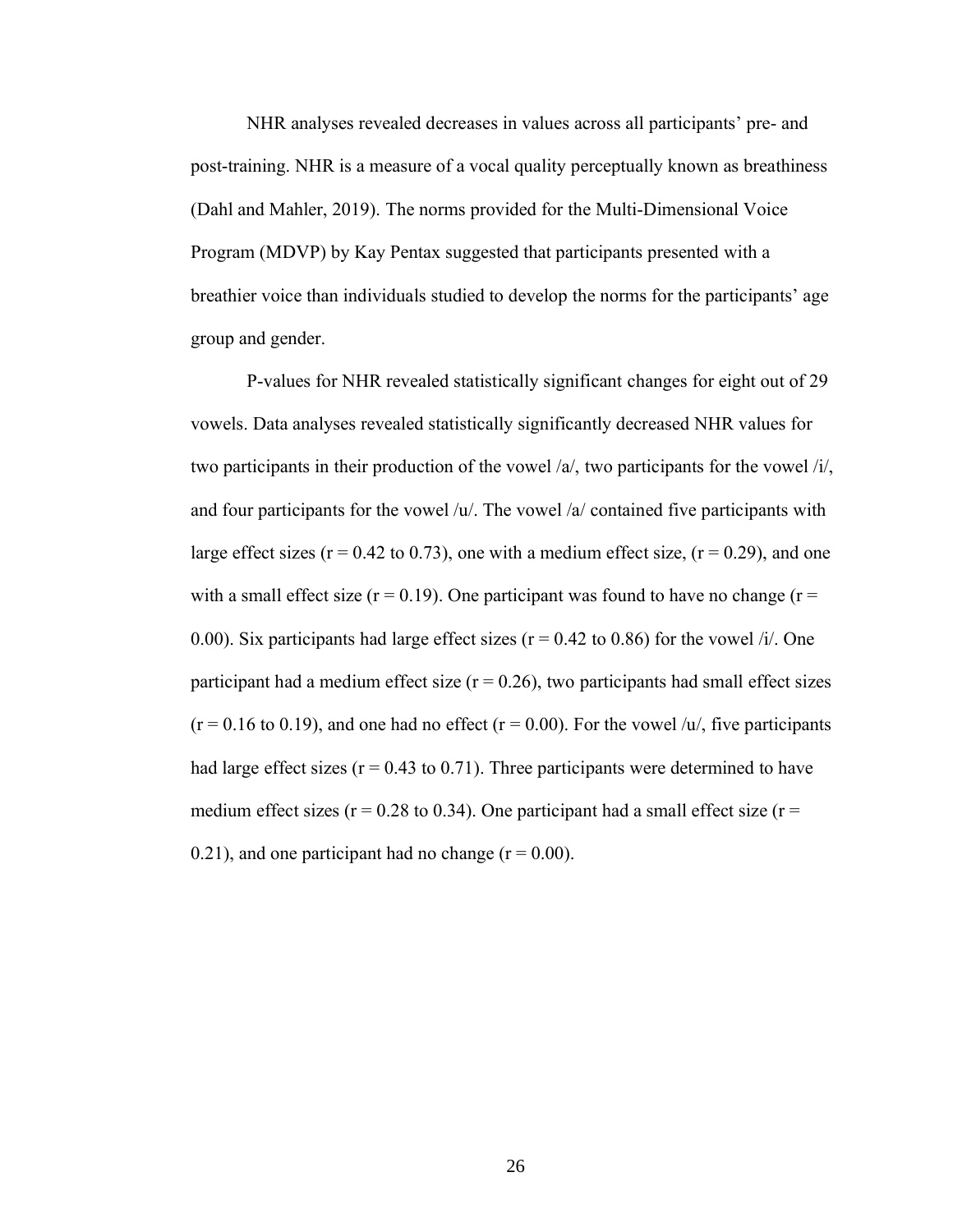NHR analyses revealed decreases in values across all participants' pre- and post-training. NHR is a measure of a vocal quality perceptually known as breathiness (Dahl and Mahler, 2019). The norms provided for the Multi-Dimensional Voice Program (MDVP) by Kay Pentax suggested that participants presented with a breathier voice than individuals studied to develop the norms for the participants' age group and gender.

P-values for NHR revealed statistically significant changes for eight out of 29 vowels. Data analyses revealed statistically significantly decreased NHR values for two participants in their production of the vowel /a/, two participants for the vowel /i/, and four participants for the vowel /u/. The vowel /a/ contained five participants with large effect sizes ($r = 0.42$ to $0.73$), one with a medium effect size, ($r = 0.29$), and one with a small effect size ($r = 0.19$). One participant was found to have no change ($r = 0.00$). Six participants had large effect sizes ($r = 0.42$ to $0.86$) for the vowel /i/. One participant had a medium effect size ($r = 0.26$), two participants had small effect sizes ($r = 0.16$ to $0.19$), and one had no effect ($r = 0.00$). For the vowel /u/, five participants had large effect sizes ($r = 0.43$ to $0.71$). Three participants were determined to have medium effect sizes ($r = 0.28$ to $0.34$). One participant had a small effect size ($r = 0.21$), and one participant had no change ($r = 0.00$).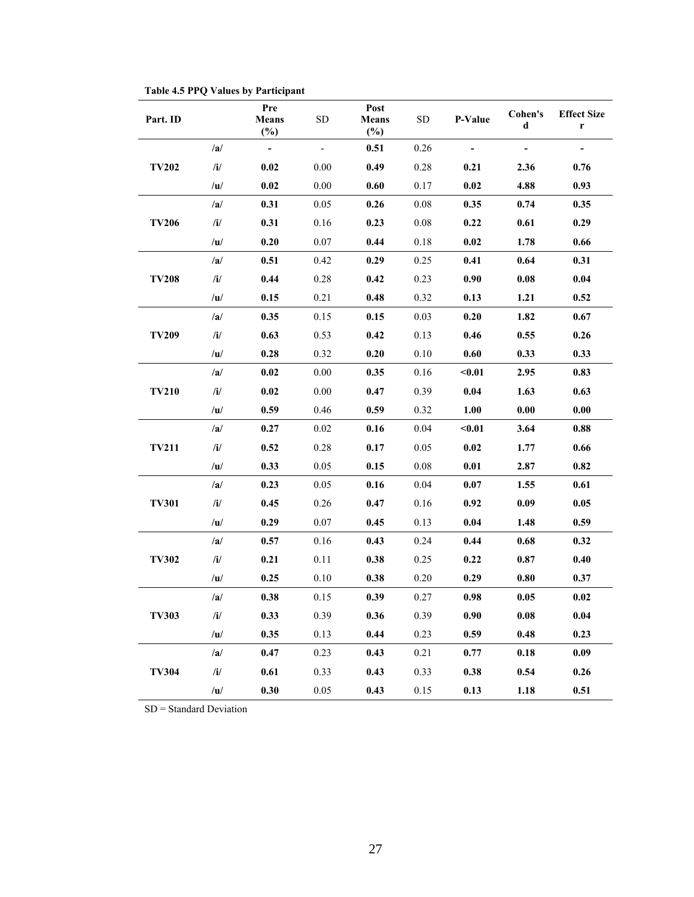**Table 4.5 PPQ Values by Participant**

| Part. ID | | Pre Means (%) | SD | Post Means (%) | SD | P-Value | Cohen's d | Effect Size r |
|---|---|---|---|---|---|---|---|---|
| | /a/ | - | - | **0.51** | 0.26 | - | - | - |
| **TV202** | /i/ | **0.02** | 0.00 | **0.49** | 0.28 | **0.21** | **2.36** | **0.76** |
| | /u/ | **0.02** | 0.00 | **0.60** | 0.17 | **0.02** | **4.88** | **0.93** |
| | /a/ | **0.31** | 0.05 | **0.26** | 0.08 | **0.35** | **0.74** | **0.35** |
| **TV206** | /i/ | **0.31** | 0.16 | **0.23** | 0.08 | **0.22** | **0.61** | **0.29** |
| | /u/ | **0.20** | 0.07 | **0.44** | 0.18 | **0.02** | **1.78** | **0.66** |
| | /a/ | **0.51** | 0.42 | **0.29** | 0.25 | **0.41** | **0.64** | **0.31** |
| **TV208** | /i/ | **0.44** | 0.28 | **0.42** | 0.23 | **0.90** | **0.08** | **0.04** |
| | /u/ | **0.15** | 0.21 | **0.48** | 0.32 | **0.13** | **1.21** | **0.52** |
| | /a/ | **0.35** | 0.15 | **0.15** | 0.03 | **0.20** | **1.82** | **0.67** |
| **TV209** | /i/ | **0.63** | 0.53 | **0.42** | 0.13 | **0.46** | **0.55** | **0.26** |
| | /u/ | **0.28** | 0.32 | **0.20** | 0.10 | **0.60** | **0.33** | **0.33** |
| | /a/ | **0.02** | 0.00 | **0.35** | 0.16 | **<0.01** | **2.95** | **0.83** |
| **TV210** | /i/ | **0.02** | 0.00 | **0.47** | 0.39 | **0.04** | **1.63** | **0.63** |
| | /u/ | **0.59** | 0.46 | **0.59** | 0.32 | **1.00** | **0.00** | **0.00** |
| | /a/ | **0.27** | 0.02 | **0.16** | 0.04 | **<0.01** | **3.64** | **0.88** |
| **TV211** | /i/ | **0.52** | 0.28 | **0.17** | 0.05 | **0.02** | **1.77** | **0.66** |
| | /u/ | **0.33** | 0.05 | **0.15** | 0.08 | **0.01** | **2.87** | **0.82** |
| | /a/ | **0.23** | 0.05 | **0.16** | 0.04 | **0.07** | **1.55** | **0.61** |
| **TV301** | /i/ | **0.45** | 0.26 | **0.47** | 0.16 | **0.92** | **0.09** | **0.05** |
| | /u/ | **0.29** | 0.07 | **0.45** | 0.13 | **0.04** | **1.48** | **0.59** |
| | /a/ | **0.57** | 0.16 | **0.43** | 0.24 | **0.44** | **0.68** | **0.32** |
| **TV302** | /i/ | **0.21** | 0.11 | **0.38** | 0.25 | **0.22** | **0.87** | **0.40** |
| | /u/ | **0.25** | 0.10 | **0.38** | 0.20 | **0.29** | **0.80** | **0.37** |
| | /a/ | **0.38** | 0.15 | **0.39** | 0.27 | **0.98** | **0.05** | **0.02** |
| **TV303** | /i/ | **0.33** | 0.39 | **0.36** | 0.39 | **0.90** | **0.08** | **0.04** |
| | /u/ | **0.35** | 0.13 | **0.44** | 0.23 | **0.59** | **0.48** | **0.23** |
| | /a/ | **0.47** | 0.23 | **0.43** | 0.21 | **0.77** | **0.18** | **0.09** |
| **TV304** | /i/ | **0.61** | 0.33 | **0.43** | 0.33 | **0.38** | **0.54** | **0.26** |
| | /u/ | **0.30** | 0.05 | **0.43** | 0.15 | **0.13** | **1.18** | **0.51** |

SD = Standard Deviation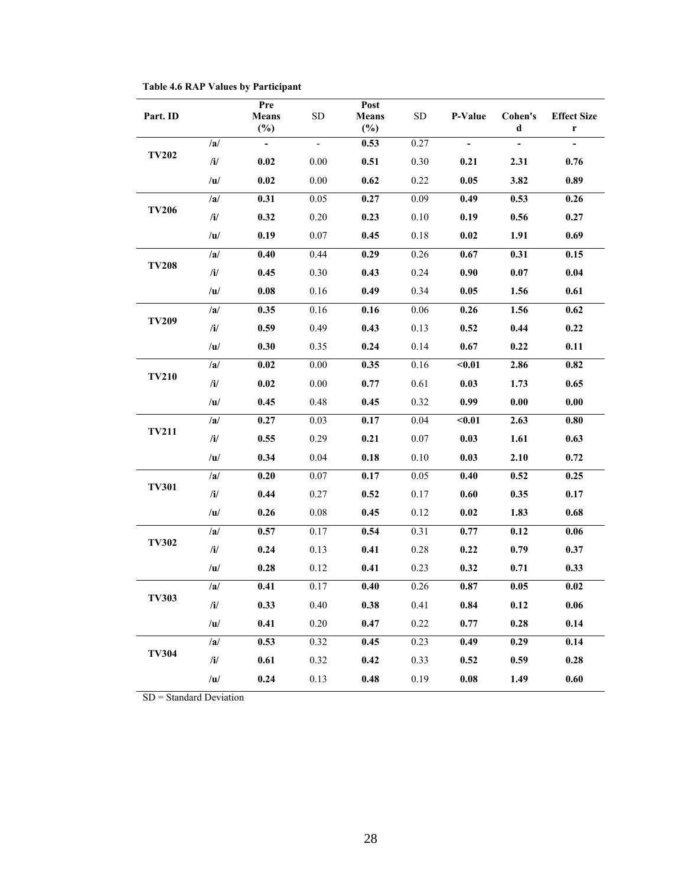**Table 4.6 RAP Values by Participant**

| Part. ID | | Pre Means (%) | SD | Post Means (%) | SD | P-Value | Cohen's d | Effect Size r |
|---|---|---|---|---|---|---|---|---|
| TV202 | /a/ | - | - | 0.53 | 0.27 | - | - | - |
| | /i/ | 0.02 | 0.00 | 0.51 | 0.30 | 0.21 | 2.31 | 0.76 |
| | /u/ | 0.02 | 0.00 | 0.62 | 0.22 | 0.05 | 3.82 | 0.89 |
| TV206 | /a/ | 0.31 | 0.05 | 0.27 | 0.09 | 0.49 | 0.53 | 0.26 |
| | /i/ | 0.32 | 0.20 | 0.23 | 0.10 | 0.19 | 0.56 | 0.27 |
| | /u/ | 0.19 | 0.07 | 0.45 | 0.18 | 0.02 | 1.91 | 0.69 |
| TV208 | /a/ | 0.40 | 0.44 | 0.29 | 0.26 | 0.67 | 0.31 | 0.15 |
| | /i/ | 0.45 | 0.30 | 0.43 | 0.24 | 0.90 | 0.07 | 0.04 |
| | /u/ | 0.08 | 0.16 | 0.49 | 0.34 | 0.05 | 1.56 | 0.61 |
| TV209 | /a/ | 0.35 | 0.16 | 0.16 | 0.06 | 0.26 | 1.56 | 0.62 |
| | /i/ | 0.59 | 0.49 | 0.43 | 0.13 | 0.52 | 0.44 | 0.22 |
| | /u/ | 0.30 | 0.35 | 0.24 | 0.14 | 0.67 | 0.22 | 0.11 |
| TV210 | /a/ | 0.02 | 0.00 | 0.35 | 0.16 | <0.01 | 2.86 | 0.82 |
| | /i/ | 0.02 | 0.00 | 0.77 | 0.61 | 0.03 | 1.73 | 0.65 |
| | /u/ | 0.45 | 0.48 | 0.45 | 0.32 | 0.99 | 0.00 | 0.00 |
| TV211 | /a/ | 0.27 | 0.03 | 0.17 | 0.04 | <0.01 | 2.63 | 0.80 |
| | /i/ | 0.55 | 0.29 | 0.21 | 0.07 | 0.03 | 1.61 | 0.63 |
| | /u/ | 0.34 | 0.04 | 0.18 | 0.10 | 0.03 | 2.10 | 0.72 |
| TV301 | /a/ | 0.20 | 0.07 | 0.17 | 0.05 | 0.40 | 0.52 | 0.25 |
| | /i/ | 0.44 | 0.27 | 0.52 | 0.17 | 0.60 | 0.35 | 0.17 |
| | /u/ | 0.26 | 0.08 | 0.45 | 0.12 | 0.02 | 1.83 | 0.68 |
| TV302 | /a/ | 0.57 | 0.17 | 0.54 | 0.31 | 0.77 | 0.12 | 0.06 |
| | /i/ | 0.24 | 0.13 | 0.41 | 0.28 | 0.22 | 0.79 | 0.37 |
| | /u/ | 0.28 | 0.12 | 0.41 | 0.23 | 0.32 | 0.71 | 0.33 |
| TV303 | /a/ | 0.41 | 0.17 | 0.40 | 0.26 | 0.87 | 0.05 | 0.02 |
| | /i/ | 0.33 | 0.40 | 0.38 | 0.41 | 0.84 | 0.12 | 0.06 |
| | /u/ | 0.41 | 0.20 | 0.47 | 0.22 | 0.77 | 0.28 | 0.14 |
| TV304 | /a/ | 0.53 | 0.32 | 0.45 | 0.23 | 0.49 | 0.29 | 0.14 |
| | /i/ | 0.61 | 0.32 | 0.42 | 0.33 | 0.52 | 0.59 | 0.28 |
| | /u/ | 0.24 | 0.13 | 0.48 | 0.19 | 0.08 | 1.49 | 0.60 |

SD = Standard Deviation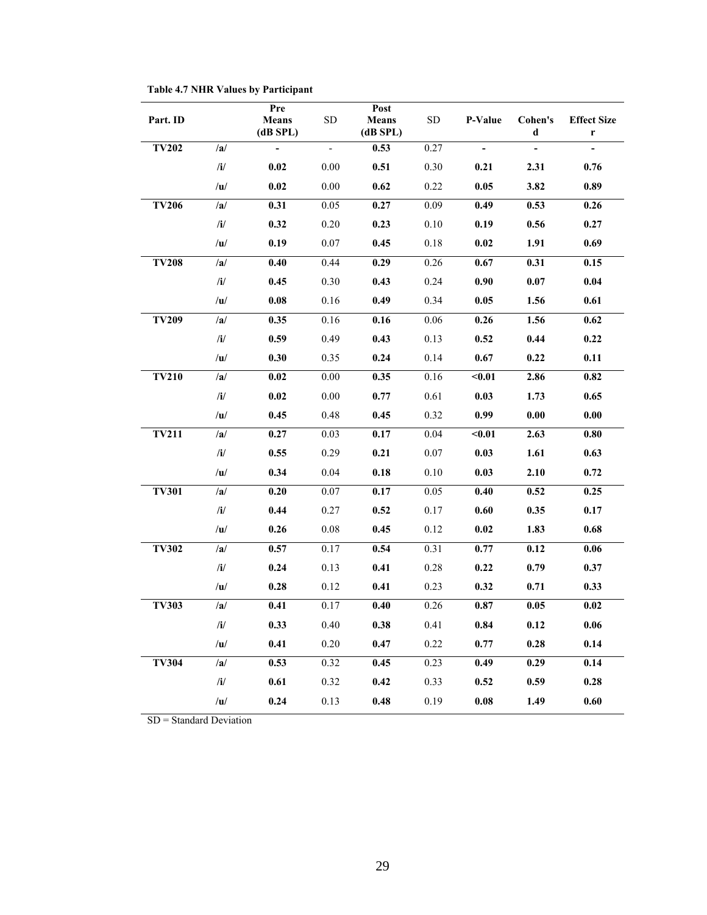**Table 4.7 NHR Values by Participant**

| Part. ID | | Pre Means (dB SPL) | SD | Post Means (dB SPL) | SD | P-Value | Cohen's d | Effect Size r |
|---|---|---|---|---|---|---|---|---|
| **TV202** | **/a/** | **-** | - | **0.53** | 0.27 | **-** | **-** | **-** |
| | **/i/** | **0.02** | 0.00 | **0.51** | 0.30 | **0.21** | **2.31** | **0.76** |
| | **/u/** | **0.02** | 0.00 | **0.62** | 0.22 | **0.05** | **3.82** | **0.89** |
| **TV206** | **/a/** | **0.31** | 0.05 | **0.27** | 0.09 | **0.49** | **0.53** | **0.26** |
| | **/i/** | **0.32** | 0.20 | **0.23** | 0.10 | **0.19** | **0.56** | **0.27** |
| | **/u/** | **0.19** | 0.07 | **0.45** | 0.18 | **0.02** | **1.91** | **0.69** |
| **TV208** | **/a/** | **0.40** | 0.44 | **0.29** | 0.26 | **0.67** | **0.31** | **0.15** |
| | **/i/** | **0.45** | 0.30 | **0.43** | 0.24 | **0.90** | **0.07** | **0.04** |
| | **/u/** | **0.08** | 0.16 | **0.49** | 0.34 | **0.05** | **1.56** | **0.61** |
| **TV209** | **/a/** | **0.35** | 0.16 | **0.16** | 0.06 | **0.26** | **1.56** | **0.62** |
| | **/i/** | **0.59** | 0.49 | **0.43** | 0.13 | **0.52** | **0.44** | **0.22** |
| | **/u/** | **0.30** | 0.35 | **0.24** | 0.14 | **0.67** | **0.22** | **0.11** |
| **TV210** | **/a/** | **0.02** | 0.00 | **0.35** | 0.16 | **<0.01** | **2.86** | **0.82** |
| | **/i/** | **0.02** | 0.00 | **0.77** | 0.61 | **0.03** | **1.73** | **0.65** |
| | **/u/** | **0.45** | 0.48 | **0.45** | 0.32 | **0.99** | **0.00** | **0.00** |
| **TV211** | **/a/** | **0.27** | 0.03 | **0.17** | 0.04 | **<0.01** | **2.63** | **0.80** |
| | **/i/** | **0.55** | 0.29 | **0.21** | 0.07 | **0.03** | **1.61** | **0.63** |
| | **/u/** | **0.34** | 0.04 | **0.18** | 0.10 | **0.03** | **2.10** | **0.72** |
| **TV301** | **/a/** | **0.20** | 0.07 | **0.17** | 0.05 | **0.40** | **0.52** | **0.25** |
| | **/i/** | **0.44** | 0.27 | **0.52** | 0.17 | **0.60** | **0.35** | **0.17** |
| | **/u/** | **0.26** | 0.08 | **0.45** | 0.12 | **0.02** | **1.83** | **0.68** |
| **TV302** | **/a/** | **0.57** | 0.17 | **0.54** | 0.31 | **0.77** | **0.12** | **0.06** |
| | **/i/** | **0.24** | 0.13 | **0.41** | 0.28 | **0.22** | **0.79** | **0.37** |
| | **/u/** | **0.28** | 0.12 | **0.41** | 0.23 | **0.32** | **0.71** | **0.33** |
| **TV303** | **/a/** | **0.41** | 0.17 | **0.40** | 0.26 | **0.87** | **0.05** | **0.02** |
| | **/i/** | **0.33** | 0.40 | **0.38** | 0.41 | **0.84** | **0.12** | **0.06** |
| | **/u/** | **0.41** | 0.20 | **0.47** | 0.22 | **0.77** | **0.28** | **0.14** |
| **TV304** | **/a/** | **0.53** | 0.32 | **0.45** | 0.23 | **0.49** | **0.29** | **0.14** |
| | **/i/** | **0.61** | 0.32 | **0.42** | 0.33 | **0.52** | **0.59** | **0.28** |
| | **/u/** | **0.24** | 0.13 | **0.48** | 0.19 | **0.08** | **1.49** | **0.60** |

SD = Standard Deviation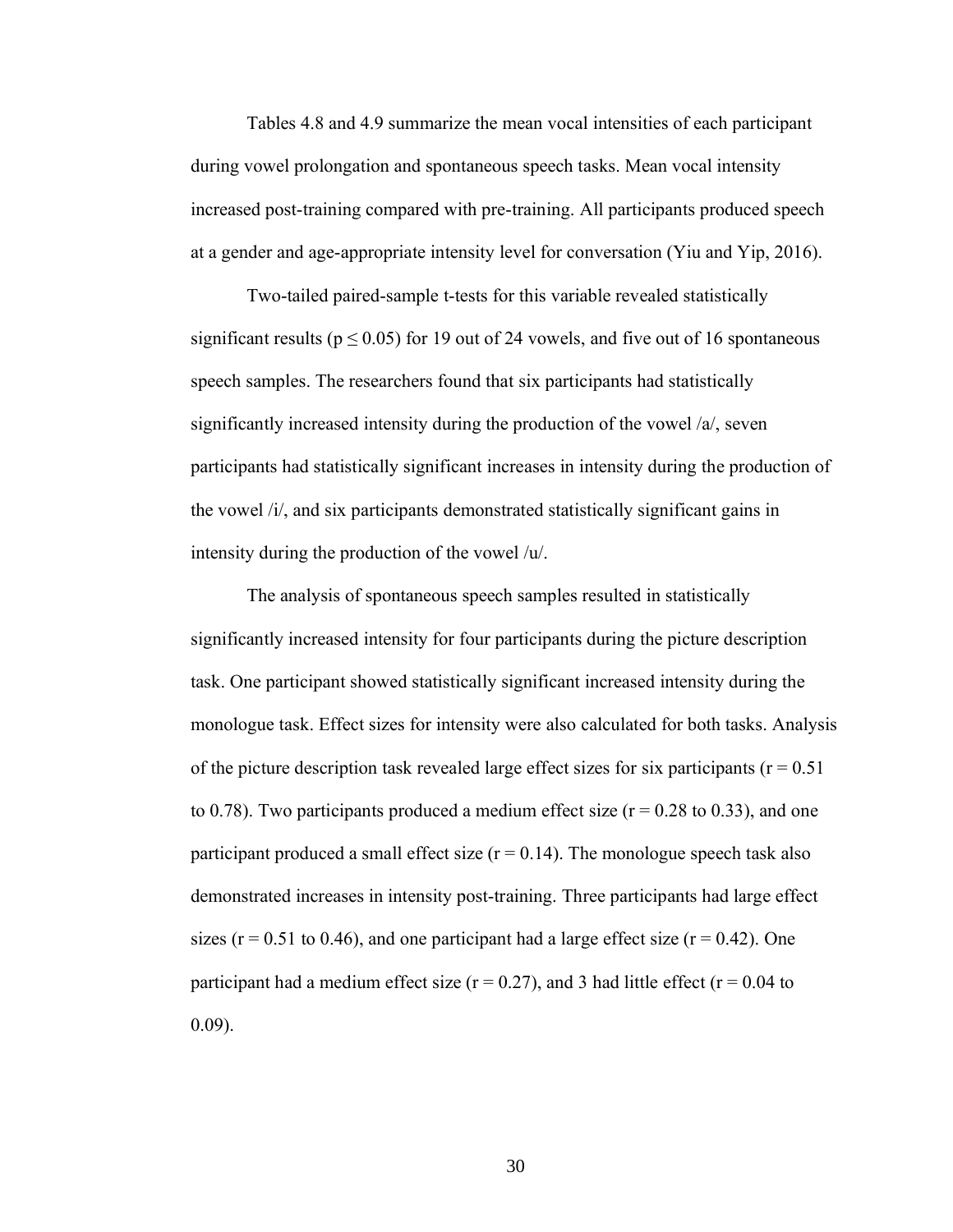Tables 4.8 and 4.9 summarize the mean vocal intensities of each participant during vowel prolongation and spontaneous speech tasks. Mean vocal intensity increased post-training compared with pre-training. All participants produced speech at a gender and age-appropriate intensity level for conversation (Yiu and Yip, 2016).

Two-tailed paired-sample t-tests for this variable revealed statistically significant results ($p \leq 0.05$) for 19 out of 24 vowels, and five out of 16 spontaneous speech samples. The researchers found that six participants had statistically significantly increased intensity during the production of the vowel /a/, seven participants had statistically significant increases in intensity during the production of the vowel /i/, and six participants demonstrated statistically significant gains in intensity during the production of the vowel /u/.

The analysis of spontaneous speech samples resulted in statistically significantly increased intensity for four participants during the picture description task. One participant showed statistically significant increased intensity during the monologue task. Effect sizes for intensity were also calculated for both tasks. Analysis of the picture description task revealed large effect sizes for six participants ($r = 0.51$ to 0.78). Two participants produced a medium effect size ($r = 0.28$ to 0.33), and one participant produced a small effect size ($r = 0.14$). The monologue speech task also demonstrated increases in intensity post-training. Three participants had large effect sizes ($r = 0.51$ to 0.46), and one participant had a large effect size ($r = 0.42$). One participant had a medium effect size ($r = 0.27$), and 3 had little effect ($r = 0.04$ to 0.09).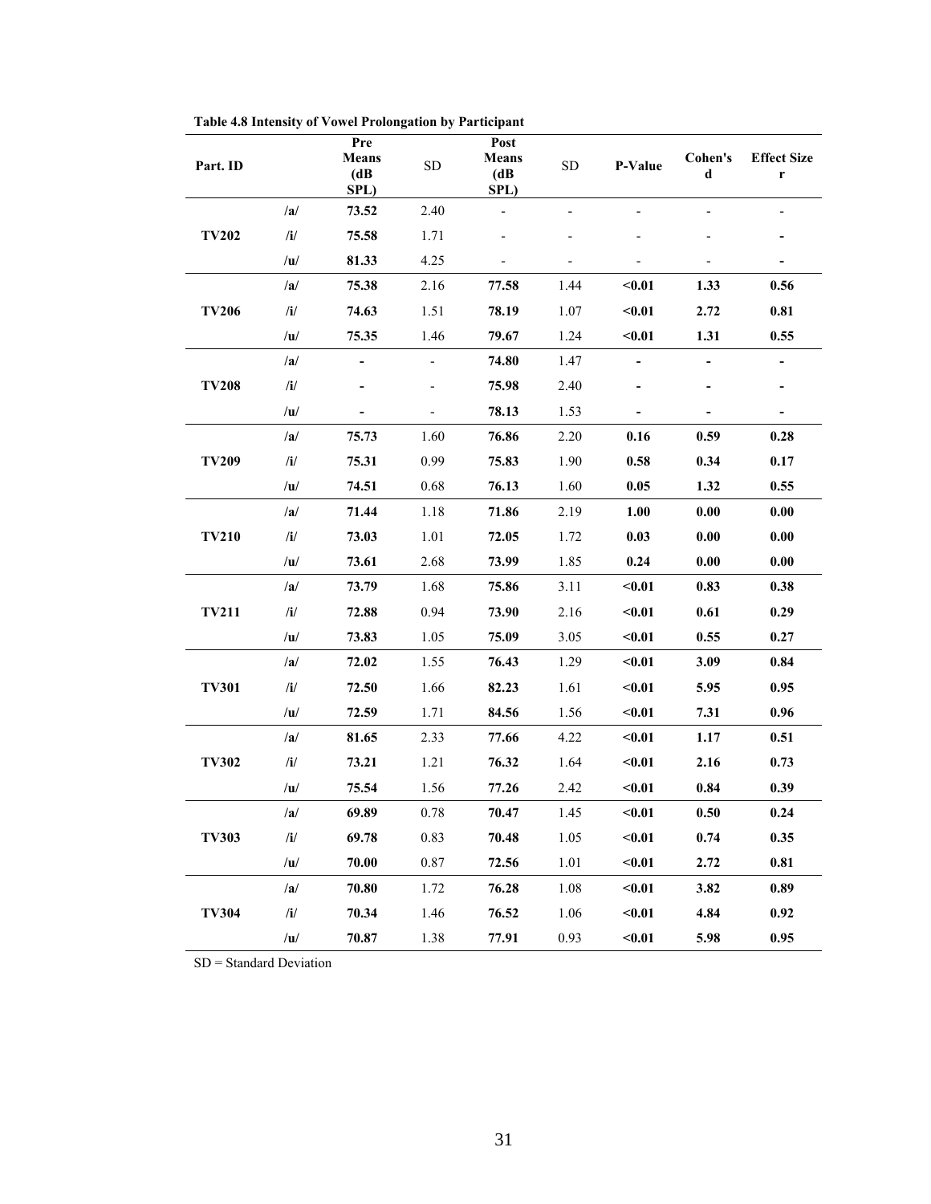**Table 4.8 Intensity of Vowel Prolongation by Participant**

| Part. ID | | Pre Means (dB SPL) | SD | Post Means (dB SPL) | SD | P-Value | Cohen's d | Effect Size r |
|---|---|---|---|---|---|---|---|---|
| TV202 | /a/ | **73.52** | 2.40 | - | - | - | - | - |
| | /i/ | **75.58** | 1.71 | - | - | - | - | - |
| | /u/ | **81.33** | 4.25 | - | - | - | - | - |
| TV206 | /a/ | **75.38** | 2.16 | **77.58** | 1.44 | **<0.01** | **1.33** | **0.56** |
| | /i/ | **74.63** | 1.51 | **78.19** | 1.07 | **<0.01** | **2.72** | **0.81** |
| | /u/ | **75.35** | 1.46 | **79.67** | 1.24 | **<0.01** | **1.31** | **0.55** |
| TV208 | /a/ | - | - | **74.80** | 1.47 | - | - | - |
| | /i/ | - | - | **75.98** | 2.40 | - | - | - |
| | /u/ | - | - | **78.13** | 1.53 | - | - | - |
| TV209 | /a/ | **75.73** | 1.60 | **76.86** | 2.20 | **0.16** | **0.59** | **0.28** |
| | /i/ | **75.31** | 0.99 | **75.83** | 1.90 | **0.58** | **0.34** | **0.17** |
| | /u/ | **74.51** | 0.68 | **76.13** | 1.60 | **0.05** | **1.32** | **0.55** |
| TV210 | /a/ | **71.44** | 1.18 | **71.86** | 2.19 | **1.00** | **0.00** | **0.00** |
| | /i/ | **73.03** | 1.01 | **72.05** | 1.72 | **0.03** | **0.00** | **0.00** |
| | /u/ | **73.61** | 2.68 | **73.99** | 1.85 | **0.24** | **0.00** | **0.00** |
| TV211 | /a/ | **73.79** | 1.68 | **75.86** | 3.11 | **<0.01** | **0.83** | **0.38** |
| | /i/ | **72.88** | 0.94 | **73.90** | 2.16 | **<0.01** | **0.61** | **0.29** |
| | /u/ | **73.83** | 1.05 | **75.09** | 3.05 | **<0.01** | **0.55** | **0.27** |
| TV301 | /a/ | **72.02** | 1.55 | **76.43** | 1.29 | **<0.01** | **3.09** | **0.84** |
| | /i/ | **72.50** | 1.66 | **82.23** | 1.61 | **<0.01** | **5.95** | **0.95** |
| | /u/ | **72.59** | 1.71 | **84.56** | 1.56 | **<0.01** | **7.31** | **0.96** |
| TV302 | /a/ | **81.65** | 2.33 | **77.66** | 4.22 | **<0.01** | **1.17** | **0.51** |
| | /i/ | **73.21** | 1.21 | **76.32** | 1.64 | **<0.01** | **2.16** | **0.73** |
| | /u/ | **75.54** | 1.56 | **77.26** | 2.42 | **<0.01** | **0.84** | **0.39** |
| TV303 | /a/ | **69.89** | 0.78 | **70.47** | 1.45 | **<0.01** | **0.50** | **0.24** |
| | /i/ | **69.78** | 0.83 | **70.48** | 1.05 | **<0.01** | **0.74** | **0.35** |
| | /u/ | **70.00** | 0.87 | **72.56** | 1.01 | **<0.01** | **2.72** | **0.81** |
| TV304 | /a/ | **70.80** | 1.72 | **76.28** | 1.08 | **<0.01** | **3.82** | **0.89** |
| | /i/ | **70.34** | 1.46 | **76.52** | 1.06 | **<0.01** | **4.84** | **0.92** |
| | /u/ | **70.87** | 1.38 | **77.91** | 0.93 | **<0.01** | **5.98** | **0.95** |

SD = Standard Deviation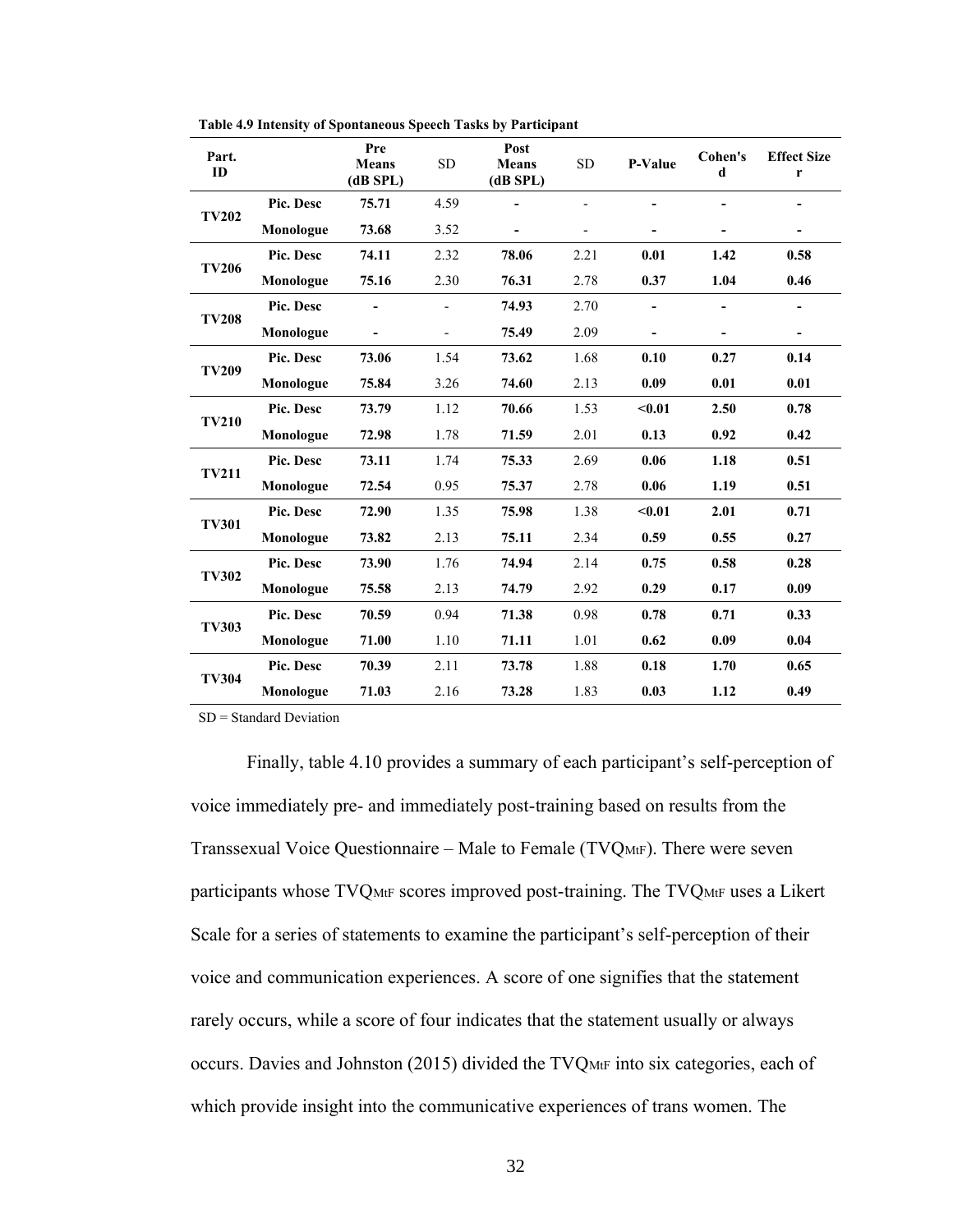**Table 4.9 Intensity of Spontaneous Speech Tasks by Participant**

| Part. ID | | Pre Means (dB SPL) | SD | Post Means (dB SPL) | SD | P-Value | Cohen's d | Effect Size r |
|---|---|---|---|---|---|---|---|---|
| **TV202** | **Pic. Desc** | **75.71** | 4.59 | **-** | - | **-** | **-** | **-** |
| | **Monologue** | **73.68** | 3.52 | **-** | - | **-** | **-** | **-** |
| **TV206** | **Pic. Desc** | **74.11** | 2.32 | **78.06** | 2.21 | **0.01** | **1.42** | **0.58** |
| | **Monologue** | **75.16** | 2.30 | **76.31** | 2.78 | **0.37** | **1.04** | **0.46** |
| **TV208** | **Pic. Desc** | **-** | - | **74.93** | 2.70 | **-** | **-** | **-** |
| | **Monologue** | **-** | - | **75.49** | 2.09 | **-** | **-** | **-** |
| **TV209** | **Pic. Desc** | **73.06** | 1.54 | **73.62** | 1.68 | **0.10** | **0.27** | **0.14** |
| | **Monologue** | **75.84** | 3.26 | **74.60** | 2.13 | **0.09** | **0.01** | **0.01** |
| **TV210** | **Pic. Desc** | **73.79** | 1.12 | **70.66** | 1.53 | **<0.01** | **2.50** | **0.78** |
| | **Monologue** | **72.98** | 1.78 | **71.59** | 2.01 | **0.13** | **0.92** | **0.42** |
| **TV211** | **Pic. Desc** | **73.11** | 1.74 | **75.33** | 2.69 | **0.06** | **1.18** | **0.51** |
| | **Monologue** | **72.54** | 0.95 | **75.37** | 2.78 | **0.06** | **1.19** | **0.51** |
| **TV301** | **Pic. Desc** | **72.90** | 1.35 | **75.98** | 1.38 | **<0.01** | **2.01** | **0.71** |
| | **Monologue** | **73.82** | 2.13 | **75.11** | 2.34 | **0.59** | **0.55** | **0.27** |
| **TV302** | **Pic. Desc** | **73.90** | 1.76 | **74.94** | 2.14 | **0.75** | **0.58** | **0.28** |
| | **Monologue** | **75.58** | 2.13 | **74.79** | 2.92 | **0.29** | **0.17** | **0.09** |
| **TV303** | **Pic. Desc** | **70.59** | 0.94 | **71.38** | 0.98 | **0.78** | **0.71** | **0.33** |
| | **Monologue** | **71.00** | 1.10 | **71.11** | 1.01 | **0.62** | **0.09** | **0.04** |
| **TV304** | **Pic. Desc** | **70.39** | 2.11 | **73.78** | 1.88 | **0.18** | **1.70** | **0.65** |
| | **Monologue** | **71.03** | 2.16 | **73.28** | 1.83 | **0.03** | **1.12** | **0.49** |

SD = Standard Deviation

Finally, table 4.10 provides a summary of each participant's self-perception of voice immediately pre- and immediately post-training based on results from the Transsexual Voice Questionnaire – Male to Female ($TVQ_{MtF}$). There were seven participants whose $TVQ_{MtF}$ scores improved post-training. The $TVQ_{MtF}$ uses a Likert Scale for a series of statements to examine the participant's self-perception of their voice and communication experiences. A score of one signifies that the statement rarely occurs, while a score of four indicates that the statement usually or always occurs. Davies and Johnston (2015) divided the $TVQ_{MtF}$ into six categories, each of which provide insight into the communicative experiences of trans women. The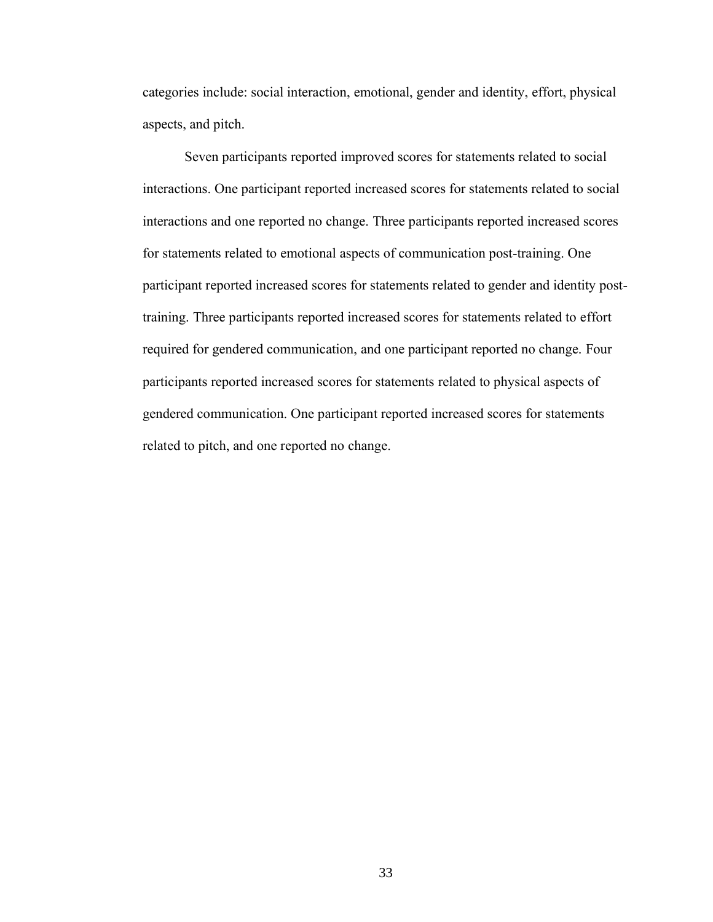categories include: social interaction, emotional, gender and identity, effort, physical aspects, and pitch.

Seven participants reported improved scores for statements related to social interactions. One participant reported increased scores for statements related to social interactions and one reported no change. Three participants reported increased scores for statements related to emotional aspects of communication post-training. One participant reported increased scores for statements related to gender and identity post-training. Three participants reported increased scores for statements related to effort required for gendered communication, and one participant reported no change. Four participants reported increased scores for statements related to physical aspects of gendered communication. One participant reported increased scores for statements related to pitch, and one reported no change.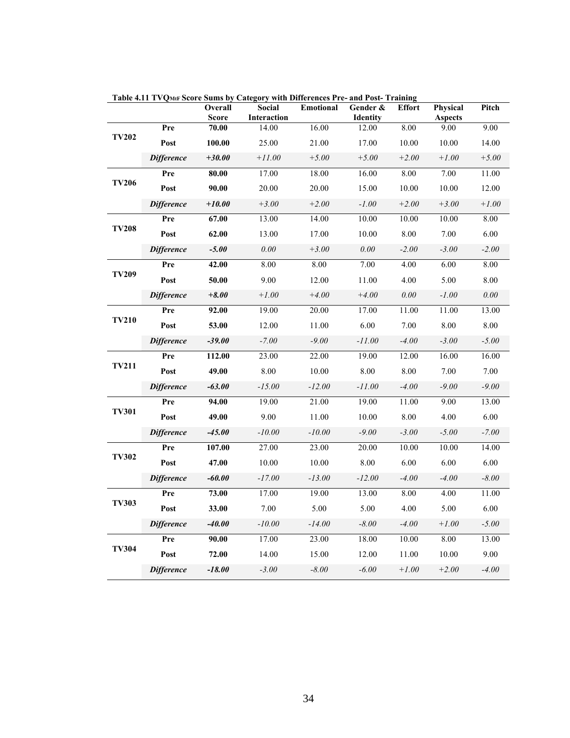**Table 4.11 $TVQ_{MtF}$ Score Sums by Category with Differences Pre- and Post- Training**

| | | Overall Score | Social Interaction | Emotional | Gender & Identity | Effort | Physical Aspects | Pitch |
|---|---|---|---|---|---|---|---|---|
| **TV202** | **Pre** | **70.00** | 14.00 | 16.00 | 12.00 | 8.00 | 9.00 | 9.00 |
| | **Post** | **100.00** | 25.00 | 21.00 | 17.00 | 10.00 | 10.00 | 14.00 |
| | ***Difference*** | ***+30.00*** | *+11.00* | *+5.00* | *+5.00* | *+2.00* | *+1.00* | *+5.00* |
| **TV206** | **Pre** | **80.00** | 17.00 | 18.00 | 16.00 | 8.00 | 7.00 | 11.00 |
| | **Post** | **90.00** | 20.00 | 20.00 | 15.00 | 10.00 | 10.00 | 12.00 |
| | ***Difference*** | ***+10.00*** | *+3.00* | *+2.00* | *-1.00* | *+2.00* | *+3.00* | *+1.00* |
| **TV208** | **Pre** | **67.00** | 13.00 | 14.00 | 10.00 | 10.00 | 10.00 | 8.00 |
| | **Post** | **62.00** | 13.00 | 17.00 | 10.00 | 8.00 | 7.00 | 6.00 |
| | ***Difference*** | ***-5.00*** | *0.00* | *+3.00* | *0.00* | *-2.00* | *-3.00* | *-2.00* |
| **TV209** | **Pre** | **42.00** | 8.00 | 8.00 | 7.00 | 4.00 | 6.00 | 8.00 |
| | **Post** | **50.00** | 9.00 | 12.00 | 11.00 | 4.00 | 5.00 | 8.00 |
| | ***Difference*** | ***+8.00*** | *+1.00* | *+4.00* | *+4.00* | *0.00* | *-1.00* | *0.00* |
| **TV210** | **Pre** | **92.00** | 19.00 | 20.00 | 17.00 | 11.00 | 11.00 | 13.00 |
| | **Post** | **53.00** | 12.00 | 11.00 | 6.00 | 7.00 | 8.00 | 8.00 |
| | ***Difference*** | ***-39.00*** | *-7.00* | *-9.00* | *-11.00* | *-4.00* | *-3.00* | *-5.00* |
| **TV211** | **Pre** | **112.00** | 23.00 | 22.00 | 19.00 | 12.00 | 16.00 | 16.00 |
| | **Post** | **49.00** | 8.00 | 10.00 | 8.00 | 8.00 | 7.00 | 7.00 |
| | ***Difference*** | ***-63.00*** | *-15.00* | *-12.00* | *-11.00* | *-4.00* | *-9.00* | *-9.00* |
| **TV301** | **Pre** | **94.00** | 19.00 | 21.00 | 19.00 | 11.00 | 9.00 | 13.00 |
| | **Post** | **49.00** | 9.00 | 11.00 | 10.00 | 8.00 | 4.00 | 6.00 |
| | ***Difference*** | ***-45.00*** | *-10.00* | *-10.00* | *-9.00* | *-3.00* | *-5.00* | *-7.00* |
| **TV302** | **Pre** | **107.00** | 27.00 | 23.00 | 20.00 | 10.00 | 10.00 | 14.00 |
| | **Post** | **47.00** | 10.00 | 10.00 | 8.00 | 6.00 | 6.00 | 6.00 |
| | ***Difference*** | ***-60.00*** | *-17.00* | *-13.00* | *-12.00* | *-4.00* | *-4.00* | *-8.00* |
| **TV303** | **Pre** | **73.00** | 17.00 | 19.00 | 13.00 | 8.00 | 4.00 | 11.00 |
| | **Post** | **33.00** | 7.00 | 5.00 | 5.00 | 4.00 | 5.00 | 6.00 |
| | ***Difference*** | ***-40.00*** | *-10.00* | *-14.00* | *-8.00* | *-4.00* | *+1.00* | *-5.00* |
| **TV304** | **Pre** | **90.00** | 17.00 | 23.00 | 18.00 | 10.00 | 8.00 | 13.00 |
| | **Post** | **72.00** | 14.00 | 15.00 | 12.00 | 11.00 | 10.00 | 9.00 |
| | ***Difference*** | ***-18.00*** | *-3.00* | *-8.00* | *-6.00* | *+1.00* | *+2.00* | *-4.00* |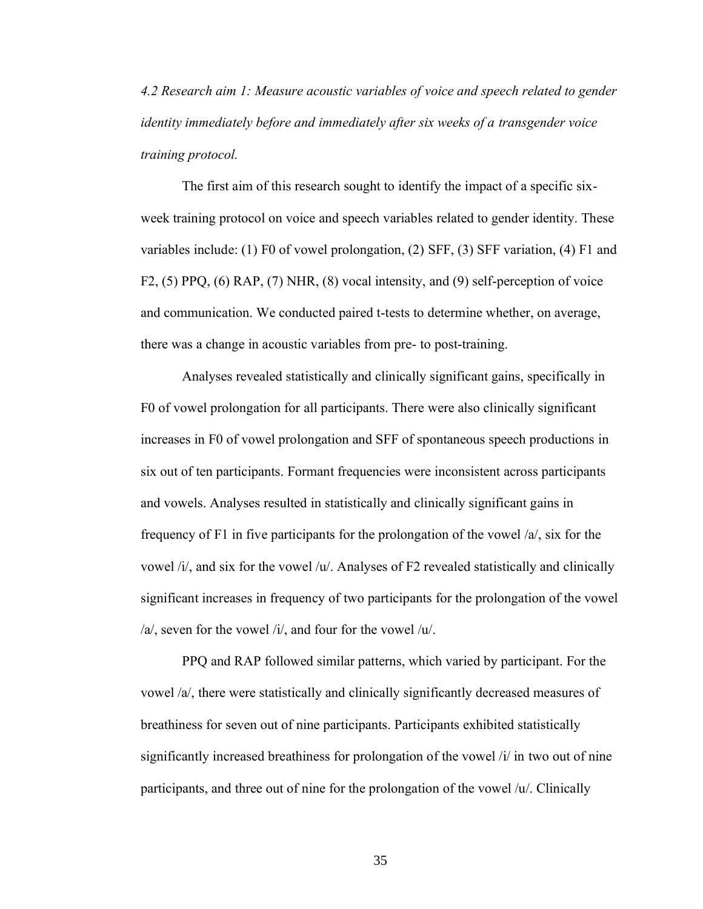*4.2 Research aim 1: Measure acoustic variables of voice and speech related to gender identity immediately before and immediately after six weeks of a transgender voice training protocol.*

The first aim of this research sought to identify the impact of a specific six-week training protocol on voice and speech variables related to gender identity. These variables include: (1) F0 of vowel prolongation, (2) SFF, (3) SFF variation, (4) F1 and F2, (5) PPQ, (6) RAP, (7) NHR, (8) vocal intensity, and (9) self-perception of voice and communication. We conducted paired t-tests to determine whether, on average, there was a change in acoustic variables from pre- to post-training.

Analyses revealed statistically and clinically significant gains, specifically in F0 of vowel prolongation for all participants. There were also clinically significant increases in F0 of vowel prolongation and SFF of spontaneous speech productions in six out of ten participants. Formant frequencies were inconsistent across participants and vowels. Analyses resulted in statistically and clinically significant gains in frequency of F1 in five participants for the prolongation of the vowel /a/, six for the vowel /i/, and six for the vowel /u/. Analyses of F2 revealed statistically and clinically significant increases in frequency of two participants for the prolongation of the vowel /a/, seven for the vowel /i/, and four for the vowel /u/.

PPQ and RAP followed similar patterns, which varied by participant. For the vowel /a/, there were statistically and clinically significantly decreased measures of breathiness for seven out of nine participants. Participants exhibited statistically significantly increased breathiness for prolongation of the vowel /i/ in two out of nine participants, and three out of nine for the prolongation of the vowel /u/. Clinically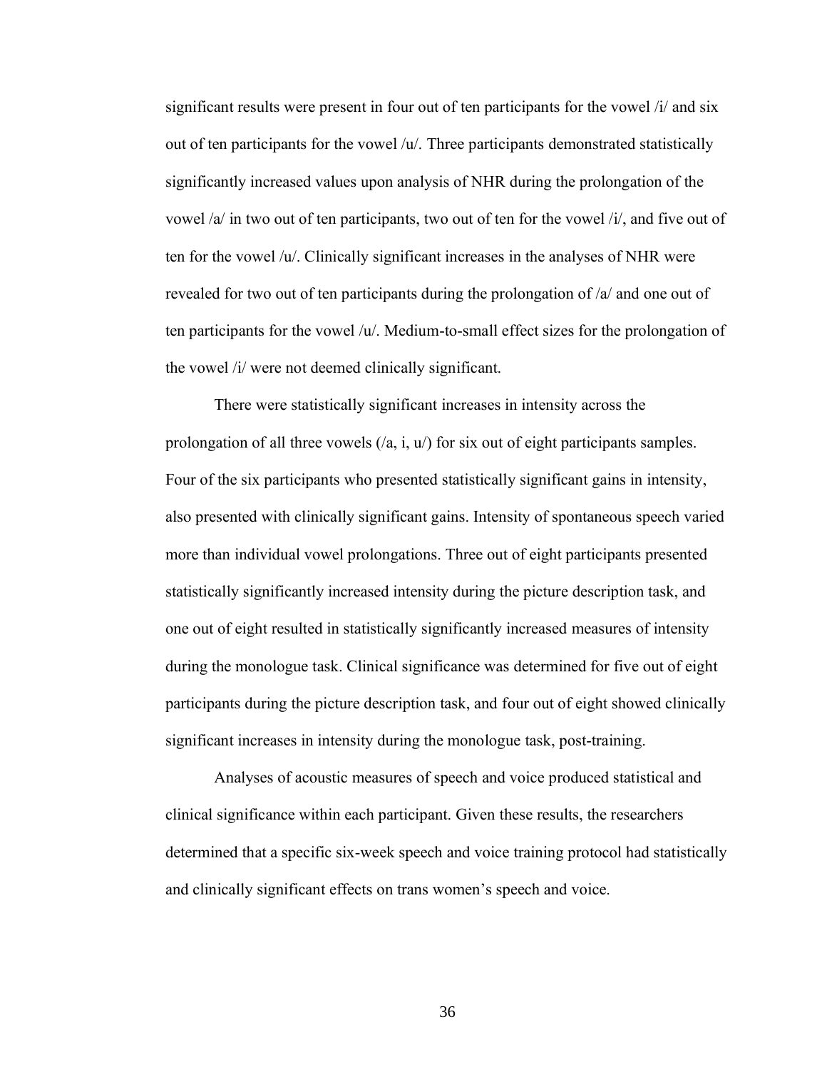significant results were present in four out of ten participants for the vowel /i/ and six out of ten participants for the vowel /u/. Three participants demonstrated statistically significantly increased values upon analysis of NHR during the prolongation of the vowel /a/ in two out of ten participants, two out of ten for the vowel /i/, and five out of ten for the vowel /u/. Clinically significant increases in the analyses of NHR were revealed for two out of ten participants during the prolongation of /a/ and one out of ten participants for the vowel /u/. Medium-to-small effect sizes for the prolongation of the vowel /i/ were not deemed clinically significant.

There were statistically significant increases in intensity across the prolongation of all three vowels (/a, i, u/) for six out of eight participants samples. Four of the six participants who presented statistically significant gains in intensity, also presented with clinically significant gains. Intensity of spontaneous speech varied more than individual vowel prolongations. Three out of eight participants presented statistically significantly increased intensity during the picture description task, and one out of eight resulted in statistically significantly increased measures of intensity during the monologue task. Clinical significance was determined for five out of eight participants during the picture description task, and four out of eight showed clinically significant increases in intensity during the monologue task, post-training.

Analyses of acoustic measures of speech and voice produced statistical and clinical significance within each participant. Given these results, the researchers determined that a specific six-week speech and voice training protocol had statistically and clinically significant effects on trans women's speech and voice.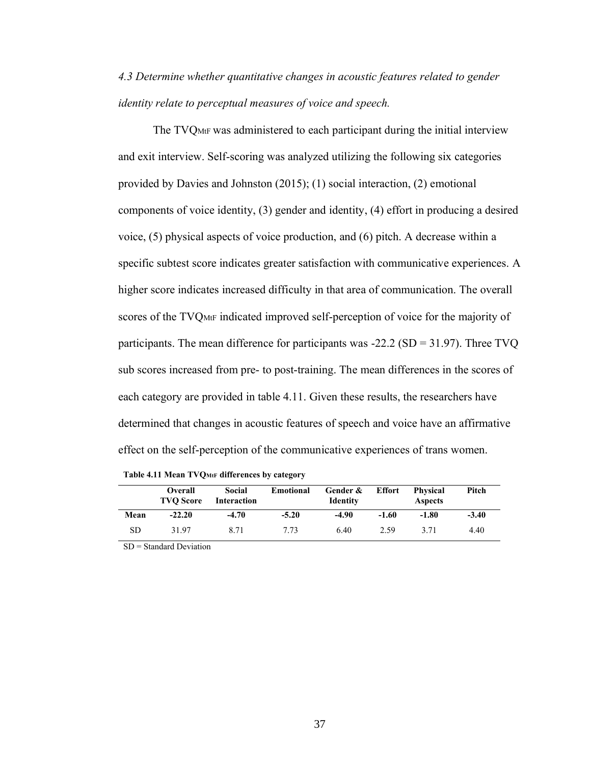*4.3 Determine whether quantitative changes in acoustic features related to gender identity relate to perceptual measures of voice and speech.*

The $TVQ_{MtF}$ was administered to each participant during the initial interview and exit interview. Self-scoring was analyzed utilizing the following six categories provided by Davies and Johnston (2015); (1) social interaction, (2) emotional components of voice identity, (3) gender and identity, (4) effort in producing a desired voice, (5) physical aspects of voice production, and (6) pitch. A decrease within a specific subtest score indicates greater satisfaction with communicative experiences. A higher score indicates increased difficulty in that area of communication. The overall scores of the $TVQ_{MtF}$ indicated improved self-perception of voice for the majority of participants. The mean difference for participants was -22.2 (SD = 31.97). Three TVQ sub scores increased from pre- to post-training. The mean differences in the scores of each category are provided in table 4.11. Given these results, the researchers have determined that changes in acoustic features of speech and voice have an affirmative effect on the self-perception of the communicative experiences of trans women.

**Table 4.11 Mean $TVQ_{MtF}$ differences by category**

| | Overall TVQ Score | Social Interaction | Emotional | Gender & Identity | Effort | Physical Aspects | Pitch |
|---|---|---|---|---|---|---|---|
| **Mean** | **-22.20** | **-4.70** | **-5.20** | **-4.90** | **-1.60** | **-1.80** | **-3.40** |
| SD | 31.97 | 8.71 | 7.73 | 6.40 | 2.59 | 3.71 | 4.40 |

SD = Standard Deviation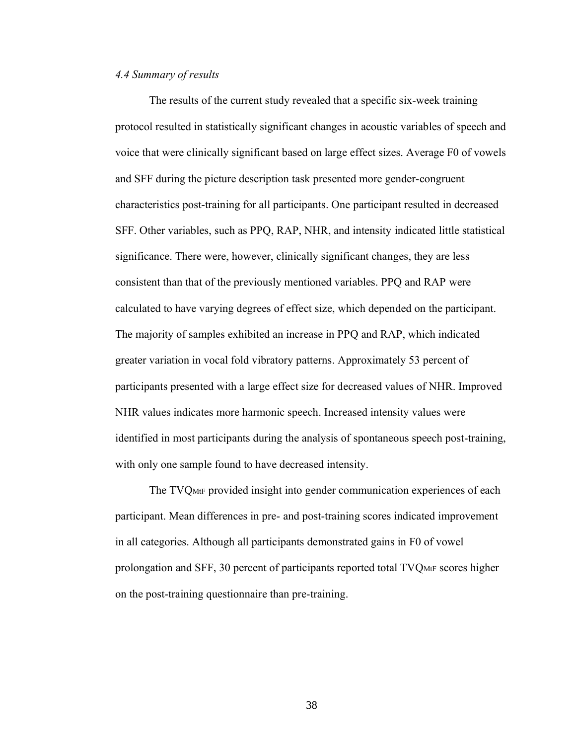### *4.4 Summary of results*

The results of the current study revealed that a specific six-week training protocol resulted in statistically significant changes in acoustic variables of speech and voice that were clinically significant based on large effect sizes. Average F0 of vowels and SFF during the picture description task presented more gender-congruent characteristics post-training for all participants. One participant resulted in decreased SFF. Other variables, such as PPQ, RAP, NHR, and intensity indicated little statistical significance. There were, however, clinically significant changes, they are less consistent than that of the previously mentioned variables. PPQ and RAP were calculated to have varying degrees of effect size, which depended on the participant. The majority of samples exhibited an increase in PPQ and RAP, which indicated greater variation in vocal fold vibratory patterns. Approximately 53 percent of participants presented with a large effect size for decreased values of NHR. Improved NHR values indicates more harmonic speech. Increased intensity values were identified in most participants during the analysis of spontaneous speech post-training, with only one sample found to have decreased intensity.

The $TVQ_{MtF}$ provided insight into gender communication experiences of each participant. Mean differences in pre- and post-training scores indicated improvement in all categories. Although all participants demonstrated gains in F0 of vowel prolongation and SFF, 30 percent of participants reported total $TVQ_{MtF}$ scores higher on the post-training questionnaire than pre-training.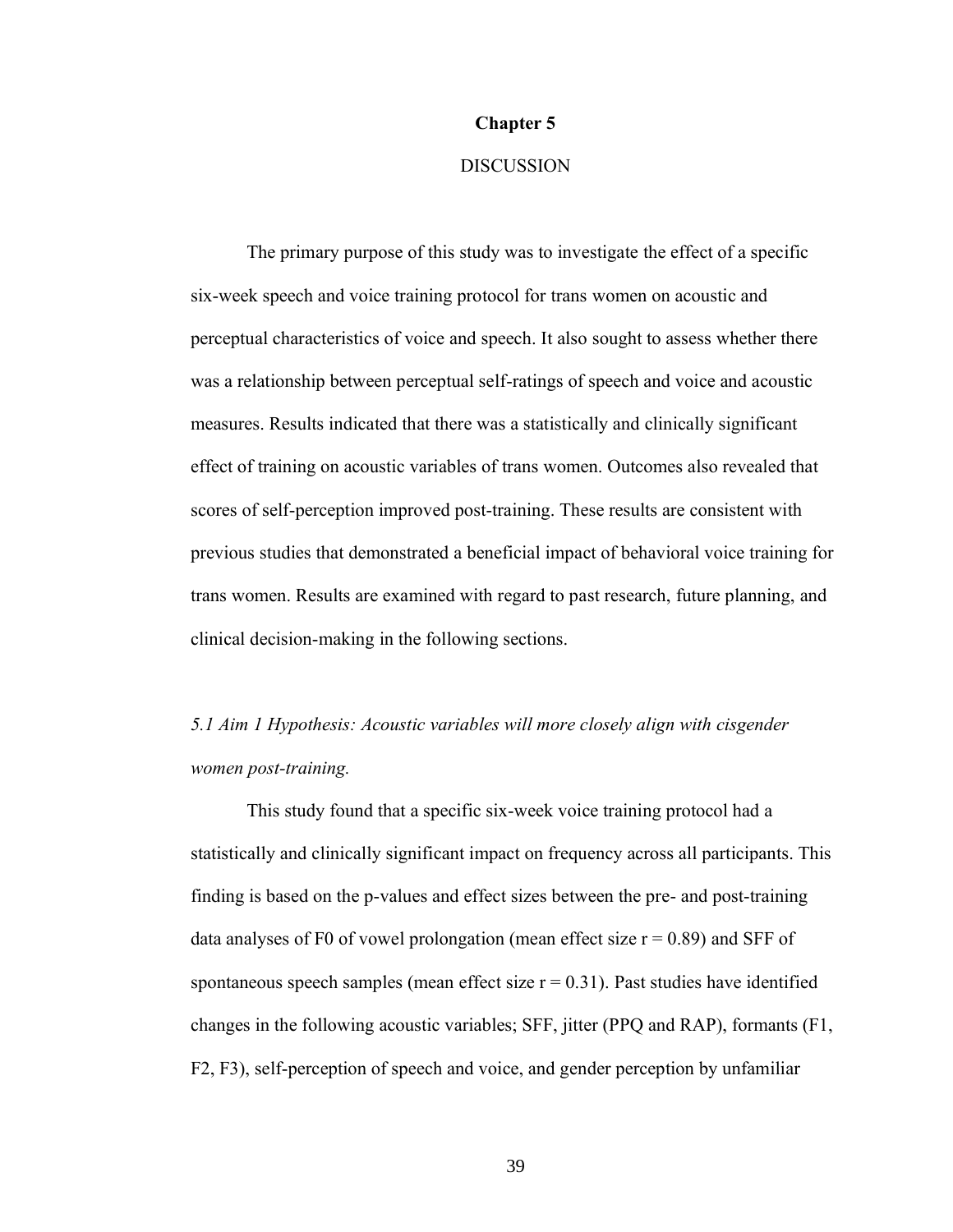# Chapter 5

## DISCUSSION

The primary purpose of this study was to investigate the effect of a specific six-week speech and voice training protocol for trans women on acoustic and perceptual characteristics of voice and speech. It also sought to assess whether there was a relationship between perceptual self-ratings of speech and voice and acoustic measures. Results indicated that there was a statistically and clinically significant effect of training on acoustic variables of trans women. Outcomes also revealed that scores of self-perception improved post-training. These results are consistent with previous studies that demonstrated a beneficial impact of behavioral voice training for trans women. Results are examined with regard to past research, future planning, and clinical decision-making in the following sections.

### *5.1 Aim 1 Hypothesis: Acoustic variables will more closely align with cisgender women post-training.*

This study found that a specific six-week voice training protocol had a statistically and clinically significant impact on frequency across all participants. This finding is based on the p-values and effect sizes between the pre- and post-training data analyses of F0 of vowel prolongation (mean effect size $r = 0.89$) and SFF of spontaneous speech samples (mean effect size $r = 0.31$). Past studies have identified changes in the following acoustic variables; SFF, jitter (PPQ and RAP), formants (F1, F2, F3), self-perception of speech and voice, and gender perception by unfamiliar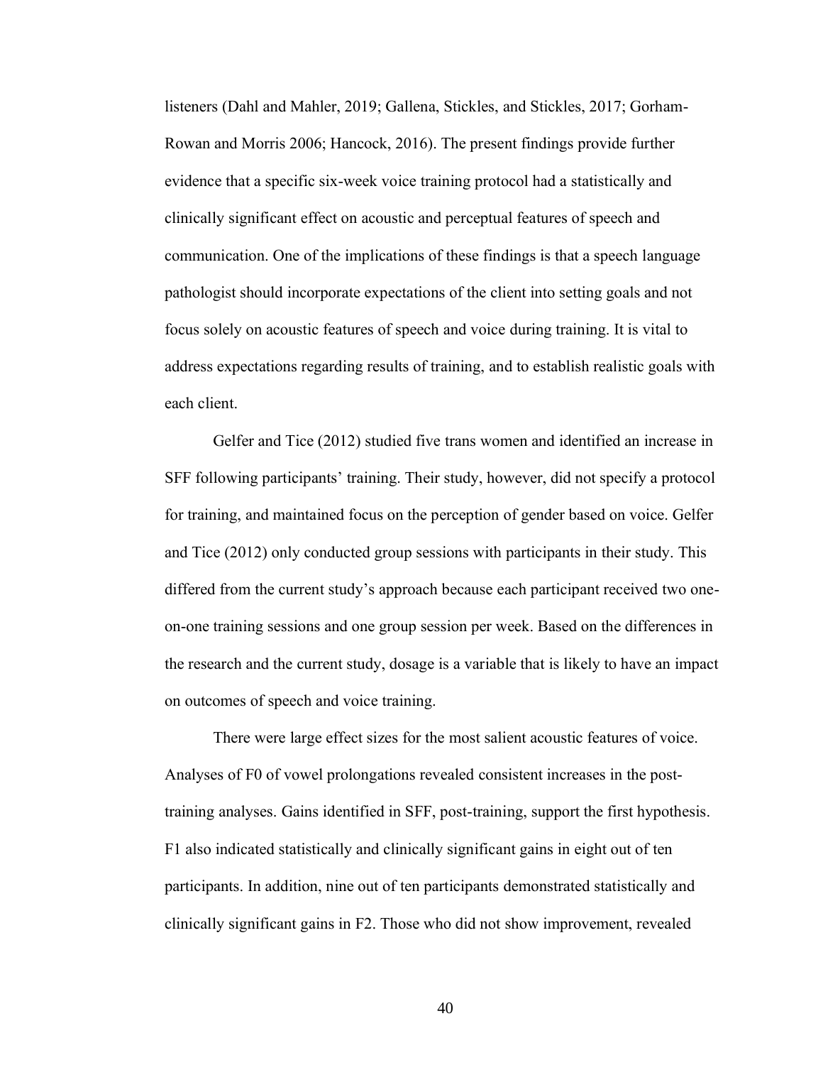listeners (Dahl and Mahler, 2019; Gallena, Stickles, and Stickles, 2017; Gorham-Rowan and Morris 2006; Hancock, 2016). The present findings provide further evidence that a specific six-week voice training protocol had a statistically and clinically significant effect on acoustic and perceptual features of speech and communication. One of the implications of these findings is that a speech language pathologist should incorporate expectations of the client into setting goals and not focus solely on acoustic features of speech and voice during training. It is vital to address expectations regarding results of training, and to establish realistic goals with each client.

Gelfer and Tice (2012) studied five trans women and identified an increase in SFF following participants' training. Their study, however, did not specify a protocol for training, and maintained focus on the perception of gender based on voice. Gelfer and Tice (2012) only conducted group sessions with participants in their study. This differed from the current study's approach because each participant received two one-on-one training sessions and one group session per week. Based on the differences in the research and the current study, dosage is a variable that is likely to have an impact on outcomes of speech and voice training.

There were large effect sizes for the most salient acoustic features of voice. Analyses of F0 of vowel prolongations revealed consistent increases in the post-training analyses. Gains identified in SFF, post-training, support the first hypothesis. F1 also indicated statistically and clinically significant gains in eight out of ten participants. In addition, nine out of ten participants demonstrated statistically and clinically significant gains in F2. Those who did not show improvement, revealed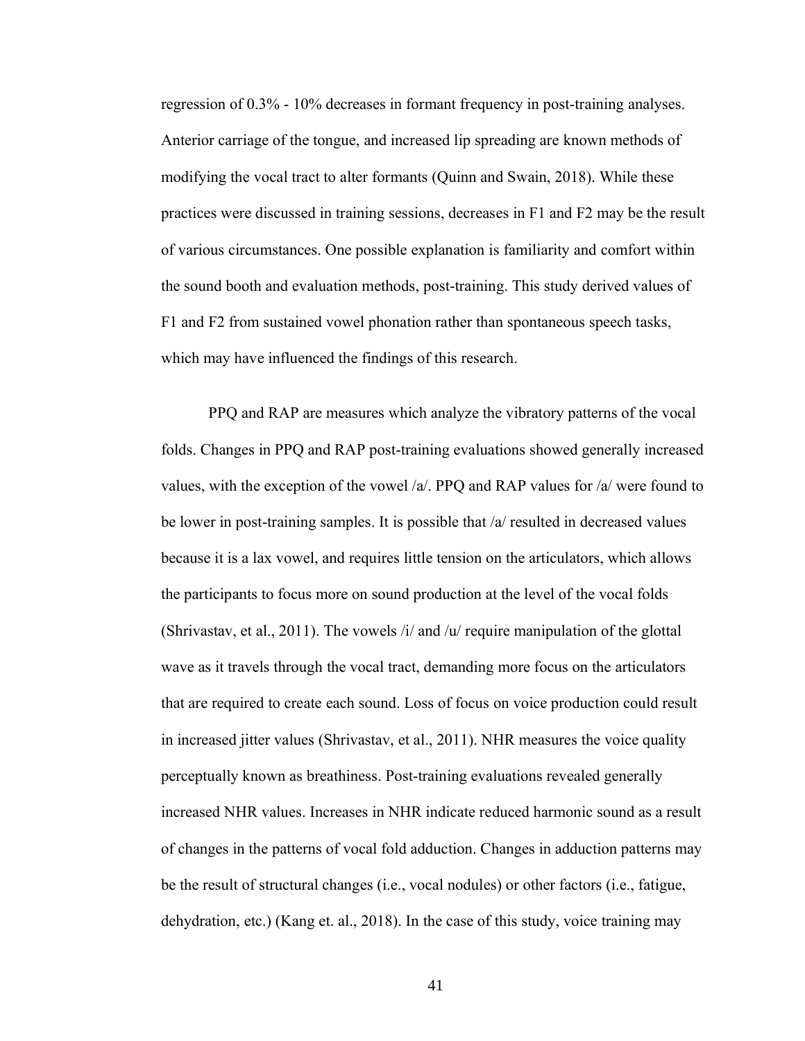regression of 0.3% - 10% decreases in formant frequency in post-training analyses. Anterior carriage of the tongue, and increased lip spreading are known methods of modifying the vocal tract to alter formants (Quinn and Swain, 2018). While these practices were discussed in training sessions, decreases in F1 and F2 may be the result of various circumstances. One possible explanation is familiarity and comfort within the sound booth and evaluation methods, post-training. This study derived values of F1 and F2 from sustained vowel phonation rather than spontaneous speech tasks, which may have influenced the findings of this research.

PPQ and RAP are measures which analyze the vibratory patterns of the vocal folds. Changes in PPQ and RAP post-training evaluations showed generally increased values, with the exception of the vowel /a/. PPQ and RAP values for /a/ were found to be lower in post-training samples. It is possible that /a/ resulted in decreased values because it is a lax vowel, and requires little tension on the articulators, which allows the participants to focus more on sound production at the level of the vocal folds (Shrivastav, et al., 2011). The vowels /i/ and /u/ require manipulation of the glottal wave as it travels through the vocal tract, demanding more focus on the articulators that are required to create each sound. Loss of focus on voice production could result in increased jitter values (Shrivastav, et al., 2011). NHR measures the voice quality perceptually known as breathiness. Post-training evaluations revealed generally increased NHR values. Increases in NHR indicate reduced harmonic sound as a result of changes in the patterns of vocal fold adduction. Changes in adduction patterns may be the result of structural changes (i.e., vocal nodules) or other factors (i.e., fatigue, dehydration, etc.) (Kang et. al., 2018). In the case of this study, voice training may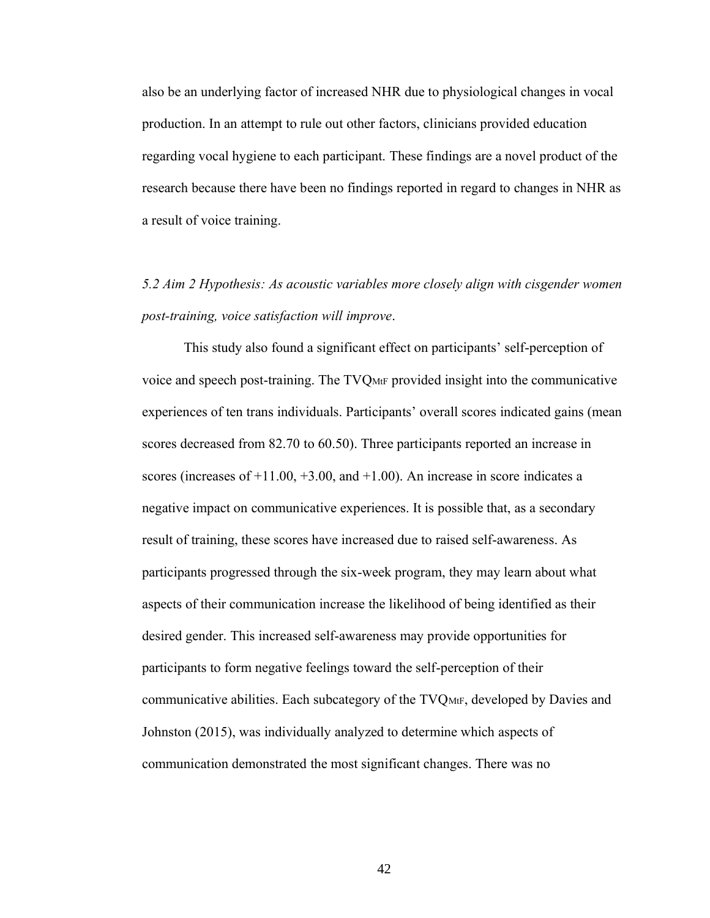also be an underlying factor of increased NHR due to physiological changes in vocal production. In an attempt to rule out other factors, clinicians provided education regarding vocal hygiene to each participant. These findings are a novel product of the research because there have been no findings reported in regard to changes in NHR as a result of voice training.

### *5.2 Aim 2 Hypothesis: As acoustic variables more closely align with cisgender women post-training, voice satisfaction will improve*.

This study also found a significant effect on participants' self-perception of voice and speech post-training. The $TVQ_{MtF}$ provided insight into the communicative experiences of ten trans individuals. Participants' overall scores indicated gains (mean scores decreased from 82.70 to 60.50). Three participants reported an increase in scores (increases of +11.00, +3.00, and +1.00). An increase in score indicates a negative impact on communicative experiences. It is possible that, as a secondary result of training, these scores have increased due to raised self-awareness. As participants progressed through the six-week program, they may learn about what aspects of their communication increase the likelihood of being identified as their desired gender. This increased self-awareness may provide opportunities for participants to form negative feelings toward the self-perception of their communicative abilities. Each subcategory of the $TVQ_{MtF}$, developed by Davies and Johnston (2015), was individually analyzed to determine which aspects of communication demonstrated the most significant changes. There was no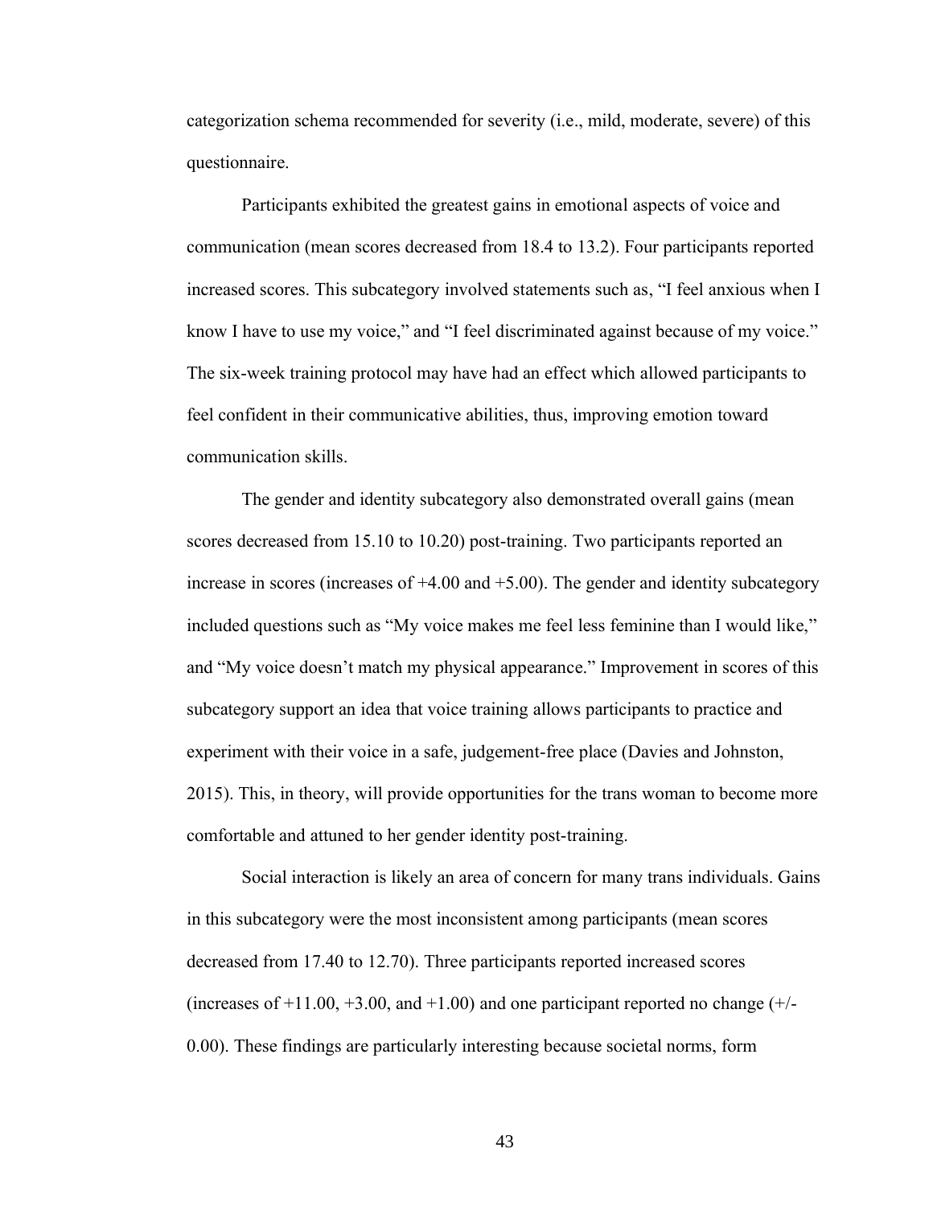categorization schema recommended for severity (i.e., mild, moderate, severe) of this questionnaire.

Participants exhibited the greatest gains in emotional aspects of voice and communication (mean scores decreased from 18.4 to 13.2). Four participants reported increased scores. This subcategory involved statements such as, "I feel anxious when I know I have to use my voice," and "I feel discriminated against because of my voice." The six-week training protocol may have had an effect which allowed participants to feel confident in their communicative abilities, thus, improving emotion toward communication skills.

The gender and identity subcategory also demonstrated overall gains (mean scores decreased from 15.10 to 10.20) post-training. Two participants reported an increase in scores (increases of +4.00 and +5.00). The gender and identity subcategory included questions such as "My voice makes me feel less feminine than I would like," and "My voice doesn't match my physical appearance." Improvement in scores of this subcategory support an idea that voice training allows participants to practice and experiment with their voice in a safe, judgement-free place (Davies and Johnston, 2015). This, in theory, will provide opportunities for the trans woman to become more comfortable and attuned to her gender identity post-training.

Social interaction is likely an area of concern for many trans individuals. Gains in this subcategory were the most inconsistent among participants (mean scores decreased from 17.40 to 12.70). Three participants reported increased scores (increases of +11.00, +3.00, and +1.00) and one participant reported no change (+/- 0.00). These findings are particularly interesting because societal norms, form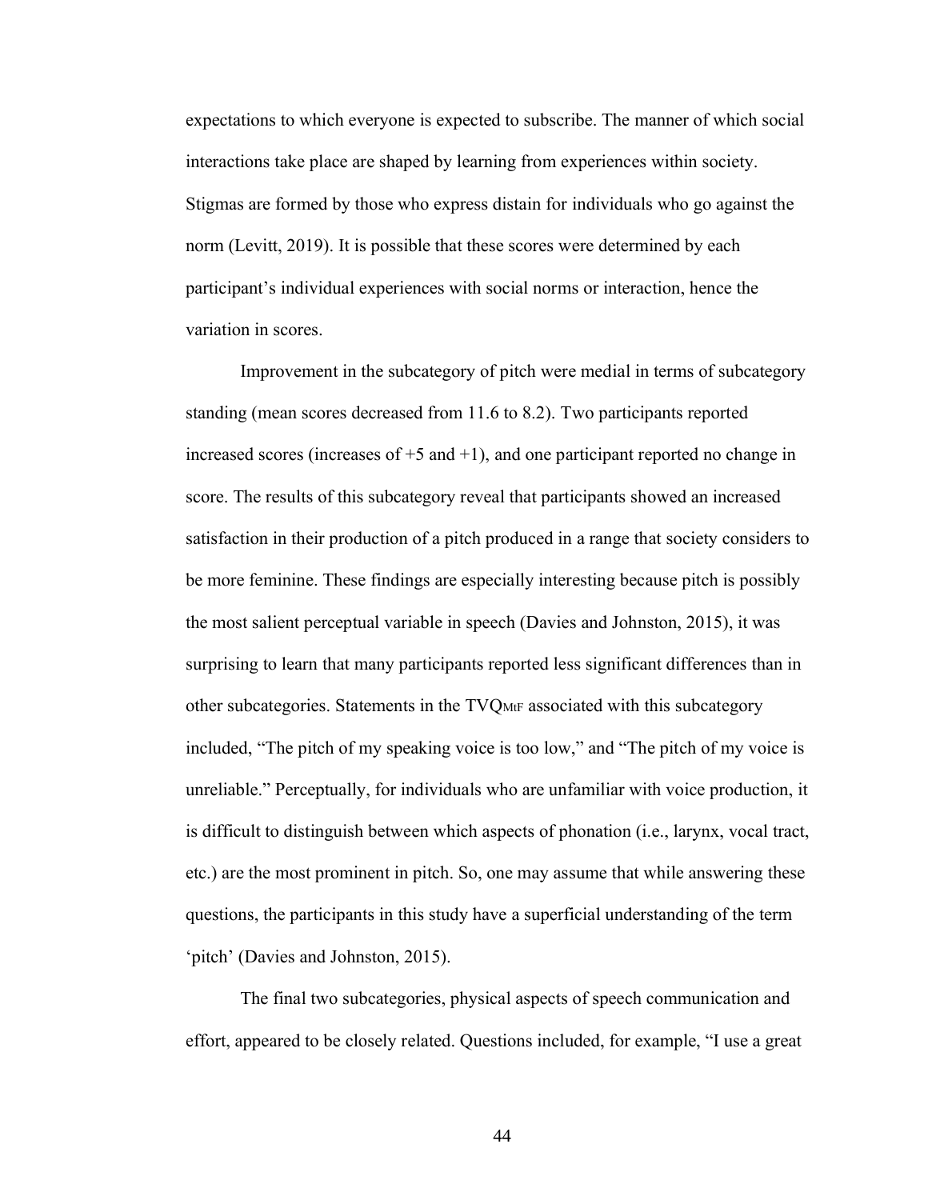expectations to which everyone is expected to subscribe. The manner of which social interactions take place are shaped by learning from experiences within society. Stigmas are formed by those who express distain for individuals who go against the norm (Levitt, 2019). It is possible that these scores were determined by each participant's individual experiences with social norms or interaction, hence the variation in scores.

Improvement in the subcategory of pitch were medial in terms of subcategory standing (mean scores decreased from 11.6 to 8.2). Two participants reported increased scores (increases of +5 and +1), and one participant reported no change in score. The results of this subcategory reveal that participants showed an increased satisfaction in their production of a pitch produced in a range that society considers to be more feminine. These findings are especially interesting because pitch is possibly the most salient perceptual variable in speech (Davies and Johnston, 2015), it was surprising to learn that many participants reported less significant differences than in other subcategories. Statements in the $TVQ_{MtF}$ associated with this subcategory included, "The pitch of my speaking voice is too low," and "The pitch of my voice is unreliable." Perceptually, for individuals who are unfamiliar with voice production, it is difficult to distinguish between which aspects of phonation (i.e., larynx, vocal tract, etc.) are the most prominent in pitch. So, one may assume that while answering these questions, the participants in this study have a superficial understanding of the term 'pitch' (Davies and Johnston, 2015).

The final two subcategories, physical aspects of speech communication and effort, appeared to be closely related. Questions included, for example, "I use a great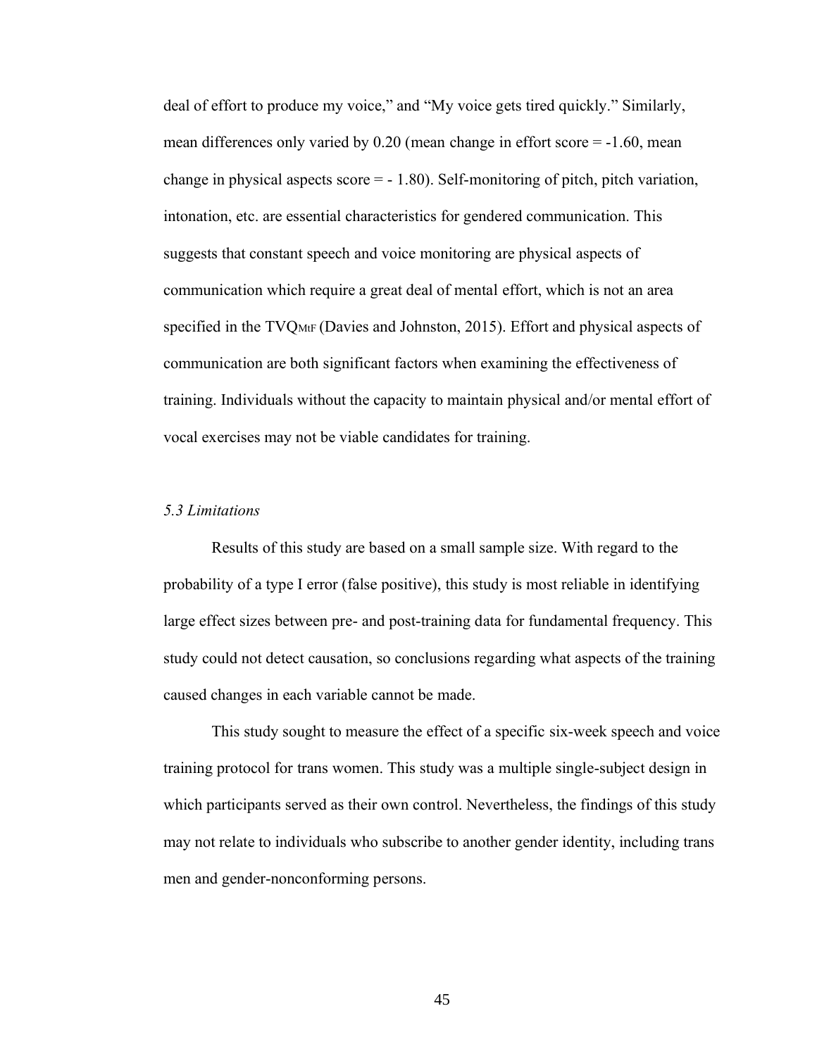deal of effort to produce my voice," and "My voice gets tired quickly." Similarly, mean differences only varied by 0.20 (mean change in effort score = -1.60, mean change in physical aspects score = - 1.80). Self-monitoring of pitch, pitch variation, intonation, etc. are essential characteristics for gendered communication. This suggests that constant speech and voice monitoring are physical aspects of communication which require a great deal of mental effort, which is not an area specified in the $TVQ_{MtF}$ (Davies and Johnston, 2015). Effort and physical aspects of communication are both significant factors when examining the effectiveness of training. Individuals without the capacity to maintain physical and/or mental effort of vocal exercises may not be viable candidates for training.

### *5.3 Limitations*

Results of this study are based on a small sample size. With regard to the probability of a type I error (false positive), this study is most reliable in identifying large effect sizes between pre- and post-training data for fundamental frequency. This study could not detect causation, so conclusions regarding what aspects of the training caused changes in each variable cannot be made.

This study sought to measure the effect of a specific six-week speech and voice training protocol for trans women. This study was a multiple single-subject design in which participants served as their own control. Nevertheless, the findings of this study may not relate to individuals who subscribe to another gender identity, including trans men and gender-nonconforming persons.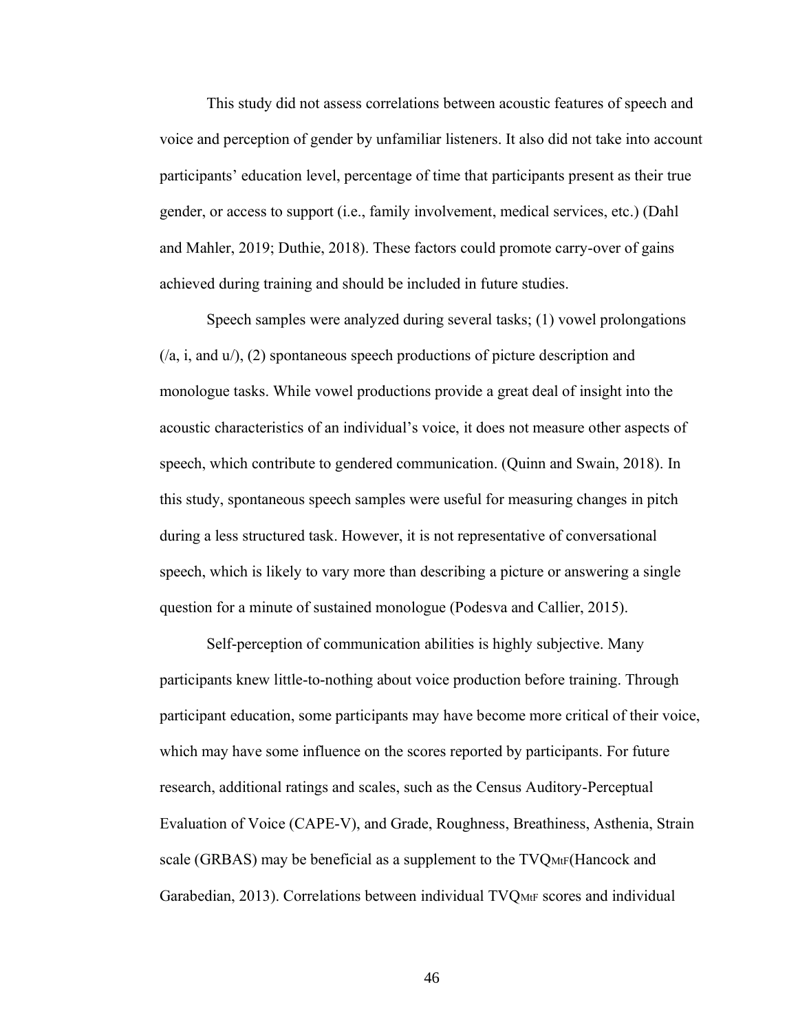This study did not assess correlations between acoustic features of speech and voice and perception of gender by unfamiliar listeners. It also did not take into account participants' education level, percentage of time that participants present as their true gender, or access to support (i.e., family involvement, medical services, etc.) (Dahl and Mahler, 2019; Duthie, 2018). These factors could promote carry-over of gains achieved during training and should be included in future studies.

Speech samples were analyzed during several tasks; (1) vowel prolongations (/a, i, and u/), (2) spontaneous speech productions of picture description and monologue tasks. While vowel productions provide a great deal of insight into the acoustic characteristics of an individual's voice, it does not measure other aspects of speech, which contribute to gendered communication. (Quinn and Swain, 2018). In this study, spontaneous speech samples were useful for measuring changes in pitch during a less structured task. However, it is not representative of conversational speech, which is likely to vary more than describing a picture or answering a single question for a minute of sustained monologue (Podesva and Callier, 2015).

Self-perception of communication abilities is highly subjective. Many participants knew little-to-nothing about voice production before training. Through participant education, some participants may have become more critical of their voice, which may have some influence on the scores reported by participants. For future research, additional ratings and scales, such as the Census Auditory-Perceptual Evaluation of Voice (CAPE-V), and Grade, Roughness, Breathiness, Asthenia, Strain scale (GRBAS) may be beneficial as a supplement to the $TVQ_{MtF}$(Hancock and Garabedian, 2013). Correlations between individual $TVQ_{MtF}$ scores and individual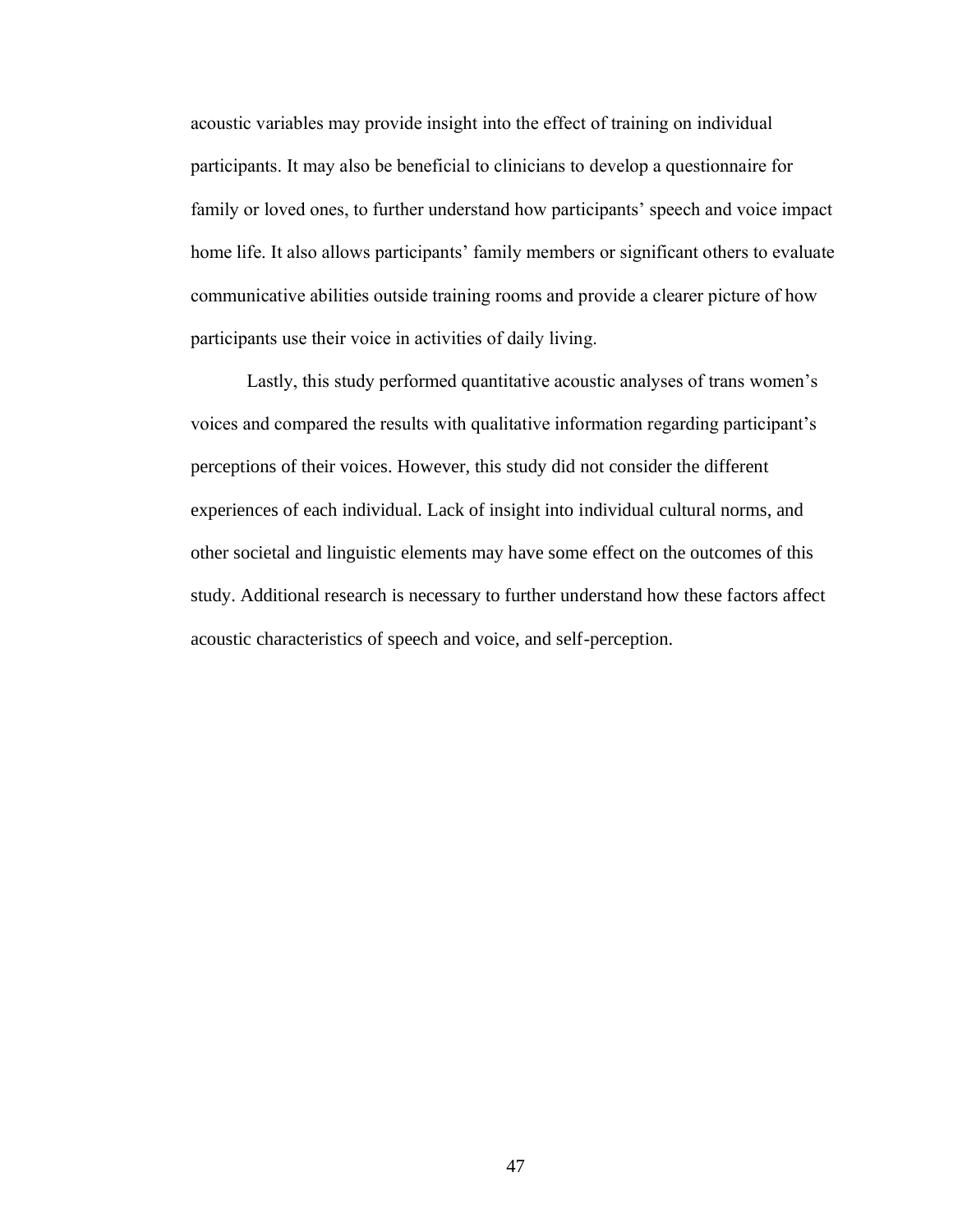acoustic variables may provide insight into the effect of training on individual participants. It may also be beneficial to clinicians to develop a questionnaire for family or loved ones, to further understand how participants' speech and voice impact home life. It also allows participants' family members or significant others to evaluate communicative abilities outside training rooms and provide a clearer picture of how participants use their voice in activities of daily living.

Lastly, this study performed quantitative acoustic analyses of trans women's voices and compared the results with qualitative information regarding participant's perceptions of their voices. However, this study did not consider the different experiences of each individual. Lack of insight into individual cultural norms, and other societal and linguistic elements may have some effect on the outcomes of this study. Additional research is necessary to further understand how these factors affect acoustic characteristics of speech and voice, and self-perception.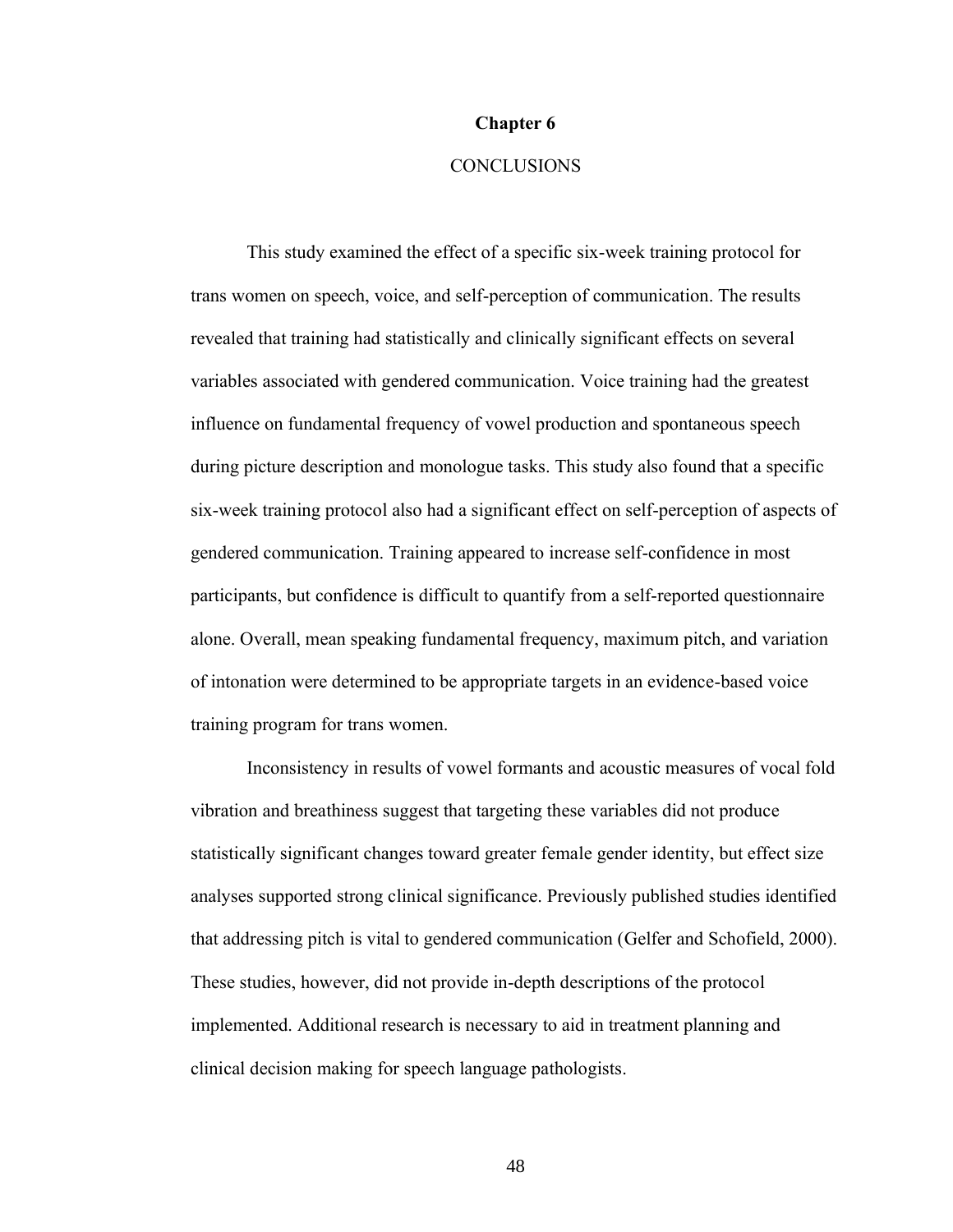# Chapter 6

## CONCLUSIONS

This study examined the effect of a specific six-week training protocol for trans women on speech, voice, and self-perception of communication. The results revealed that training had statistically and clinically significant effects on several variables associated with gendered communication. Voice training had the greatest influence on fundamental frequency of vowel production and spontaneous speech during picture description and monologue tasks. This study also found that a specific six-week training protocol also had a significant effect on self-perception of aspects of gendered communication. Training appeared to increase self-confidence in most participants, but confidence is difficult to quantify from a self-reported questionnaire alone. Overall, mean speaking fundamental frequency, maximum pitch, and variation of intonation were determined to be appropriate targets in an evidence-based voice training program for trans women.

Inconsistency in results of vowel formants and acoustic measures of vocal fold vibration and breathiness suggest that targeting these variables did not produce statistically significant changes toward greater female gender identity, but effect size analyses supported strong clinical significance. Previously published studies identified that addressing pitch is vital to gendered communication (Gelfer and Schofield, 2000). These studies, however, did not provide in-depth descriptions of the protocol implemented. Additional research is necessary to aid in treatment planning and clinical decision making for speech language pathologists.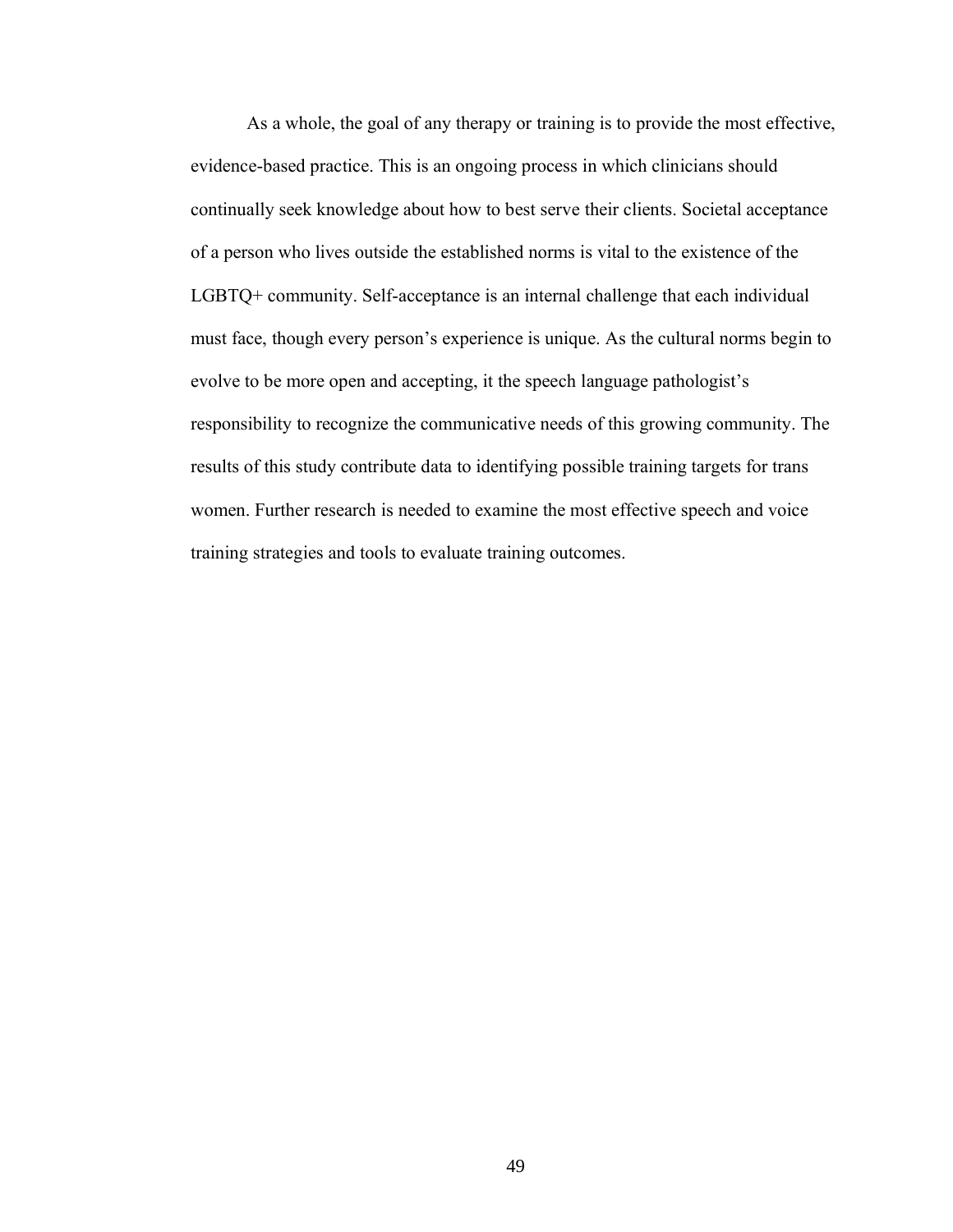As a whole, the goal of any therapy or training is to provide the most effective, evidence-based practice. This is an ongoing process in which clinicians should continually seek knowledge about how to best serve their clients. Societal acceptance of a person who lives outside the established norms is vital to the existence of the LGBTQ+ community. Self-acceptance is an internal challenge that each individual must face, though every person's experience is unique. As the cultural norms begin to evolve to be more open and accepting, it the speech language pathologist's responsibility to recognize the communicative needs of this growing community. The results of this study contribute data to identifying possible training targets for trans women. Further research is needed to examine the most effective speech and voice training strategies and tools to evaluate training outcomes.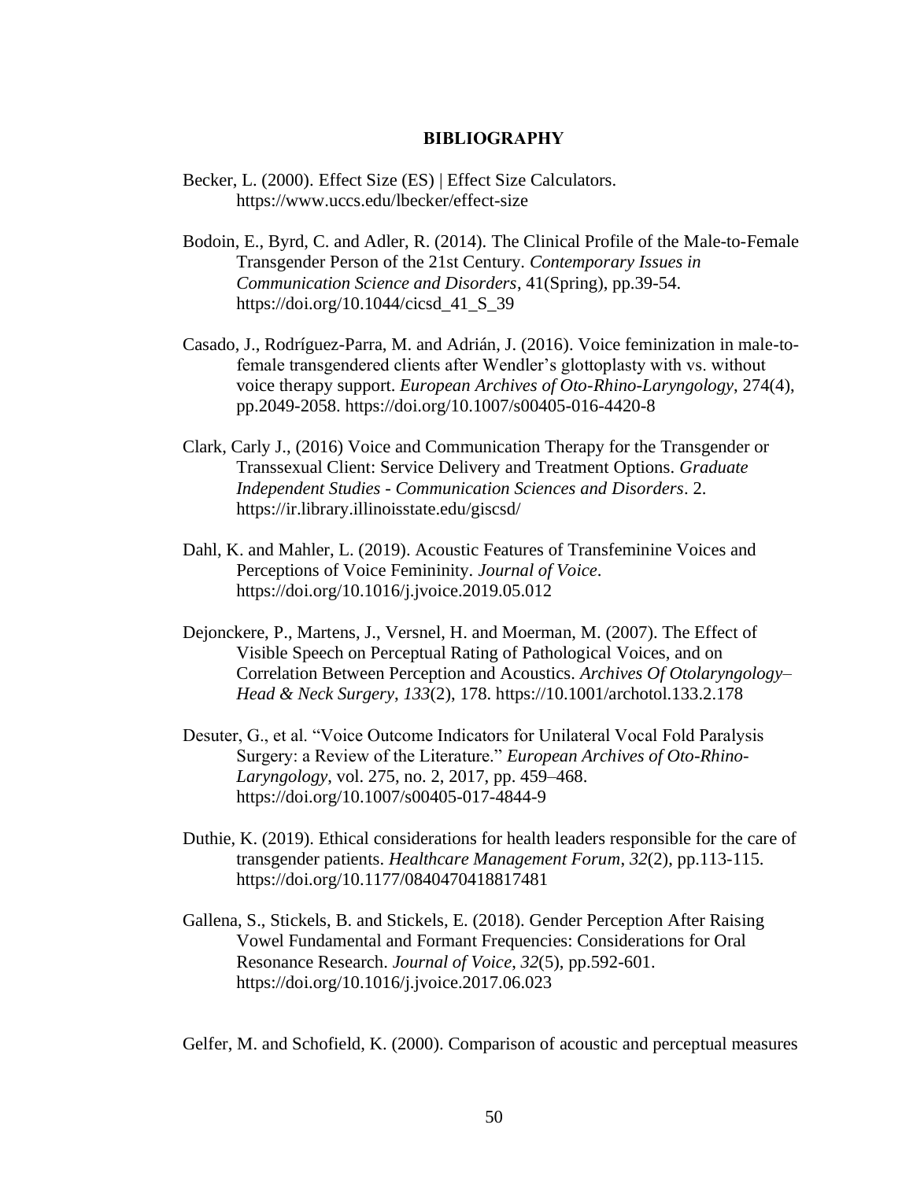# BIBLIOGRAPHY

Becker, L. (2000). Effect Size (ES) | Effect Size Calculators. https://www.uccs.edu/lbecker/effect-size

Bodoin, E., Byrd, C. and Adler, R. (2014). The Clinical Profile of the Male-to-Female Transgender Person of the 21st Century. *Contemporary Issues in Communication Science and Disorders*, 41(Spring), pp.39-54. https://doi.org/10.1044/cicsd_41_S_39

Casado, J., Rodríguez-Parra, M. and Adrián, J. (2016). Voice feminization in male-to-female transgendered clients after Wendler's glottoplasty with vs. without voice therapy support. *European Archives of Oto-Rhino-Laryngology*, 274(4), pp.2049-2058. https://doi.org/10.1007/s00405-016-4420-8

Clark, Carly J., (2016) Voice and Communication Therapy for the Transgender or Transsexual Client: Service Delivery and Treatment Options. *Graduate Independent Studies - Communication Sciences and Disorders*. 2. https://ir.library.illinoisstate.edu/giscsd/

Dahl, K. and Mahler, L. (2019). Acoustic Features of Transfeminine Voices and Perceptions of Voice Femininity. *Journal of Voice*. https://doi.org/10.1016/j.jvoice.2019.05.012

Dejonckere, P., Martens, J., Versnel, H. and Moerman, M. (2007). The Effect of Visible Speech on Perceptual Rating of Pathological Voices, and on Correlation Between Perception and Acoustics. *Archives Of Otolaryngology–Head & Neck Surgery*, *133*(2), 178. https://10.1001/archotol.133.2.178

Desuter, G., et al. "Voice Outcome Indicators for Unilateral Vocal Fold Paralysis Surgery: a Review of the Literature." *European Archives of Oto-Rhino-Laryngology*, vol. 275, no. 2, 2017, pp. 459–468. https://doi.org/10.1007/s00405-017-4844-9

Duthie, K. (2019). Ethical considerations for health leaders responsible for the care of transgender patients. *Healthcare Management Forum*, *32*(2), pp.113-115. https://doi.org/10.1177/0840470418817481

Gallena, S., Stickels, B. and Stickels, E. (2018). Gender Perception After Raising Vowel Fundamental and Formant Frequencies: Considerations for Oral Resonance Research. *Journal of Voice*, *32*(5), pp.592-601. https://doi.org/10.1016/j.jvoice.2017.06.023

Gelfer, M. and Schofield, K. (2000). Comparison of acoustic and perceptual measures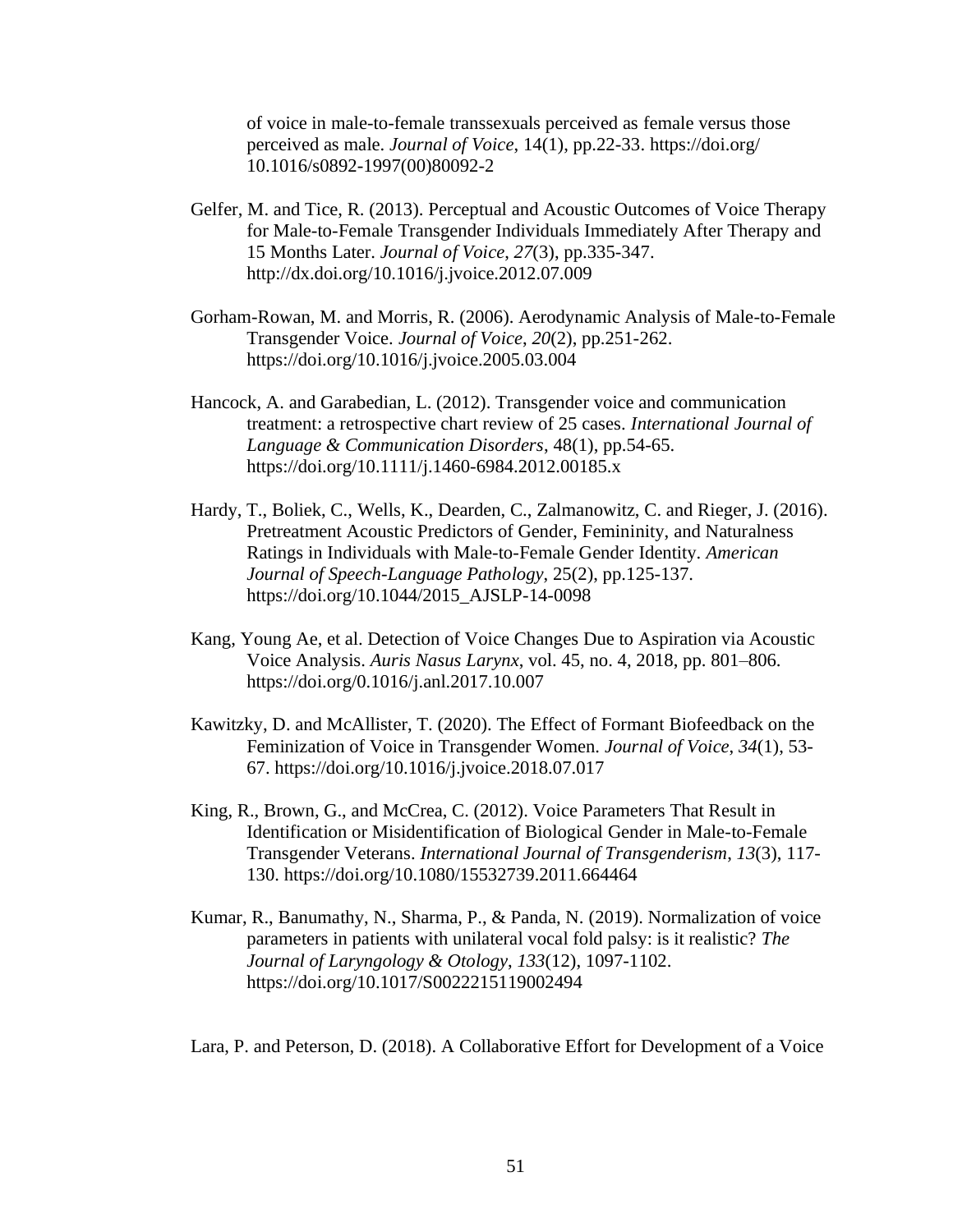of voice in male-to-female transsexuals perceived as female versus those perceived as male. *Journal of Voice*, 14(1), pp.22-33. https://doi.org/10.1016/s0892-1997(00)80092-2

Gelfer, M. and Tice, R. (2013). Perceptual and Acoustic Outcomes of Voice Therapy for Male-to-Female Transgender Individuals Immediately After Therapy and 15 Months Later. *Journal of Voice*, *27*(3), pp.335-347. http://dx.doi.org/10.1016/j.jvoice.2012.07.009

Gorham-Rowan, M. and Morris, R. (2006). Aerodynamic Analysis of Male-to-Female Transgender Voice. *Journal of Voice*, *20*(2), pp.251-262. https://doi.org/10.1016/j.jvoice.2005.03.004

Hancock, A. and Garabedian, L. (2012). Transgender voice and communication treatment: a retrospective chart review of 25 cases. *International Journal of Language & Communication Disorders*, 48(1), pp.54-65. https://doi.org/10.1111/j.1460-6984.2012.00185.x

Hardy, T., Boliek, C., Wells, K., Dearden, C., Zalmanowitz, C. and Rieger, J. (2016). Pretreatment Acoustic Predictors of Gender, Femininity, and Naturalness Ratings in Individuals with Male-to-Female Gender Identity. *American Journal of Speech-Language Pathology*, 25(2), pp.125-137. https://doi.org/10.1044/2015_AJSLP-14-0098

Kang, Young Ae, et al. Detection of Voice Changes Due to Aspiration via Acoustic Voice Analysis. *Auris Nasus Larynx*, vol. 45, no. 4, 2018, pp. 801–806. https://doi.org/0.1016/j.anl.2017.10.007

Kawitzky, D. and McAllister, T. (2020). The Effect of Formant Biofeedback on the Feminization of Voice in Transgender Women. *Journal of Voice*, *34*(1), 53-67. https://doi.org/10.1016/j.jvoice.2018.07.017

King, R., Brown, G., and McCrea, C. (2012). Voice Parameters That Result in Identification or Misidentification of Biological Gender in Male-to-Female Transgender Veterans. *International Journal of Transgenderism*, *13*(3), 117-130. https://doi.org/10.1080/15532739.2011.664464

Kumar, R., Banumathy, N., Sharma, P., & Panda, N. (2019). Normalization of voice parameters in patients with unilateral vocal fold palsy: is it realistic? *The Journal of Laryngology & Otology*, *133*(12), 1097-1102. https://doi.org/10.1017/S0022215119002494

Lara, P. and Peterson, D. (2018). A Collaborative Effort for Development of a Voice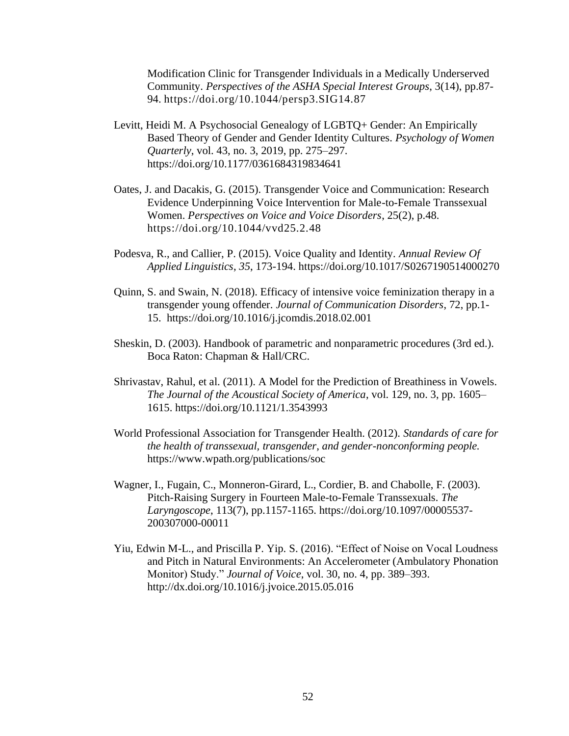Modification Clinic for Transgender Individuals in a Medically Underserved Community. *Perspectives of the ASHA Special Interest Groups*, 3(14), pp.87-94. https://doi.org/10.1044/persp3.SIG14.87

Levitt, Heidi M. A Psychosocial Genealogy of LGBTQ+ Gender: An Empirically Based Theory of Gender and Gender Identity Cultures. *Psychology of Women Quarterly*, vol. 43, no. 3, 2019, pp. 275–297. https://doi.org/10.1177/0361684319834641

Oates, J. and Dacakis, G. (2015). Transgender Voice and Communication: Research Evidence Underpinning Voice Intervention for Male-to-Female Transsexual Women. *Perspectives on Voice and Voice Disorders*, 25(2), p.48. https://doi.org/10.1044/vvd25.2.48

Podesva, R., and Callier, P. (2015). Voice Quality and Identity. *Annual Review Of Applied Linguistics*, *35*, 173-194. https://doi.org/10.1017/S0267190514000270

Quinn, S. and Swain, N. (2018). Efficacy of intensive voice feminization therapy in a transgender young offender. *Journal of Communication Disorders*, 72, pp.1-15. https://doi.org/10.1016/j.jcomdis.2018.02.001

Sheskin, D. (2003). Handbook of parametric and nonparametric procedures (3rd ed.). Boca Raton: Chapman & Hall/CRC.

Shrivastav, Rahul, et al. (2011). A Model for the Prediction of Breathiness in Vowels. *The Journal of the Acoustical Society of America*, vol. 129, no. 3, pp. 1605–1615. https://doi.org/10.1121/1.3543993

World Professional Association for Transgender Health. (2012). *Standards of care for the health of transsexual, transgender, and gender-nonconforming people.* https://www.wpath.org/publications/soc

Wagner, I., Fugain, C., Monneron-Girard, L., Cordier, B. and Chabolle, F. (2003). Pitch-Raising Surgery in Fourteen Male-to-Female Transsexuals. *The Laryngoscope*, 113(7), pp.1157-1165. https://doi.org/10.1097/00005537-200307000-00011

Yiu, Edwin M-L., and Priscilla P. Yip. S. (2016). "Effect of Noise on Vocal Loudness and Pitch in Natural Environments: An Accelerometer (Ambulatory Phonation Monitor) Study." *Journal of Voice*, vol. 30, no. 4, pp. 389–393. http://dx.doi.org/10.1016/j.jvoice.2015.05.016